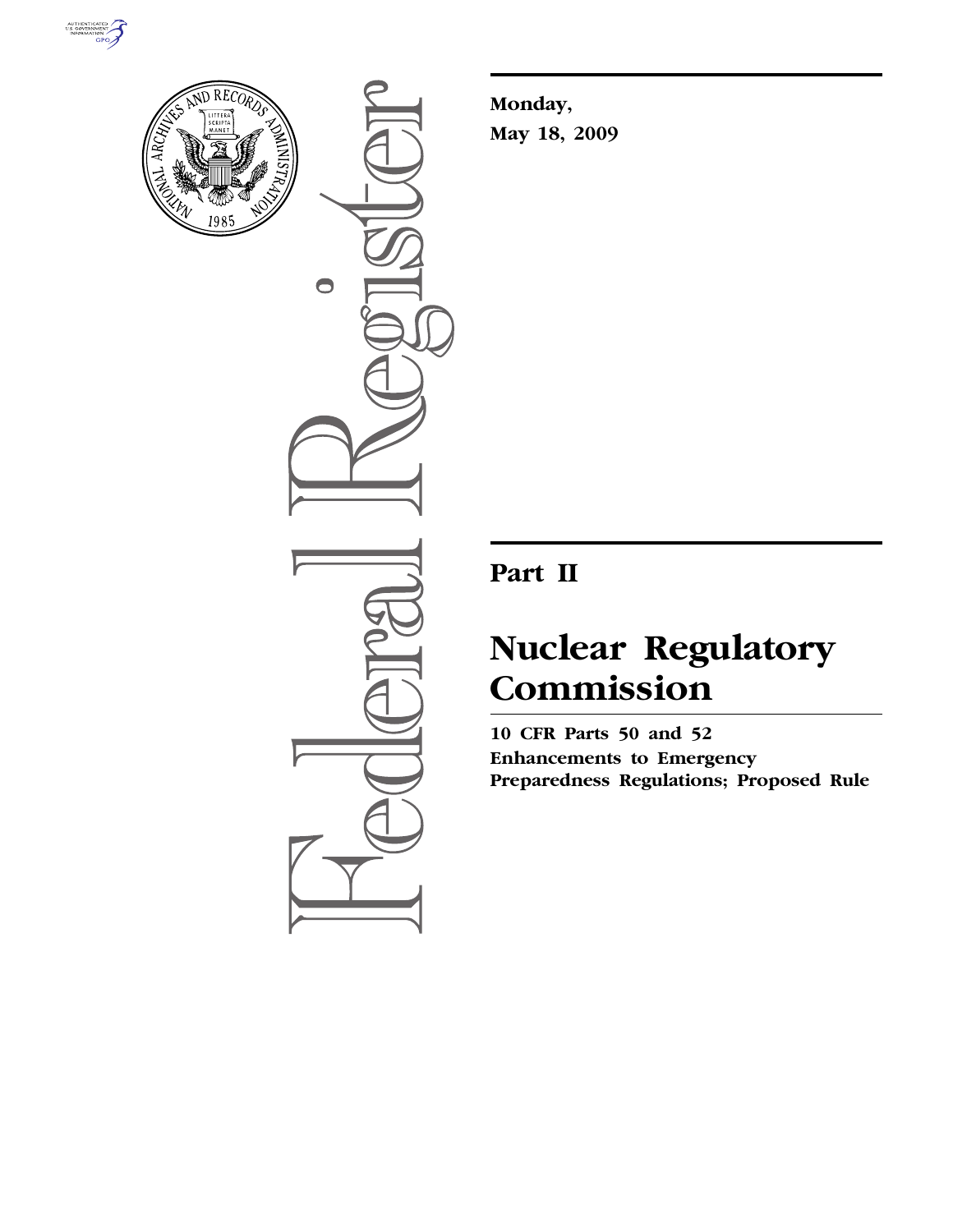**Monday,**

**May 18, 2009**

# Part II

# Nuclear Regulatory Commission

**10 CFR Parts 50 and 52**

**Enhancements to Emergency Preparedness Regulations; Proposed Rule**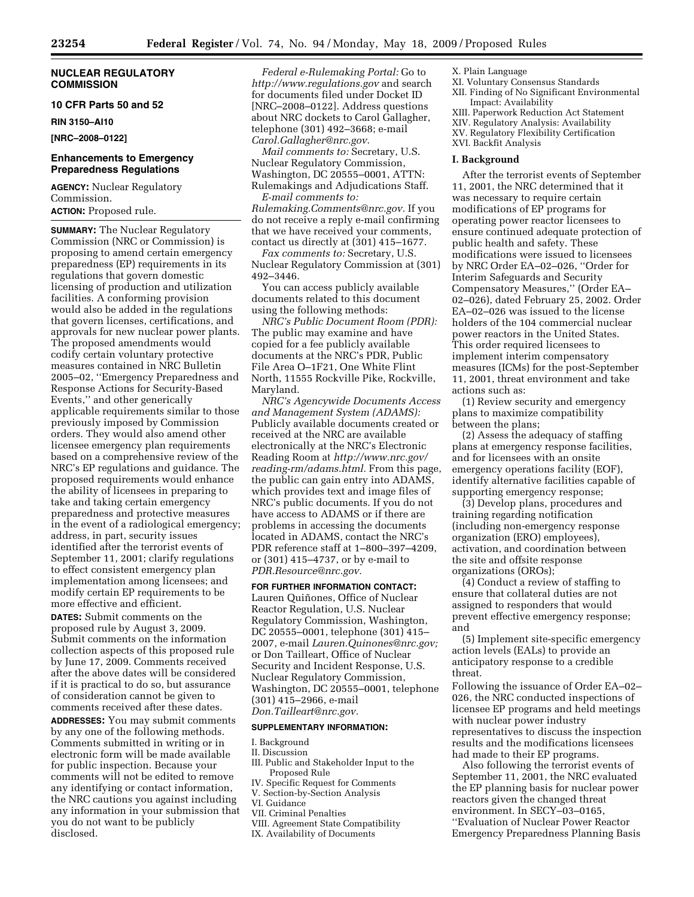**NUCLEAR REGULATORY COMMISSION**

**10 CFR Parts 50 and 52**

**RIN 3150–AI10**

**[NRC–2008–0122]**

## Enhancements to Emergency Preparedness Regulations

**AGENCY:** Nuclear Regulatory Commission.

**ACTION:** Proposed rule.

**SUMMARY:** The Nuclear Regulatory Commission (NRC or Commission) is proposing to amend certain emergency preparedness (EP) requirements in its regulations that govern domestic licensing of production and utilization facilities. A conforming provision would also be added in the regulations that govern licenses, certifications, and approvals for new nuclear power plants. The proposed amendments would codify certain voluntary protective measures contained in NRC Bulletin 2005–02, ''Emergency Preparedness and Response Actions for Security-Based Events,'' and other generically applicable requirements similar to those previously imposed by Commission orders. They would also amend other licensee emergency plan requirements based on a comprehensive review of the NRC's EP regulations and guidance. The proposed requirements would enhance the ability of licensees in preparing to take and taking certain emergency preparedness and protective measures in the event of a radiological emergency; address, in part, security issues identified after the terrorist events of September 11, 2001; clarify regulations to effect consistent emergency plan implementation among licensees; and modify certain EP requirements to be more effective and efficient.

**DATES:** Submit comments on the proposed rule by August 3, 2009. Submit comments on the information collection aspects of this proposed rule by June 17, 2009. Comments received after the above dates will be considered if it is practical to do so, but assurance of consideration cannot be given to comments received after these dates.

**ADDRESSES:** You may submit comments by any one of the following methods. Comments submitted in writing or in electronic form will be made available for public inspection. Because your comments will not be edited to remove any identifying or contact information, the NRC cautions you against including any information in your submission that you do not want to be publicly disclosed.

*Federal e-Rulemaking Portal:* Go to *http://www.regulations.gov* and search for documents filed under Docket ID [NRC–2008–0122]. Address questions about NRC dockets to Carol Gallagher, telephone (301) 492–3668; e-mail *Carol.Gallagher@nrc.gov.*

*Mail comments to:* Secretary, U.S. Nuclear Regulatory Commission, Washington, DC 20555–0001, ATTN: Rulemakings and Adjudications Staff.

*E-mail comments to: Rulemaking.Comments@nrc.gov.* If you do not receive a reply e-mail confirming that we have received your comments, contact us directly at (301) 415–1677.

*Fax comments to:* Secretary, U.S. Nuclear Regulatory Commission at (301) 492–3446.

You can access publicly available documents related to this document using the following methods:

*NRC's Public Document Room (PDR):* The public may examine and have copied for a fee publicly available documents at the NRC's PDR, Public File Area O–1F21, One White Flint North, 11555 Rockville Pike, Rockville, Maryland.

*NRC's Agencywide Documents Access and Management System (ADAMS):* Publicly available documents created or received at the NRC are available electronically at the NRC's Electronic Reading Room at *http://www.nrc.gov/reading-rm/adams.html.* From this page, the public can gain entry into ADAMS, which provides text and image files of NRC's public documents. If you do not have access to ADAMS or if there are problems in accessing the documents located in ADAMS, contact the NRC's PDR reference staff at 1–800–397–4209, or (301) 415–4737, or by e-mail to *PDR.Resource@nrc.gov.*

**FOR FURTHER INFORMATION CONTACT:** Lauren Quiñones, Office of Nuclear Reactor Regulation, U.S. Nuclear Regulatory Commission, Washington, DC 20555–0001, telephone (301) 415–2007, e-mail *Lauren.Quinones@nrc.gov;* or Don Tailleart, Office of Nuclear Security and Incident Response, U.S. Nuclear Regulatory Commission, Washington, DC 20555–0001, telephone (301) 415–2966, e-mail *Don.Tailleart@nrc.gov.*

**SUPPLEMENTARY INFORMATION:**

I. Background
II. Discussion
III. Public and Stakeholder Input to the Proposed Rule
IV. Specific Request for Comments
V. Section-by-Section Analysis
VI. Guidance
VII. Criminal Penalties
VIII. Agreement State Compatibility
IX. Availability of Documents
X. Plain Language
XI. Voluntary Consensus Standards
XII. Finding of No Significant Environmental Impact: Availability
XIII. Paperwork Reduction Act Statement
XIV. Regulatory Analysis: Availability
XV. Regulatory Flexibility Certification
XVI. Backfit Analysis

### I. Background

After the terrorist events of September 11, 2001, the NRC determined that it was necessary to require certain modifications of EP programs for operating power reactor licensees to ensure continued adequate protection of public health and safety. These modifications were issued to licensees by NRC Order EA–02–026, ''Order for Interim Safeguards and Security Compensatory Measures,'' (Order EA–02–026), dated February 25, 2002. Order EA–02–026 was issued to the license holders of the 104 commercial nuclear power reactors in the United States. This order required licensees to implement interim compensatory measures (ICMs) for the post-September 11, 2001, threat environment and take actions such as:

(1) Review security and emergency plans to maximize compatibility between the plans;

(2) Assess the adequacy of staffing plans at emergency response facilities, and for licensees with an onsite emergency operations facility (EOF), identify alternative facilities capable of supporting emergency response;

(3) Develop plans, procedures and training regarding notification (including non-emergency response organization (ERO) employees), activation, and coordination between the site and offsite response organizations (OROs);

(4) Conduct a review of staffing to ensure that collateral duties are not assigned to responders that would prevent effective emergency response; and

(5) Implement site-specific emergency action levels (EALs) to provide an anticipatory response to a credible threat.

Following the issuance of Order EA–02–026, the NRC conducted inspections of licensee EP programs and held meetings with nuclear power industry representatives to discuss the inspection results and the modifications licensees had made to their EP programs.

Also following the terrorist events of September 11, 2001, the NRC evaluated the EP planning basis for nuclear power reactors given the changed threat environment. In SECY–03–0165, ''Evaluation of Nuclear Power Reactor Emergency Preparedness Planning Basis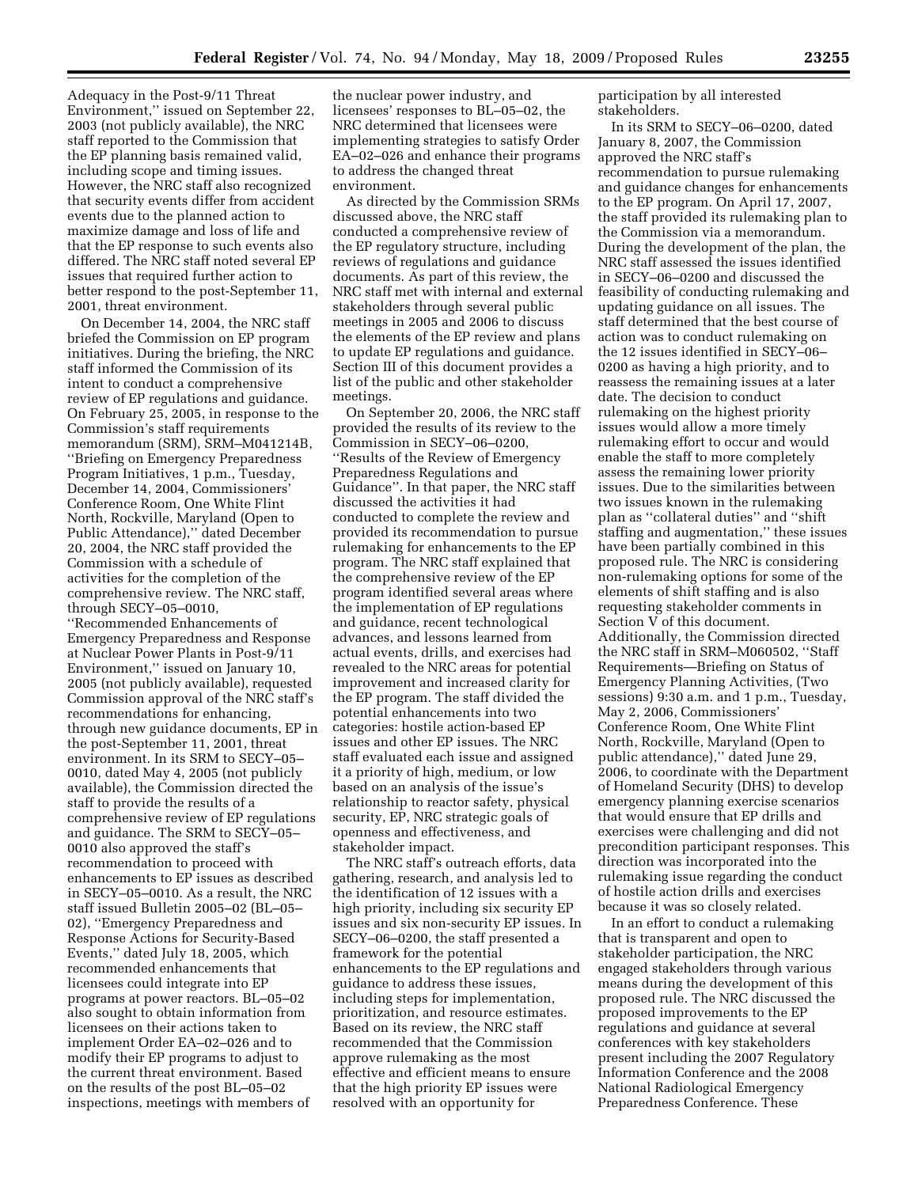Adequacy in the Post-9/11 Threat Environment,'' issued on September 22, 2003 (not publicly available), the NRC staff reported to the Commission that the EP planning basis remained valid, including scope and timing issues. However, the NRC staff also recognized that security events differ from accident events due to the planned action to maximize damage and loss of life and that the EP response to such events also differed. The NRC staff noted several EP issues that required further action to better respond to the post-September 11, 2001, threat environment.

On December 14, 2004, the NRC staff briefed the Commission on EP program initiatives. During the briefing, the NRC staff informed the Commission of its intent to conduct a comprehensive review of EP regulations and guidance. On February 25, 2005, in response to the Commission's staff requirements memorandum (SRM), SRM–M041214B, ''Briefing on Emergency Preparedness Program Initiatives, 1 p.m., Tuesday, December 14, 2004, Commissioners' Conference Room, One White Flint North, Rockville, Maryland (Open to Public Attendance),'' dated December 20, 2004, the NRC staff provided the Commission with a schedule of activities for the completion of the comprehensive review. The NRC staff, through SECY–05–0010, ''Recommended Enhancements of Emergency Preparedness and Response at Nuclear Power Plants in Post-9/11 Environment,'' issued on January 10, 2005 (not publicly available), requested Commission approval of the NRC staff's recommendations for enhancing, through new guidance documents, EP in the post-September 11, 2001, threat environment. In its SRM to SECY–05–0010, dated May 4, 2005 (not publicly available), the Commission directed the staff to provide the results of a comprehensive review of EP regulations and guidance. The SRM to SECY–05–0010 also approved the staff's recommendation to proceed with enhancements to EP issues as described in SECY–05–0010. As a result, the NRC staff issued Bulletin 2005–02 (BL–05–02), ''Emergency Preparedness and Response Actions for Security-Based Events,'' dated July 18, 2005, which recommended enhancements that licensees could integrate into EP programs at power reactors. BL–05–02 also sought to obtain information from licensees on their actions taken to implement Order EA–02–026 and to modify their EP programs to adjust to the current threat environment. Based on the results of the post BL–05–02 inspections, meetings with members of the nuclear power industry, and licensees' responses to BL–05–02, the NRC determined that licensees were implementing strategies to satisfy Order EA–02–026 and enhance their programs to address the changed threat environment.

As directed by the Commission SRMs discussed above, the NRC staff conducted a comprehensive review of the EP regulatory structure, including reviews of regulations and guidance documents. As part of this review, the NRC staff met with internal and external stakeholders through several public meetings in 2005 and 2006 to discuss the elements of the EP review and plans to update EP regulations and guidance. Section III of this document provides a list of the public and other stakeholder meetings.

On September 20, 2006, the NRC staff provided the results of its review to the Commission in SECY–06–0200, ''Results of the Review of Emergency Preparedness Regulations and Guidance''. In that paper, the NRC staff discussed the activities it had conducted to complete the review and provided its recommendation to pursue rulemaking for enhancements to the EP program. The NRC staff explained that the comprehensive review of the EP program identified several areas where the implementation of EP regulations and guidance, recent technological advances, and lessons learned from actual events, drills, and exercises had revealed to the NRC areas for potential improvement and increased clarity for the EP program. The staff divided the potential enhancements into two categories: hostile action-based EP issues and other EP issues. The NRC staff evaluated each issue and assigned it a priority of high, medium, or low based on an analysis of the issue's relationship to reactor safety, physical security, EP, NRC strategic goals of openness and effectiveness, and stakeholder impact.

The NRC staff's outreach efforts, data gathering, research, and analysis led to the identification of 12 issues with a high priority, including six security EP issues and six non-security EP issues. In SECY–06–0200, the staff presented a framework for the potential enhancements to the EP regulations and guidance to address these issues, including steps for implementation, prioritization, and resource estimates. Based on its review, the NRC staff recommended that the Commission approve rulemaking as the most effective and efficient means to ensure that the high priority EP issues were resolved with an opportunity for participation by all interested stakeholders.

In its SRM to SECY–06–0200, dated January 8, 2007, the Commission approved the NRC staff's recommendation to pursue rulemaking and guidance changes for enhancements to the EP program. On April 17, 2007, the staff provided its rulemaking plan to the Commission via a memorandum. During the development of the plan, the NRC staff assessed the issues identified in SECY–06–0200 and discussed the feasibility of conducting rulemaking and updating guidance on all issues. The staff determined that the best course of action was to conduct rulemaking on the 12 issues identified in SECY–06–0200 as having a high priority, and to reassess the remaining issues at a later date. The decision to conduct rulemaking on the highest priority issues would allow a more timely rulemaking effort to occur and would enable the staff to more completely assess the remaining lower priority issues. Due to the similarities between two issues known in the rulemaking plan as ''collateral duties'' and ''shift staffing and augmentation,'' these issues have been partially combined in this proposed rule. The NRC is considering non-rulemaking options for some of the elements of shift staffing and is also requesting stakeholder comments in Section V of this document. Additionally, the Commission directed the NRC staff in SRM–M060502, ''Staff Requirements—Briefing on Status of Emergency Planning Activities, (Two sessions) 9:30 a.m. and 1 p.m., Tuesday, May 2, 2006, Commissioners' Conference Room, One White Flint North, Rockville, Maryland (Open to public attendance),'' dated June 29, 2006, to coordinate with the Department of Homeland Security (DHS) to develop emergency planning exercise scenarios that would ensure that EP drills and exercises were challenging and did not precondition participant responses. This direction was incorporated into the rulemaking issue regarding the conduct of hostile action drills and exercises because it was so closely related.

In an effort to conduct a rulemaking that is transparent and open to stakeholder participation, the NRC engaged stakeholders through various means during the development of this proposed rule. The NRC discussed the proposed improvements to the EP regulations and guidance at several conferences with key stakeholders present including the 2007 Regulatory Information Conference and the 2008 National Radiological Emergency Preparedness Conference. These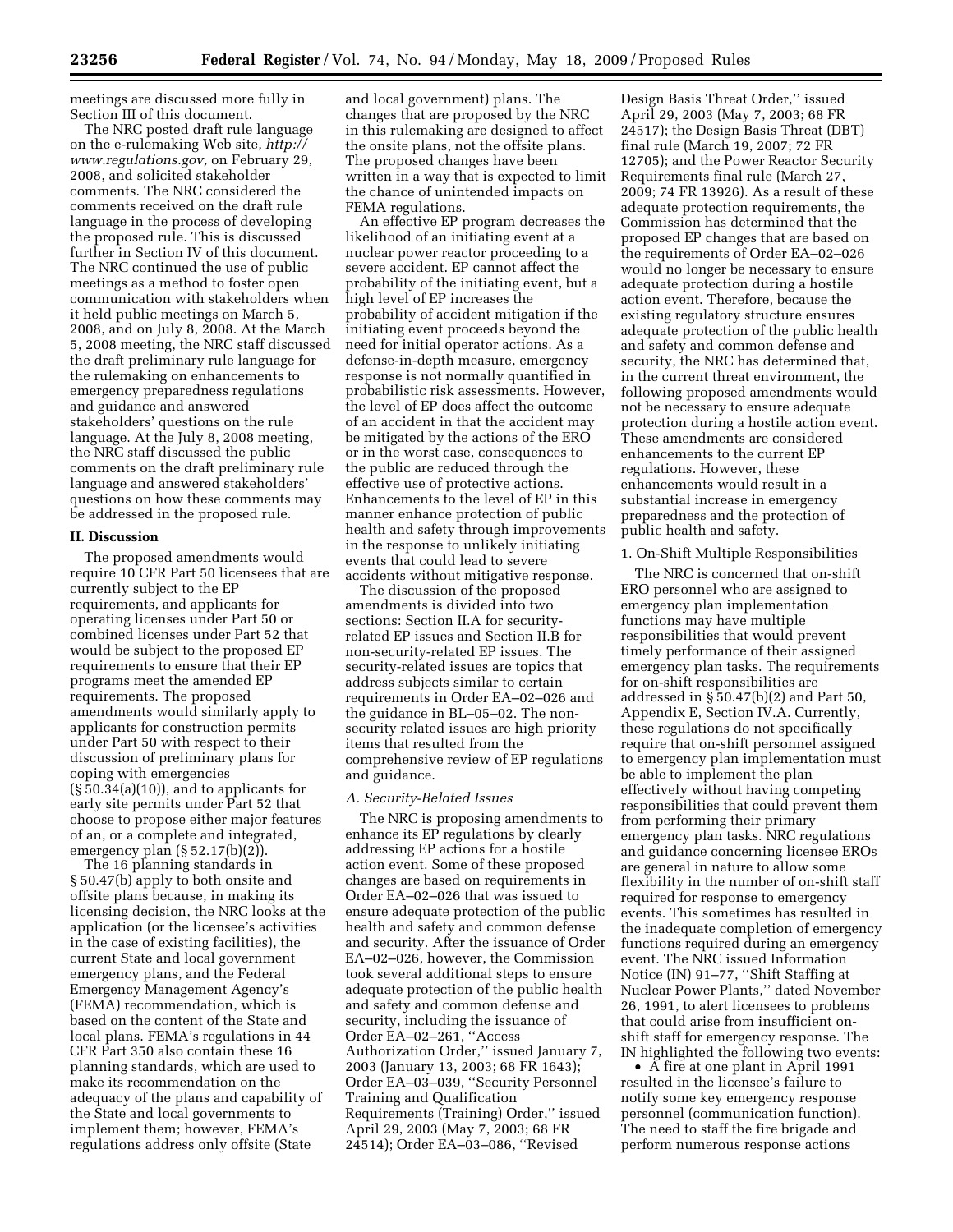meetings are discussed more fully in Section III of this document.

The NRC posted draft rule language on the e-rulemaking Web site, *http://www.regulations.gov,* on February 29, 2008, and solicited stakeholder comments. The NRC considered the comments received on the draft rule language in the process of developing the proposed rule. This is discussed further in Section IV of this document. The NRC continued the use of public meetings as a method to foster open communication with stakeholders when it held public meetings on March 5, 2008, and on July 8, 2008. At the March 5, 2008 meeting, the NRC staff discussed the draft preliminary rule language for the rulemaking on enhancements to emergency preparedness regulations and guidance and answered stakeholders' questions on the rule language. At the July 8, 2008 meeting, the NRC staff discussed the public comments on the draft preliminary rule language and answered stakeholders' questions on how these comments may be addressed in the proposed rule.

## II. Discussion

The proposed amendments would require 10 CFR Part 50 licensees that are currently subject to the EP requirements, and applicants for operating licenses under Part 50 or combined licenses under Part 52 that would be subject to the proposed EP requirements to ensure that their EP programs meet the amended EP requirements. The proposed amendments would similarly apply to applicants for construction permits under Part 50 with respect to their discussion of preliminary plans for coping with emergencies (§ 50.34(a)(10)), and to applicants for early site permits under Part 52 that choose to propose either major features of an, or a complete and integrated, emergency plan (§ 52.17(b)(2)).

The 16 planning standards in § 50.47(b) apply to both onsite and offsite plans because, in making its licensing decision, the NRC looks at the application (or the licensee's activities in the case of existing facilities), the current State and local government emergency plans, and the Federal Emergency Management Agency's (FEMA) recommendation, which is based on the content of the State and local plans. FEMA's regulations in 44 CFR Part 350 also contain these 16 planning standards, which are used to make its recommendation on the adequacy of the plans and capability of the State and local governments to implement them; however, FEMA's regulations address only offsite (State and local government) plans. The changes that are proposed by the NRC in this rulemaking are designed to affect the onsite plans, not the offsite plans. The proposed changes have been written in a way that is expected to limit the chance of unintended impacts on FEMA regulations.

An effective EP program decreases the likelihood of an initiating event at a nuclear power reactor proceeding to a severe accident. EP cannot affect the probability of the initiating event, but a high level of EP increases the probability of accident mitigation if the initiating event proceeds beyond the need for initial operator actions. As a defense-in-depth measure, emergency response is not normally quantified in probabilistic risk assessments. However, the level of EP does affect the outcome of an accident in that the accident may be mitigated by the actions of the ERO or in the worst case, consequences to the public are reduced through the effective use of protective actions. Enhancements to the level of EP in this manner enhance protection of public health and safety through improvements in the response to unlikely initiating events that could lead to severe accidents without mitigative response.

The discussion of the proposed amendments is divided into two sections: Section II.A for security-related EP issues and Section II.B for non-security-related EP issues. The security-related issues are topics that address subjects similar to certain requirements in Order EA–02–026 and the guidance in BL–05–02. The non-security related issues are high priority items that resulted from the comprehensive review of EP regulations and guidance.

### *A. Security-Related Issues*

The NRC is proposing amendments to enhance its EP regulations by clearly addressing EP actions for a hostile action event. Some of these proposed changes are based on requirements in Order EA–02–026 that was issued to ensure adequate protection of the public health and safety and common defense and security. After the issuance of Order EA–02–026, however, the Commission took several additional steps to ensure adequate protection of the public health and safety and common defense and security, including the issuance of Order EA–02–261, ''Access Authorization Order,'' issued January 7, 2003 (January 13, 2003; 68 FR 1643); Order EA–03–039, ''Security Personnel Training and Qualification Requirements (Training) Order,'' issued April 29, 2003 (May 7, 2003; 68 FR 24514); Order EA–03–086, ''Revised Design Basis Threat Order,'' issued April 29, 2003 (May 7, 2003; 68 FR 24517); the Design Basis Threat (DBT) final rule (March 19, 2007; 72 FR 12705); and the Power Reactor Security Requirements final rule (March 27, 2009; 74 FR 13926). As a result of these adequate protection requirements, the Commission has determined that the proposed EP changes that are based on the requirements of Order EA–02–026 would no longer be necessary to ensure adequate protection during a hostile action event. Therefore, because the existing regulatory structure ensures adequate protection of the public health and safety and common defense and security, the NRC has determined that, in the current threat environment, the following proposed amendments would not be necessary to ensure adequate protection during a hostile action event. These amendments are considered enhancements to the current EP regulations. However, these enhancements would result in a substantial increase in emergency preparedness and the protection of public health and safety.

1. On-Shift Multiple Responsibilities

The NRC is concerned that on-shift ERO personnel who are assigned to emergency plan implementation functions may have multiple responsibilities that would prevent timely performance of their assigned emergency plan tasks. The requirements for on-shift responsibilities are addressed in § 50.47(b)(2) and Part 50, Appendix E, Section IV.A. Currently, these regulations do not specifically require that on-shift personnel assigned to emergency plan implementation must be able to implement the plan effectively without having competing responsibilities that could prevent them from performing their primary emergency plan tasks. NRC regulations and guidance concerning licensee EROs are general in nature to allow some flexibility in the number of on-shift staff required for response to emergency events. This sometimes has resulted in the inadequate completion of emergency functions required during an emergency event. The NRC issued Information Notice (IN) 91–77, ''Shift Staffing at Nuclear Power Plants,'' dated November 26, 1991, to alert licensees to problems that could arise from insufficient on-shift staff for emergency response. The IN highlighted the following two events:

- A fire at one plant in April 1991 resulted in the licensee's failure to notify some key emergency response personnel (communication function). The need to staff the fire brigade and perform numerous response actions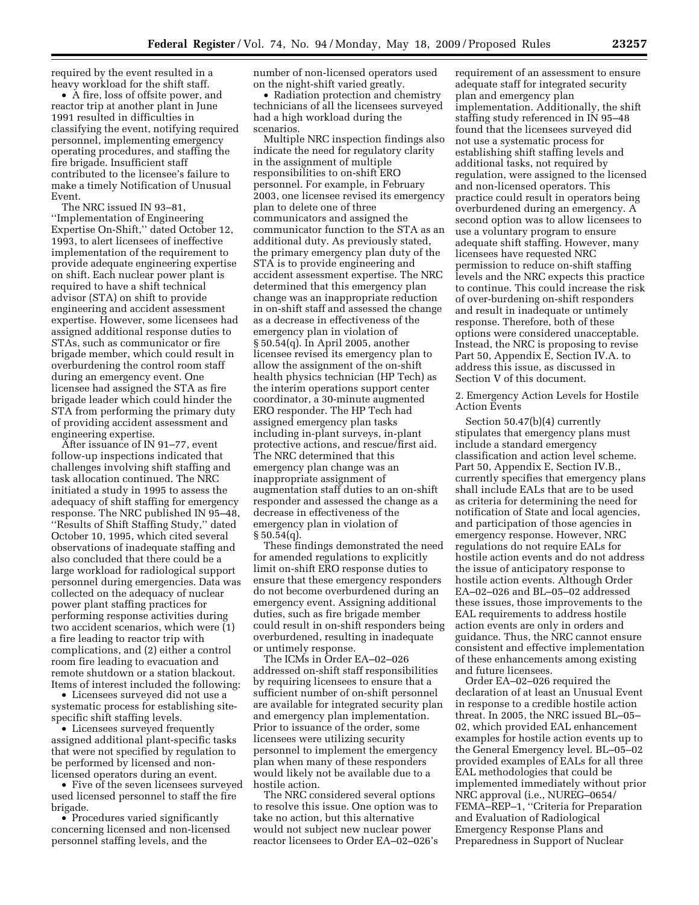required by the event resulted in a heavy workload for the shift staff.

- A fire, loss of offsite power, and reactor trip at another plant in June 1991 resulted in difficulties in classifying the event, notifying required personnel, implementing emergency operating procedures, and staffing the fire brigade. Insufficient staff contributed to the licensee's failure to make a timely Notification of Unusual Event.

The NRC issued IN 93–81, ''Implementation of Engineering Expertise On-Shift,'' dated October 12, 1993, to alert licensees of ineffective implementation of the requirement to provide adequate engineering expertise on shift. Each nuclear power plant is required to have a shift technical advisor (STA) on shift to provide engineering and accident assessment expertise. However, some licensees had assigned additional response duties to STAs, such as communicator or fire brigade member, which could result in overburdening the control room staff during an emergency event. One licensee had assigned the STA as fire brigade leader which could hinder the STA from performing the primary duty of providing accident assessment and engineering expertise.

After issuance of IN 91–77, event follow-up inspections indicated that challenges involving shift staffing and task allocation continued. The NRC initiated a study in 1995 to assess the adequacy of shift staffing for emergency response. The NRC published IN 95–48, ''Results of Shift Staffing Study,'' dated October 10, 1995, which cited several observations of inadequate staffing and also concluded that there could be a large workload for radiological support personnel during emergencies. Data was collected on the adequacy of nuclear power plant staffing practices for performing response activities during two accident scenarios, which were (1) a fire leading to reactor trip with complications, and (2) either a control room fire leading to evacuation and remote shutdown or a station blackout. Items of interest included the following:

- Licensees surveyed did not use a systematic process for establishing site-specific shift staffing levels.
- Licensees surveyed frequently assigned additional plant-specific tasks that were not specified by regulation to be performed by licensed and non-licensed operators during an event.
- Five of the seven licensees surveyed used licensed personnel to staff the fire brigade.
- Procedures varied significantly concerning licensed and non-licensed personnel staffing levels, and the number of non-licensed operators used on the night-shift varied greatly.
- Radiation protection and chemistry technicians of all the licensees surveyed had a high workload during the scenarios.

Multiple NRC inspection findings also indicate the need for regulatory clarity in the assignment of multiple responsibilities to on-shift ERO personnel. For example, in February 2003, one licensee revised its emergency plan to delete one of three communicators and assigned the communicator function to the STA as an additional duty. As previously stated, the primary emergency plan duty of the STA is to provide engineering and accident assessment expertise. The NRC determined that this emergency plan change was an inappropriate reduction in on-shift staff and assessed the change as a decrease in effectiveness of the emergency plan in violation of § 50.54(q). In April 2005, another licensee revised its emergency plan to allow the assignment of the on-shift health physics technician (HP Tech) as the interim operations support center coordinator, a 30-minute augmented ERO responder. The HP Tech had assigned emergency plan tasks including in-plant surveys, in-plant protective actions, and rescue/first aid. The NRC determined that this emergency plan change was an inappropriate assignment of augmentation staff duties to an on-shift responder and assessed the change as a decrease in effectiveness of the emergency plan in violation of § 50.54(q).

These findings demonstrated the need for amended regulations to explicitly limit on-shift ERO response duties to ensure that these emergency responders do not become overburdened during an emergency event. Assigning additional duties, such as fire brigade member could result in on-shift responders being overburdened, resulting in inadequate or untimely response.

The ICMs in Order EA–02–026 addressed on-shift staff responsibilities by requiring licensees to ensure that a sufficient number of on-shift personnel are available for integrated security plan and emergency plan implementation. Prior to issuance of the order, some licensees were utilizing security personnel to implement the emergency plan when many of these responders would likely not be available due to a hostile action.

The NRC considered several options to resolve this issue. One option was to take no action, but this alternative would not subject new nuclear power reactor licensees to Order EA–02–026's requirement of an assessment to ensure adequate staff for integrated security plan and emergency plan implementation. Additionally, the shift staffing study referenced in IN 95–48 found that the licensees surveyed did not use a systematic process for establishing shift staffing levels and additional tasks, not required by regulation, were assigned to the licensed and non-licensed operators. This practice could result in operators being overburdened during an emergency. A second option was to allow licensees to use a voluntary program to ensure adequate shift staffing. However, many licensees have requested NRC permission to reduce on-shift staffing levels and the NRC expects this practice to continue. This could increase the risk of over-burdening on-shift responders and result in inadequate or untimely response. Therefore, both of these options were considered unacceptable. Instead, the NRC is proposing to revise Part 50, Appendix E, Section IV.A. to address this issue, as discussed in Section V of this document.

2. Emergency Action Levels for Hostile Action Events

Section 50.47(b)(4) currently stipulates that emergency plans must include a standard emergency classification and action level scheme. Part 50, Appendix E, Section IV.B., currently specifies that emergency plans shall include EALs that are to be used as criteria for determining the need for notification of State and local agencies, and participation of those agencies in emergency response. However, NRC regulations do not require EALs for hostile action events and do not address the issue of anticipatory response to hostile action events. Although Order EA–02–026 and BL–05–02 addressed these issues, those improvements to the EAL requirements to address hostile action events are only in orders and guidance. Thus, the NRC cannot ensure consistent and effective implementation of these enhancements among existing and future licensees.

Order EA–02–026 required the declaration of at least an Unusual Event in response to a credible hostile action threat. In 2005, the NRC issued BL–05–02, which provided EAL enhancement examples for hostile action events up to the General Emergency level. BL–05–02 provided examples of EALs for all three EAL methodologies that could be implemented immediately without prior NRC approval (i.e., NUREG–0654/ FEMA–REP–1, ''Criteria for Preparation and Evaluation of Radiological Emergency Response Plans and Preparedness in Support of Nuclear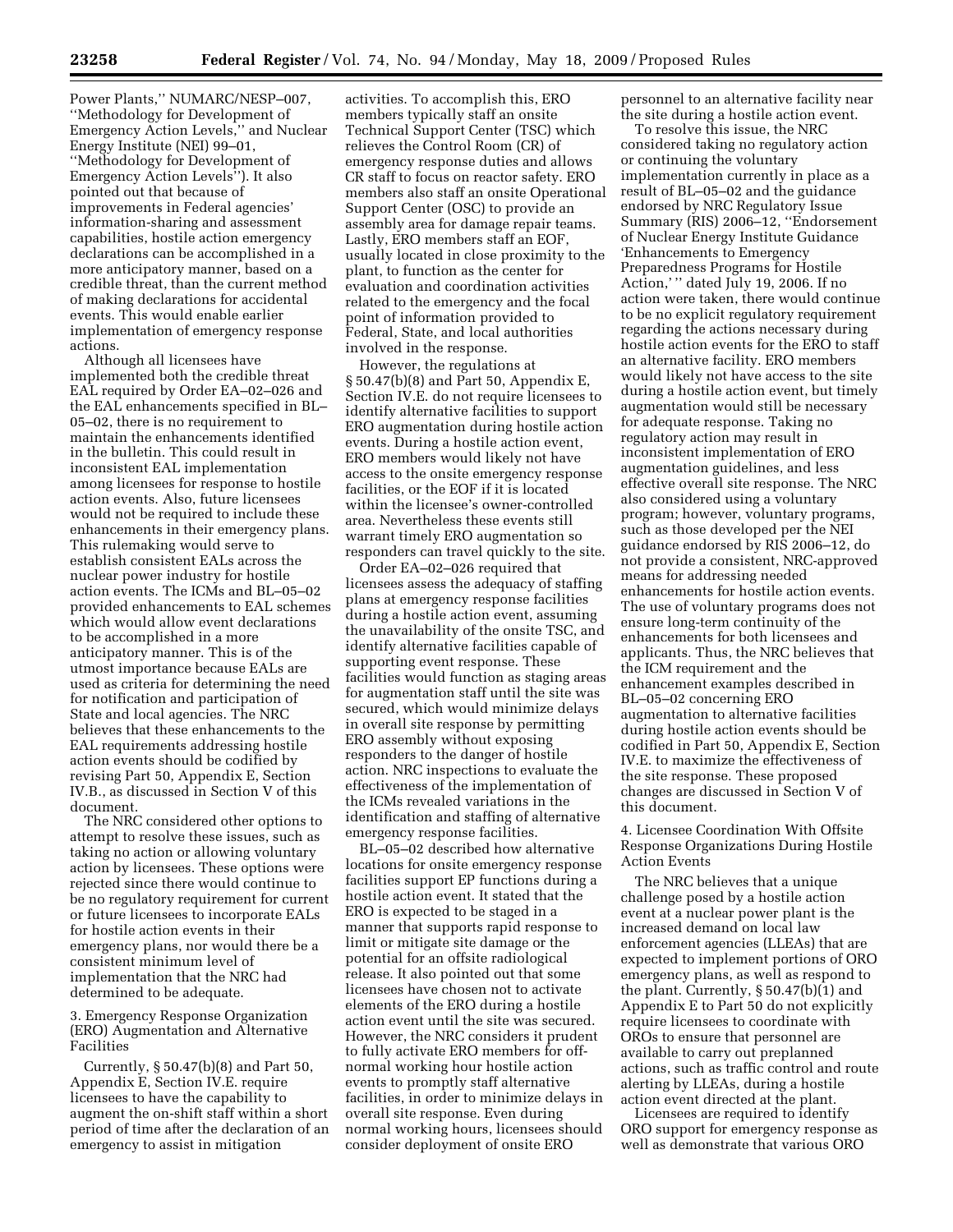Power Plants,'' NUMARC/NESP–007, ''Methodology for Development of Emergency Action Levels,'' and Nuclear Energy Institute (NEI) 99–01, ''Methodology for Development of Emergency Action Levels''). It also pointed out that because of improvements in Federal agencies' information-sharing and assessment capabilities, hostile action emergency declarations can be accomplished in a more anticipatory manner, based on a credible threat, than the current method of making declarations for accidental events. This would enable earlier implementation of emergency response actions.

Although all licensees have implemented both the credible threat EAL required by Order EA–02–026 and the EAL enhancements specified in BL–05–02, there is no requirement to maintain the enhancements identified in the bulletin. This could result in inconsistent EAL implementation among licensees for response to hostile action events. Also, future licensees would not be required to include these enhancements in their emergency plans. This rulemaking would serve to establish consistent EALs across the nuclear power industry for hostile action events. The ICMs and BL–05–02 provided enhancements to EAL schemes which would allow event declarations to be accomplished in a more anticipatory manner. This is of the utmost importance because EALs are used as criteria for determining the need for notification and participation of State and local agencies. The NRC believes that these enhancements to the EAL requirements addressing hostile action events should be codified by revising Part 50, Appendix E, Section IV.B., as discussed in Section V of this document.

The NRC considered other options to attempt to resolve these issues, such as taking no action or allowing voluntary action by licensees. These options were rejected since there would continue to be no regulatory requirement for current or future licensees to incorporate EALs for hostile action events in their emergency plans, nor would there be a consistent minimum level of implementation that the NRC had determined to be adequate.

3. Emergency Response Organization (ERO) Augmentation and Alternative Facilities

Currently, § 50.47(b)(8) and Part 50, Appendix E, Section IV.E. require licensees to have the capability to augment the on-shift staff within a short period of time after the declaration of an emergency to assist in mitigation activities. To accomplish this, ERO members typically staff an onsite Technical Support Center (TSC) which relieves the Control Room (CR) of emergency response duties and allows CR staff to focus on reactor safety. ERO members also staff an onsite Operational Support Center (OSC) to provide an assembly area for damage repair teams. Lastly, ERO members staff an EOF, usually located in close proximity to the plant, to function as the center for evaluation and coordination activities related to the emergency and the focal point of information provided to Federal, State, and local authorities involved in the response.

However, the regulations at § 50.47(b)(8) and Part 50, Appendix E, Section IV.E. do not require licensees to identify alternative facilities to support ERO augmentation during hostile action events. During a hostile action event, ERO members would likely not have access to the onsite emergency response facilities, or the EOF if it is located within the licensee's owner-controlled area. Nevertheless these events still warrant timely ERO augmentation so responders can travel quickly to the site.

Order EA–02–026 required that licensees assess the adequacy of staffing plans at emergency response facilities during a hostile action event, assuming the unavailability of the onsite TSC, and identify alternative facilities capable of supporting event response. These facilities would function as staging areas for augmentation staff until the site was secured, which would minimize delays in overall site response by permitting ERO assembly without exposing responders to the danger of hostile action. NRC inspections to evaluate the effectiveness of the implementation of the ICMs revealed variations in the identification and staffing of alternative emergency response facilities.

BL–05–02 described how alternative locations for onsite emergency response facilities support EP functions during a hostile action event. It stated that the ERO is expected to be staged in a manner that supports rapid response to limit or mitigate site damage or the potential for an offsite radiological release. It also pointed out that some licensees have chosen not to activate elements of the ERO during a hostile action event until the site was secured. However, the NRC considers it prudent to fully activate ERO members for off-normal working hour hostile action events to promptly staff alternative facilities, in order to minimize delays in overall site response. Even during normal working hours, licensees should consider deployment of onsite ERO personnel to an alternative facility near the site during a hostile action event.

To resolve this issue, the NRC considered taking no regulatory action or continuing the voluntary implementation currently in place as a result of BL–05–02 and the guidance endorsed by NRC Regulatory Issue Summary (RIS) 2006–12, ''Endorsement of Nuclear Energy Institute Guidance 'Enhancements to Emergency Preparedness Programs for Hostile Action,' '' dated July 19, 2006. If no action were taken, there would continue to be no explicit regulatory requirement regarding the actions necessary during hostile action events for the ERO to staff an alternative facility. ERO members would likely not have access to the site during a hostile action event, but timely augmentation would still be necessary for adequate response. Taking no regulatory action may result in inconsistent implementation of ERO augmentation guidelines, and less effective overall site response. The NRC also considered using a voluntary program; however, voluntary programs, such as those developed per the NEI guidance endorsed by RIS 2006–12, do not provide a consistent, NRC-approved means for addressing needed enhancements for hostile action events. The use of voluntary programs does not ensure long-term continuity of the enhancements for both licensees and applicants. Thus, the NRC believes that the ICM requirement and the enhancement examples described in BL–05–02 concerning ERO augmentation to alternative facilities during hostile action events should be codified in Part 50, Appendix E, Section IV.E. to maximize the effectiveness of the site response. These proposed changes are discussed in Section V of this document.

4. Licensee Coordination With Offsite Response Organizations During Hostile Action Events

The NRC believes that a unique challenge posed by a hostile action event at a nuclear power plant is the increased demand on local law enforcement agencies (LLEAs) that are expected to implement portions of ORO emergency plans, as well as respond to the plant. Currently, § 50.47(b)(1) and Appendix E to Part 50 do not explicitly require licensees to coordinate with OROs to ensure that personnel are available to carry out preplanned actions, such as traffic control and route alerting by LLEAs, during a hostile action event directed at the plant.

Licensees are required to identify ORO support for emergency response as well as demonstrate that various ORO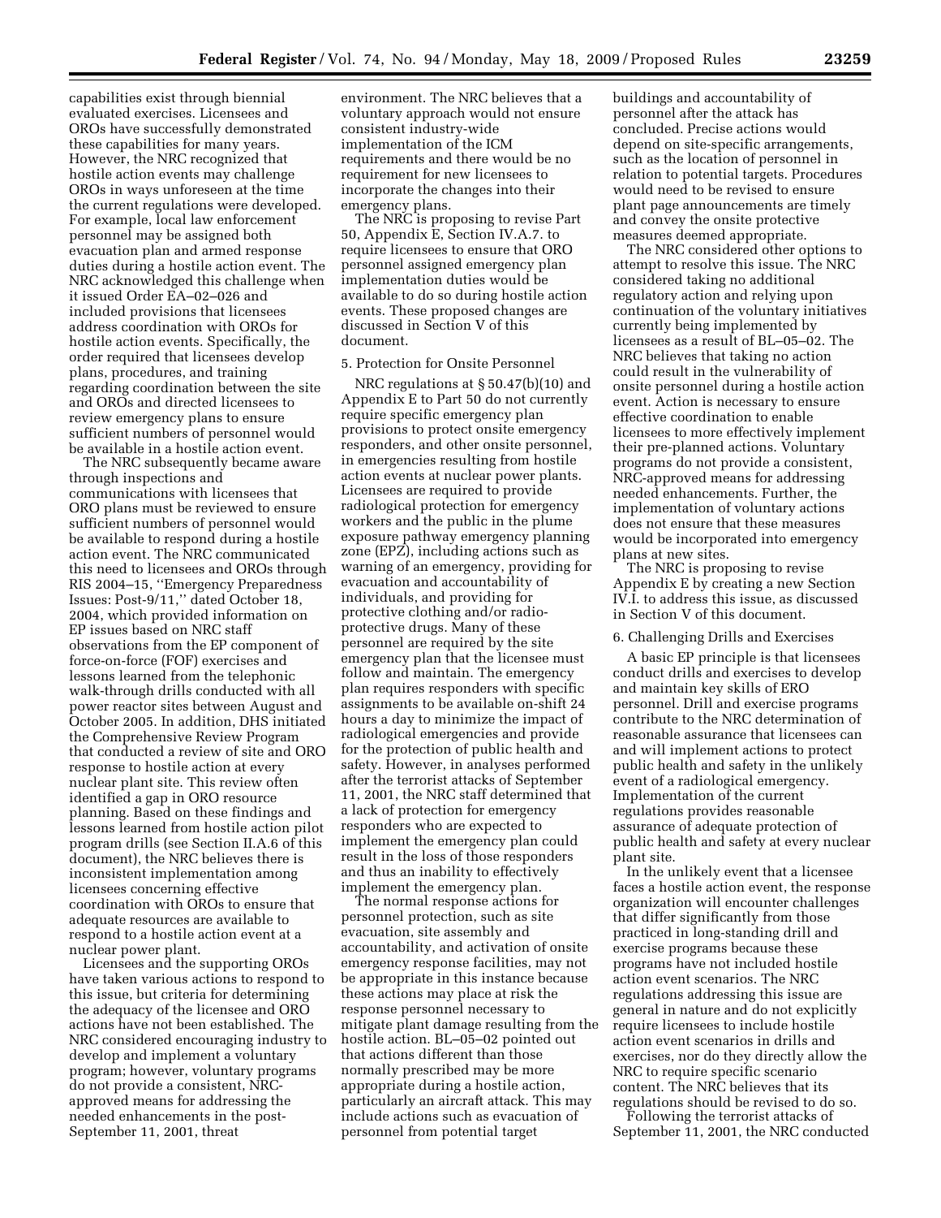capabilities exist through biennial evaluated exercises. Licensees and OROs have successfully demonstrated these capabilities for many years. However, the NRC recognized that hostile action events may challenge OROs in ways unforeseen at the time the current regulations were developed. For example, local law enforcement personnel may be assigned both evacuation plan and armed response duties during a hostile action event. The NRC acknowledged this challenge when it issued Order EA–02–026 and included provisions that licensees address coordination with OROs for hostile action events. Specifically, the order required that licensees develop plans, procedures, and training regarding coordination between the site and OROs and directed licensees to review emergency plans to ensure sufficient numbers of personnel would be available in a hostile action event.

The NRC subsequently became aware through inspections and communications with licensees that ORO plans must be reviewed to ensure sufficient numbers of personnel would be available to respond during a hostile action event. The NRC communicated this need to licensees and OROs through RIS 2004–15, ''Emergency Preparedness Issues: Post-9/11,'' dated October 18, 2004, which provided information on EP issues based on NRC staff observations from the EP component of force-on-force (FOF) exercises and lessons learned from the telephonic walk-through drills conducted with all power reactor sites between August and October 2005. In addition, DHS initiated the Comprehensive Review Program that conducted a review of site and ORO response to hostile action at every nuclear plant site. This review often identified a gap in ORO resource planning. Based on these findings and lessons learned from hostile action pilot program drills (see Section II.A.6 of this document), the NRC believes there is inconsistent implementation among licensees concerning effective coordination with OROs to ensure that adequate resources are available to respond to a hostile action event at a nuclear power plant.

Licensees and the supporting OROs have taken various actions to respond to this issue, but criteria for determining the adequacy of the licensee and ORO actions have not been established. The NRC considered encouraging industry to develop and implement a voluntary program; however, voluntary programs do not provide a consistent, NRC-approved means for addressing the needed enhancements in the post-September 11, 2001, threat environment. The NRC believes that a voluntary approach would not ensure consistent industry-wide implementation of the ICM requirements and there would be no requirement for new licensees to incorporate the changes into their emergency plans.

The NRC is proposing to revise Part 50, Appendix E, Section IV.A.7. to require licensees to ensure that ORO personnel assigned emergency plan implementation duties would be available to do so during hostile action events. These proposed changes are discussed in Section V of this document.

5. Protection for Onsite Personnel

NRC regulations at § 50.47(b)(10) and Appendix E to Part 50 do not currently require specific emergency plan provisions to protect onsite emergency responders, and other onsite personnel, in emergencies resulting from hostile action events at nuclear power plants. Licensees are required to provide radiological protection for emergency workers and the public in the plume exposure pathway emergency planning zone (EPZ), including actions such as warning of an emergency, providing for evacuation and accountability of individuals, and providing for protective clothing and/or radio-protective drugs. Many of these personnel are required by the site emergency plan that the licensee must follow and maintain. The emergency plan requires responders with specific assignments to be available on-shift 24 hours a day to minimize the impact of radiological emergencies and provide for the protection of public health and safety. However, in analyses performed after the terrorist attacks of September 11, 2001, the NRC staff determined that a lack of protection for emergency responders who are expected to implement the emergency plan could result in the loss of those responders and thus an inability to effectively implement the emergency plan.

The normal response actions for personnel protection, such as site evacuation, site assembly and accountability, and activation of onsite emergency response facilities, may not be appropriate in this instance because these actions may place at risk the response personnel necessary to mitigate plant damage resulting from the hostile action. BL–05–02 pointed out that actions different than those normally prescribed may be more appropriate during a hostile action, particularly an aircraft attack. This may include actions such as evacuation of personnel from potential target buildings and accountability of personnel after the attack has concluded. Precise actions would depend on site-specific arrangements, such as the location of personnel in relation to potential targets. Procedures would need to be revised to ensure plant page announcements are timely and convey the onsite protective measures deemed appropriate.

The NRC considered other options to attempt to resolve this issue. The NRC considered taking no additional regulatory action and relying upon continuation of the voluntary initiatives currently being implemented by licensees as a result of BL–05–02. The NRC believes that taking no action could result in the vulnerability of onsite personnel during a hostile action event. Action is necessary to ensure effective coordination to enable licensees to more effectively implement their pre-planned actions. Voluntary programs do not provide a consistent, NRC-approved means for addressing needed enhancements. Further, the implementation of voluntary actions does not ensure that these measures would be incorporated into emergency plans at new sites.

The NRC is proposing to revise Appendix E by creating a new Section IV.I. to address this issue, as discussed in Section V of this document.

6. Challenging Drills and Exercises

A basic EP principle is that licensees conduct drills and exercises to develop and maintain key skills of ERO personnel. Drill and exercise programs contribute to the NRC determination of reasonable assurance that licensees can and will implement actions to protect public health and safety in the unlikely event of a radiological emergency. Implementation of the current regulations provides reasonable assurance of adequate protection of public health and safety at every nuclear plant site.

In the unlikely event that a licensee faces a hostile action event, the response organization will encounter challenges that differ significantly from those practiced in long-standing drill and exercise programs because these programs have not included hostile action event scenarios. The NRC regulations addressing this issue are general in nature and do not explicitly require licensees to include hostile action event scenarios in drills and exercises, nor do they directly allow the NRC to require specific scenario content. The NRC believes that its regulations should be revised to do so.

Following the terrorist attacks of September 11, 2001, the NRC conducted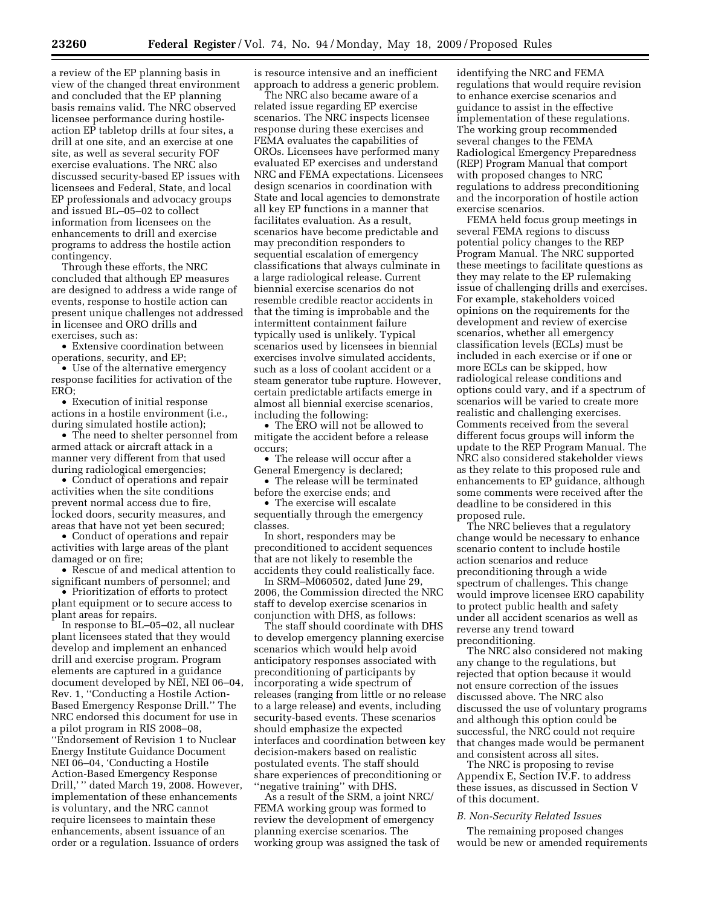a review of the EP planning basis in view of the changed threat environment and concluded that the EP planning basis remains valid. The NRC observed licensee performance during hostile-action EP tabletop drills at four sites, a drill at one site, and an exercise at one site, as well as several security FOF exercise evaluations. The NRC also discussed security-based EP issues with licensees and Federal, State, and local EP professionals and advocacy groups and issued BL–05–02 to collect information from licensees on the enhancements to drill and exercise programs to address the hostile action contingency.

Through these efforts, the NRC concluded that although EP measures are designed to address a wide range of events, response to hostile action can present unique challenges not addressed in licensee and ORO drills and exercises, such as:

- Extensive coordination between operations, security, and EP;
- Use of the alternative emergency response facilities for activation of the ERO;
- Execution of initial response actions in a hostile environment (i.e., during simulated hostile action);
- The need to shelter personnel from armed attack or aircraft attack in a manner very different from that used during radiological emergencies;
- Conduct of operations and repair activities when the site conditions prevent normal access due to fire, locked doors, security measures, and areas that have not yet been secured;
- Conduct of operations and repair activities with large areas of the plant damaged or on fire;
- Rescue of and medical attention to significant numbers of personnel; and
- Prioritization of efforts to protect plant equipment or to secure access to plant areas for repairs.

In response to BL–05–02, all nuclear plant licensees stated that they would develop and implement an enhanced drill and exercise program. Program elements are captured in a guidance document developed by NEI, NEI 06–04, Rev. 1, ''Conducting a Hostile Action-Based Emergency Response Drill.'' The NRC endorsed this document for use in a pilot program in RIS 2008–08, ''Endorsement of Revision 1 to Nuclear Energy Institute Guidance Document NEI 06–04, 'Conducting a Hostile Action-Based Emergency Response Drill,' '' dated March 19, 2008. However, implementation of these enhancements is voluntary, and the NRC cannot require licensees to maintain these enhancements, absent issuance of an order or a regulation. Issuance of orders is resource intensive and an inefficient approach to address a generic problem.

The NRC also became aware of a related issue regarding EP exercise scenarios. The NRC inspects licensee response during these exercises and FEMA evaluates the capabilities of OROs. Licensees have performed many evaluated EP exercises and understand NRC and FEMA expectations. Licensees design scenarios in coordination with State and local agencies to demonstrate all key EP functions in a manner that facilitates evaluation. As a result, scenarios have become predictable and may precondition responders to sequential escalation of emergency classifications that always culminate in a large radiological release. Current biennial exercise scenarios do not resemble credible reactor accidents in that the timing is improbable and the intermittent containment failure typically used is unlikely. Typical scenarios used by licensees in biennial exercises involve simulated accidents, such as a loss of coolant accident or a steam generator tube rupture. However, certain predictable artifacts emerge in almost all biennial exercise scenarios, including the following:

- The ERO will not be allowed to mitigate the accident before a release occurs;
- The release will occur after a General Emergency is declared;
- The release will be terminated before the exercise ends; and
- The exercise will escalate sequentially through the emergency classes.

In short, responders may be preconditioned to accident sequences that are not likely to resemble the accidents they could realistically face.

In SRM–M060502, dated June 29, 2006, the Commission directed the NRC staff to develop exercise scenarios in conjunction with DHS, as follows:

The staff should coordinate with DHS to develop emergency planning exercise scenarios which would help avoid anticipatory responses associated with preconditioning of participants by incorporating a wide spectrum of releases (ranging from little or no release to a large release) and events, including security-based events. These scenarios should emphasize the expected interfaces and coordination between key decision-makers based on realistic postulated events. The staff should share experiences of preconditioning or ''negative training'' with DHS.

As a result of the SRM, a joint NRC/FEMA working group was formed to review the development of emergency planning exercise scenarios. The working group was assigned the task of identifying the NRC and FEMA regulations that would require revision to enhance exercise scenarios and guidance to assist in the effective implementation of these regulations. The working group recommended several changes to the FEMA Radiological Emergency Preparedness (REP) Program Manual that comport with proposed changes to NRC regulations to address preconditioning and the incorporation of hostile action exercise scenarios.

FEMA held focus group meetings in several FEMA regions to discuss potential policy changes to the REP Program Manual. The NRC supported these meetings to facilitate questions as they may relate to the EP rulemaking issue of challenging drills and exercises. For example, stakeholders voiced opinions on the requirements for the development and review of exercise scenarios, whether all emergency classification levels (ECLs) must be included in each exercise or if one or more ECLs can be skipped, how radiological release conditions and options could vary, and if a spectrum of scenarios will be varied to create more realistic and challenging exercises. Comments received from the several different focus groups will inform the update to the REP Program Manual. The NRC also considered stakeholder views as they relate to this proposed rule and enhancements to EP guidance, although some comments were received after the deadline to be considered in this proposed rule.

The NRC believes that a regulatory change would be necessary to enhance scenario content to include hostile action scenarios and reduce preconditioning through a wide spectrum of challenges. This change would improve licensee ERO capability to protect public health and safety under all accident scenarios as well as reverse any trend toward preconditioning.

The NRC also considered not making any change to the regulations, but rejected that option because it would not ensure correction of the issues discussed above. The NRC also discussed the use of voluntary programs and although this option could be successful, the NRC could not require that changes made would be permanent and consistent across all sites.

The NRC is proposing to revise Appendix E, Section IV.F. to address these issues, as discussed in Section V of this document.

*B. Non-Security Related Issues*

The remaining proposed changes would be new or amended requirements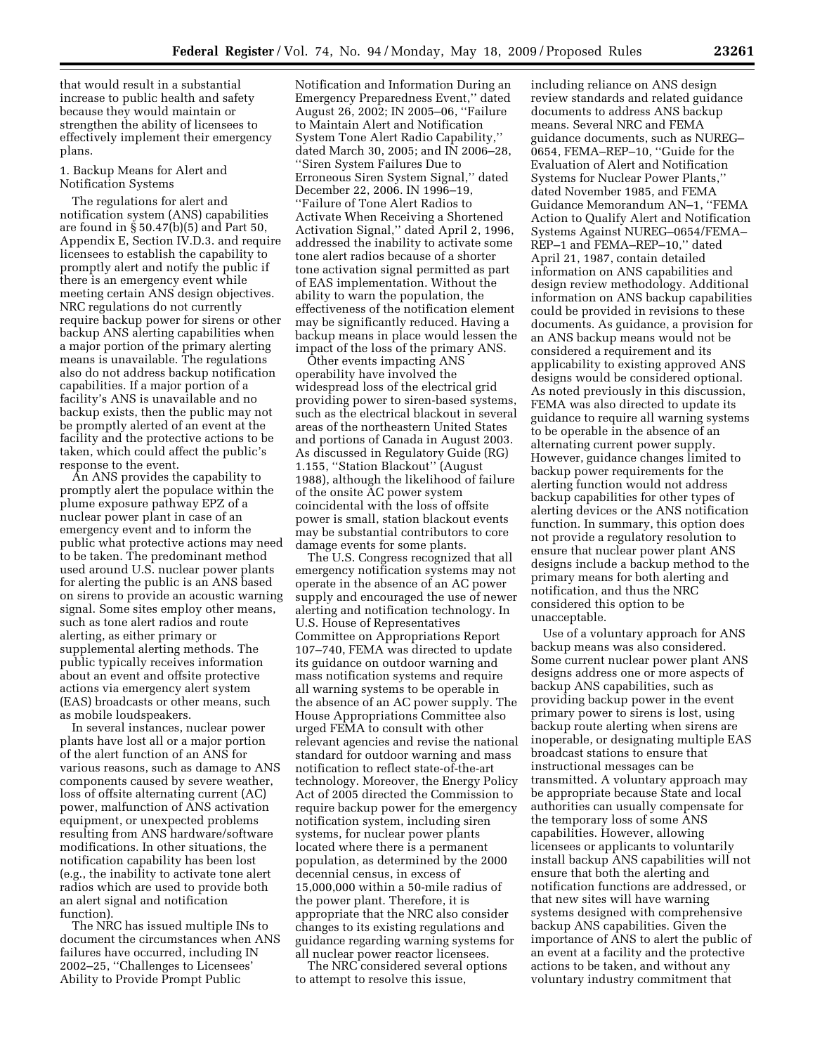that would result in a substantial increase to public health and safety because they would maintain or strengthen the ability of licensees to effectively implement their emergency plans.

1. Backup Means for Alert and Notification Systems

The regulations for alert and notification system (ANS) capabilities are found in § 50.47(b)(5) and Part 50, Appendix E, Section IV.D.3. and require licensees to establish the capability to promptly alert and notify the public if there is an emergency event while meeting certain ANS design objectives. NRC regulations do not currently require backup power for sirens or other backup ANS alerting capabilities when a major portion of the primary alerting means is unavailable. The regulations also do not address backup notification capabilities. If a major portion of a facility's ANS is unavailable and no backup exists, then the public may not be promptly alerted of an event at the facility and the protective actions to be taken, which could affect the public's response to the event.

An ANS provides the capability to promptly alert the populace within the plume exposure pathway EPZ of a nuclear power plant in case of an emergency event and to inform the public what protective actions may need to be taken. The predominant method used around U.S. nuclear power plants for alerting the public is an ANS based on sirens to provide an acoustic warning signal. Some sites employ other means, such as tone alert radios and route alerting, as either primary or supplemental alerting methods. The public typically receives information about an event and offsite protective actions via emergency alert system (EAS) broadcasts or other means, such as mobile loudspeakers.

In several instances, nuclear power plants have lost all or a major portion of the alert function of an ANS for various reasons, such as damage to ANS components caused by severe weather, loss of offsite alternating current (AC) power, malfunction of ANS activation equipment, or unexpected problems resulting from ANS hardware/software modifications. In other situations, the notification capability has been lost (e.g., the inability to activate tone alert radios which are used to provide both an alert signal and notification function).

The NRC has issued multiple INs to document the circumstances when ANS failures have occurred, including IN 2002–25, ''Challenges to Licensees' Ability to Provide Prompt Public Notification and Information During an Emergency Preparedness Event,'' dated August 26, 2002; IN 2005–06, ''Failure to Maintain Alert and Notification System Tone Alert Radio Capability,'' dated March 30, 2005; and IN 2006–28, ''Siren System Failures Due to Erroneous Siren System Signal,'' dated December 22, 2006. IN 1996–19, ''Failure of Tone Alert Radios to Activate When Receiving a Shortened Activation Signal,'' dated April 2, 1996, addressed the inability to activate some tone alert radios because of a shorter tone activation signal permitted as part of EAS implementation. Without the ability to warn the population, the effectiveness of the notification element may be significantly reduced. Having a backup means in place would lessen the impact of the loss of the primary ANS.

Other events impacting ANS operability have involved the widespread loss of the electrical grid providing power to siren-based systems, such as the electrical blackout in several areas of the northeastern United States and portions of Canada in August 2003. As discussed in Regulatory Guide (RG) 1.155, ''Station Blackout'' (August 1988), although the likelihood of failure of the onsite AC power system coincidental with the loss of offsite power is small, station blackout events may be substantial contributors to core damage events for some plants.

The U.S. Congress recognized that all emergency notification systems may not operate in the absence of an AC power supply and encouraged the use of newer alerting and notification technology. In U.S. House of Representatives Committee on Appropriations Report 107–740, FEMA was directed to update its guidance on outdoor warning and mass notification systems and require all warning systems to be operable in the absence of an AC power supply. The House Appropriations Committee also urged FEMA to consult with other relevant agencies and revise the national standard for outdoor warning and mass notification to reflect state-of-the-art technology. Moreover, the Energy Policy Act of 2005 directed the Commission to require backup power for the emergency notification system, including siren systems, for nuclear power plants located where there is a permanent population, as determined by the 2000 decennial census, in excess of 15,000,000 within a 50-mile radius of the power plant. Therefore, it is appropriate that the NRC also consider changes to its existing regulations and guidance regarding warning systems for all nuclear power reactor licensees.

The NRC considered several options to attempt to resolve this issue, including reliance on ANS design review standards and related guidance documents to address ANS backup means. Several NRC and FEMA guidance documents, such as NUREG–0654, FEMA–REP–10, ''Guide for the Evaluation of Alert and Notification Systems for Nuclear Power Plants,'' dated November 1985, and FEMA Guidance Memorandum AN–1, ''FEMA Action to Qualify Alert and Notification Systems Against NUREG–0654/FEMA–REP–1 and FEMA–REP–10,'' dated April 21, 1987, contain detailed information on ANS capabilities and design review methodology. Additional information on ANS backup capabilities could be provided in revisions to these documents. As guidance, a provision for an ANS backup means would not be considered a requirement and its applicability to existing approved ANS designs would be considered optional. As noted previously in this discussion, FEMA was also directed to update its guidance to require all warning systems to be operable in the absence of an alternating current power supply. However, guidance changes limited to backup power requirements for the alerting function would not address backup capabilities for other types of alerting devices or the ANS notification function. In summary, this option does not provide a regulatory resolution to ensure that nuclear power plant ANS designs include a backup method to the primary means for both alerting and notification, and thus the NRC considered this option to be unacceptable.

Use of a voluntary approach for ANS backup means was also considered. Some current nuclear power plant ANS designs address one or more aspects of backup ANS capabilities, such as providing backup power in the event primary power to sirens is lost, using backup route alerting when sirens are inoperable, or designating multiple EAS broadcast stations to ensure that instructional messages can be transmitted. A voluntary approach may be appropriate because State and local authorities can usually compensate for the temporary loss of some ANS capabilities. However, allowing licensees or applicants to voluntarily install backup ANS capabilities will not ensure that both the alerting and notification functions are addressed, or that new sites will have warning systems designed with comprehensive backup ANS capabilities. Given the importance of ANS to alert the public of an event at a facility and the protective actions to be taken, and without any voluntary industry commitment that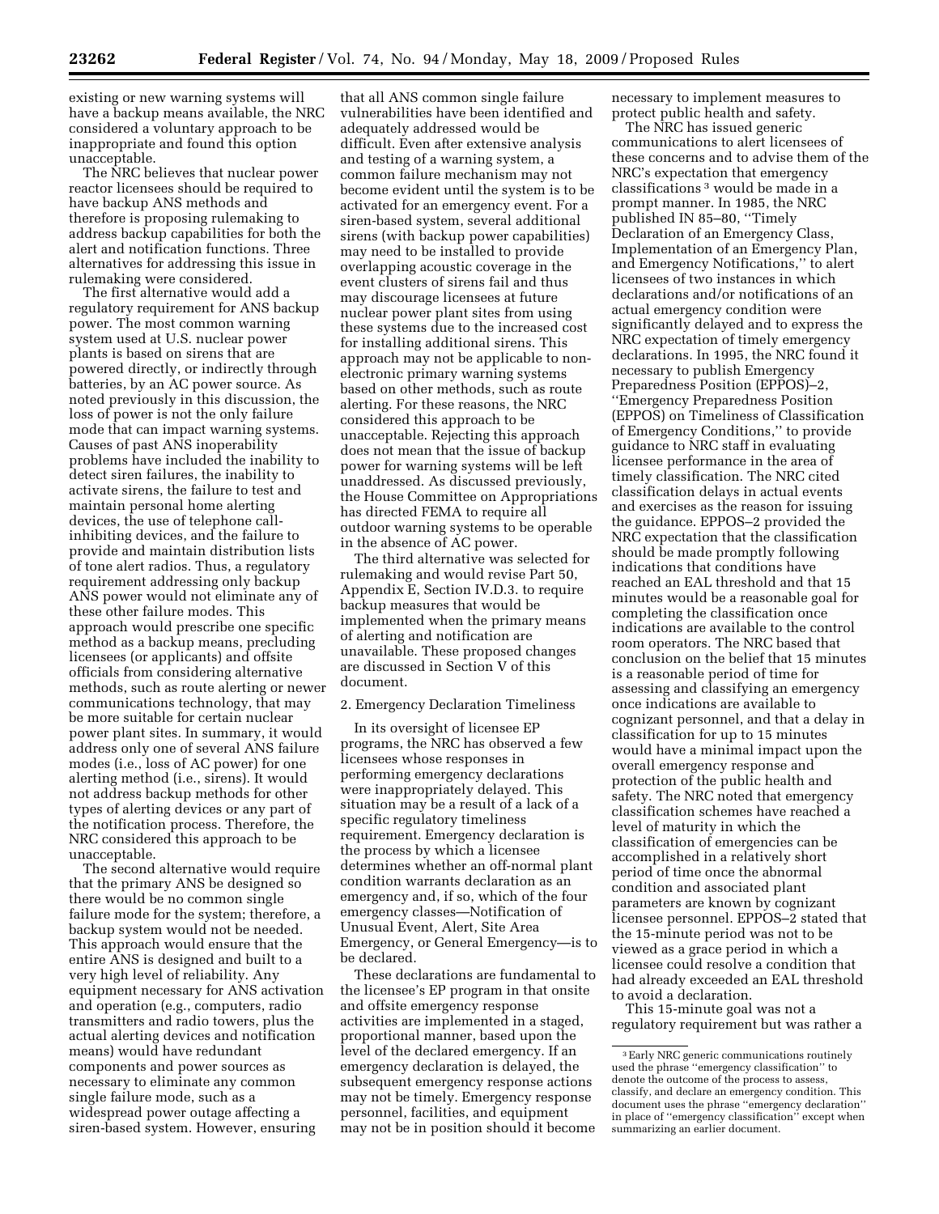existing or new warning systems will have a backup means available, the NRC considered a voluntary approach to be inappropriate and found this option unacceptable.

The NRC believes that nuclear power reactor licensees should be required to have backup ANS methods and therefore is proposing rulemaking to address backup capabilities for both the alert and notification functions. Three alternatives for addressing this issue in rulemaking were considered.

The first alternative would add a regulatory requirement for ANS backup power. The most common warning system used at U.S. nuclear power plants is based on sirens that are powered directly, or indirectly through batteries, by an AC power source. As noted previously in this discussion, the loss of power is not the only failure mode that can impact warning systems. Causes of past ANS inoperability problems have included the inability to detect siren failures, the inability to activate sirens, the failure to test and maintain personal home alerting devices, the use of telephone call-inhibiting devices, and the failure to provide and maintain distribution lists of tone alert radios. Thus, a regulatory requirement addressing only backup ANS power would not eliminate any of these other failure modes. This approach would prescribe one specific method as a backup means, precluding licensees (or applicants) and offsite officials from considering alternative methods, such as route alerting or newer communications technology, that may be more suitable for certain nuclear power plant sites. In summary, it would address only one of several ANS failure modes (i.e., loss of AC power) for one alerting method (i.e., sirens). It would not address backup methods for other types of alerting devices or any part of the notification process. Therefore, the NRC considered this approach to be unacceptable.

The second alternative would require that the primary ANS be designed so there would be no common single failure mode for the system; therefore, a backup system would not be needed. This approach would ensure that the entire ANS is designed and built to a very high level of reliability. Any equipment necessary for ANS activation and operation (e.g., computers, radio transmitters and radio towers, plus the actual alerting devices and notification means) would have redundant components and power sources as necessary to eliminate any common single failure mode, such as a widespread power outage affecting a siren-based system. However, ensuring that all ANS common single failure vulnerabilities have been identified and adequately addressed would be difficult. Even after extensive analysis and testing of a warning system, a common failure mechanism may not become evident until the system is to be activated for an emergency event. For a siren-based system, several additional sirens (with backup power capabilities) may need to be installed to provide overlapping acoustic coverage in the event clusters of sirens fail and thus may discourage licensees at future nuclear power plant sites from using these systems due to the increased cost for installing additional sirens. This approach may not be applicable to non-electronic primary warning systems based on other methods, such as route alerting. For these reasons, the NRC considered this approach to be unacceptable. Rejecting this approach does not mean that the issue of backup power for warning systems will be left unaddressed. As discussed previously, the House Committee on Appropriations has directed FEMA to require all outdoor warning systems to be operable in the absence of AC power.

The third alternative was selected for rulemaking and would revise Part 50, Appendix E, Section IV.D.3. to require backup measures that would be implemented when the primary means of alerting and notification are unavailable. These proposed changes are discussed in Section V of this document.

2. Emergency Declaration Timeliness

In its oversight of licensee EP programs, the NRC has observed a few licensees whose responses in performing emergency declarations were inappropriately delayed. This situation may be a result of a lack of a specific regulatory timeliness requirement. Emergency declaration is the process by which a licensee determines whether an off-normal plant condition warrants declaration as an emergency and, if so, which of the four emergency classes—Notification of Unusual Event, Alert, Site Area Emergency, or General Emergency—is to be declared.

These declarations are fundamental to the licensee's EP program in that onsite and offsite emergency response activities are implemented in a staged, proportional manner, based upon the level of the declared emergency. If an emergency declaration is delayed, the subsequent emergency response actions may not be timely. Emergency response personnel, facilities, and equipment may not be in position should it become necessary to implement measures to protect public health and safety.

The NRC has issued generic communications to alert licensees of these concerns and to advise them of the NRC's expectation that emergency classifications [3] would be made in a prompt manner. In 1985, the NRC published IN 85–80, "Timely Declaration of an Emergency Class, Implementation of an Emergency Plan, and Emergency Notifications," to alert licensees of two instances in which declarations and/or notifications of an actual emergency condition were significantly delayed and to express the NRC expectation of timely emergency declarations. In 1995, the NRC found it necessary to publish Emergency Preparedness Position (EPPOS)–2, "Emergency Preparedness Position (EPPOS) on Timeliness of Classification of Emergency Conditions," to provide guidance to NRC staff in evaluating licensee performance in the area of timely classification. The NRC cited classification delays in actual events and exercises as the reason for issuing the guidance. EPPOS–2 provided the NRC expectation that the classification should be made promptly following indications that conditions have reached an EAL threshold and that 15 minutes would be a reasonable goal for completing the classification once indications are available to the control room operators. The NRC based that conclusion on the belief that 15 minutes is a reasonable period of time for assessing and classifying an emergency once indications are available to cognizant personnel, and that a delay in classification for up to 15 minutes would have a minimal impact upon the overall emergency response and protection of the public health and safety. The NRC noted that emergency classification schemes have reached a level of maturity in which the classification of emergencies can be accomplished in a relatively short period of time once the abnormal condition and associated plant parameters are known by cognizant licensee personnel. EPPOS–2 stated that the 15-minute period was not to be viewed as a grace period in which a licensee could resolve a condition that had already exceeded an EAL threshold to avoid a declaration.

This 15-minute goal was not a regulatory requirement but was rather a

[3] Early NRC generic communications routinely used the phrase "emergency classification" to denote the outcome of the process to assess, classify, and declare an emergency condition. This document uses the phrase "emergency declaration" in place of "emergency classification" except when summarizing an earlier document.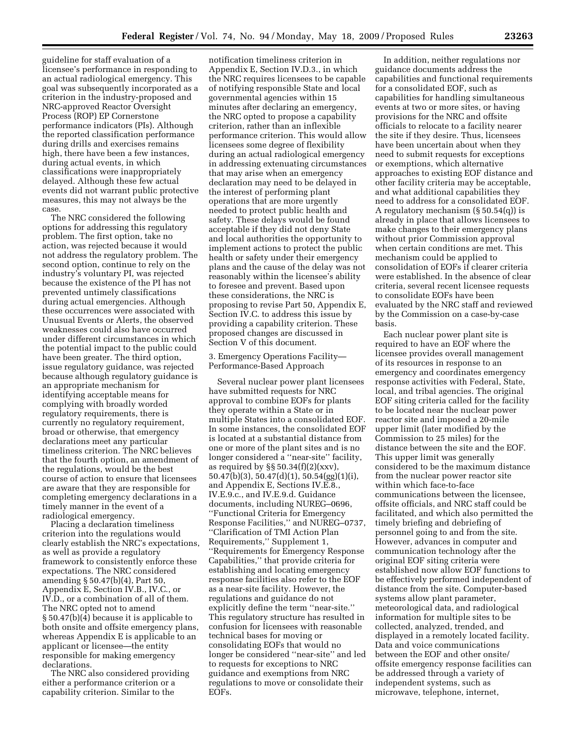guideline for staff evaluation of a licensee's performance in responding to an actual radiological emergency. This goal was subsequently incorporated as a criterion in the industry-proposed and NRC-approved Reactor Oversight Process (ROP) EP Cornerstone performance indicators (PIs). Although the reported classification performance during drills and exercises remains high, there have been a few instances, during actual events, in which classifications were inappropriately delayed. Although these few actual events did not warrant public protective measures, this may not always be the case.

The NRC considered the following options for addressing this regulatory problem. The first option, take no action, was rejected because it would not address the regulatory problem. The second option, continue to rely on the industry's voluntary PI, was rejected because the existence of the PI has not prevented untimely classifications during actual emergencies. Although these occurrences were associated with Unusual Events or Alerts, the observed weaknesses could also have occurred under different circumstances in which the potential impact to the public could have been greater. The third option, issue regulatory guidance, was rejected because although regulatory guidance is an appropriate mechanism for identifying acceptable means for complying with broadly worded regulatory requirements, there is currently no regulatory requirement, broad or otherwise, that emergency declarations meet any particular timeliness criterion. The NRC believes that the fourth option, an amendment of the regulations, would be the best course of action to ensure that licensees are aware that they are responsible for completing emergency declarations in a timely manner in the event of a radiological emergency.

Placing a declaration timeliness criterion into the regulations would clearly establish the NRC's expectations, as well as provide a regulatory framework to consistently enforce these expectations. The NRC considered amending § 50.47(b)(4), Part 50, Appendix E, Section IV.B., IV.C., or IV.D., or a combination of all of them. The NRC opted not to amend § 50.47(b)(4) because it is applicable to both onsite and offsite emergency plans, whereas Appendix E is applicable to an applicant or licensee—the entity responsible for making emergency declarations.

The NRC also considered providing either a performance criterion or a capability criterion. Similar to the notification timeliness criterion in Appendix E, Section IV.D.3., in which the NRC requires licensees to be capable of notifying responsible State and local governmental agencies within 15 minutes after declaring an emergency, the NRC opted to propose a capability criterion, rather than an inflexible performance criterion. This would allow licensees some degree of flexibility during an actual radiological emergency in addressing extenuating circumstances that may arise when an emergency declaration may need to be delayed in the interest of performing plant operations that are more urgently needed to protect public health and safety. These delays would be found acceptable if they did not deny State and local authorities the opportunity to implement actions to protect the public health or safety under their emergency plans and the cause of the delay was not reasonably within the licensee's ability to foresee and prevent. Based upon these considerations, the NRC is proposing to revise Part 50, Appendix E, Section IV.C. to address this issue by providing a capability criterion. These proposed changes are discussed in Section V of this document.

3. Emergency Operations Facility—Performance-Based Approach

Several nuclear power plant licensees have submitted requests for NRC approval to combine EOFs for plants they operate within a State or in multiple States into a consolidated EOF. In some instances, the consolidated EOF is located at a substantial distance from one or more of the plant sites and is no longer considered a "near-site" facility, as required by §§ 50.34(f)(2)(xxv), 50.47(b)(3), 50.47(d)(1), 50.54(gg)(1)(i), and Appendix E, Sections IV.E.8., IV.E.9.c., and IV.E.9.d. Guidance documents, including NUREG–0696, "Functional Criteria for Emergency Response Facilities," and NUREG–0737, "Clarification of TMI Action Plan Requirements," Supplement 1, "Requirements for Emergency Response Capabilities," that provide criteria for establishing and locating emergency response facilities also refer to the EOF as a near-site facility. However, the regulations and guidance do not explicitly define the term "near-site." This regulatory structure has resulted in confusion for licensees with reasonable technical bases for moving or consolidating EOFs that would no longer be considered "near-site" and led to requests for exceptions to NRC guidance and exemptions from NRC regulations to move or consolidate their EOFs.

In addition, neither regulations nor guidance documents address the capabilities and functional requirements for a consolidated EOF, such as capabilities for handling simultaneous events at two or more sites, or having provisions for the NRC and offsite officials to relocate to a facility nearer the site if they desire. Thus, licensees have been uncertain about when they need to submit requests for exceptions or exemptions, which alternative approaches to existing EOF distance and other facility criteria may be acceptable, and what additional capabilities they need to address for a consolidated EOF. A regulatory mechanism (§ 50.54(q)) is already in place that allows licensees to make changes to their emergency plans without prior Commission approval when certain conditions are met. This mechanism could be applied to consolidation of EOFs if clearer criteria were established. In the absence of clear criteria, several recent licensee requests to consolidate EOFs have been evaluated by the NRC staff and reviewed by the Commission on a case-by-case basis.

Each nuclear power plant site is required to have an EOF where the licensee provides overall management of its resources in response to an emergency and coordinates emergency response activities with Federal, State, local, and tribal agencies. The original EOF siting criteria called for the facility to be located near the nuclear power reactor site and imposed a 20-mile upper limit (later modified by the Commission to 25 miles) for the distance between the site and the EOF. This upper limit was generally considered to be the maximum distance from the nuclear power reactor site within which face-to-face communications between the licensee, offsite officials, and NRC staff could be facilitated, and which also permitted the timely briefing and debriefing of personnel going to and from the site. However, advances in computer and communication technology after the original EOF siting criteria were established now allow EOF functions to be effectively performed independent of distance from the site. Computer-based systems allow plant parameter, meteorological data, and radiological information for multiple sites to be collected, analyzed, trended, and displayed in a remotely located facility. Data and voice communications between the EOF and other onsite/offsite emergency response facilities can be addressed through a variety of independent systems, such as microwave, telephone, internet,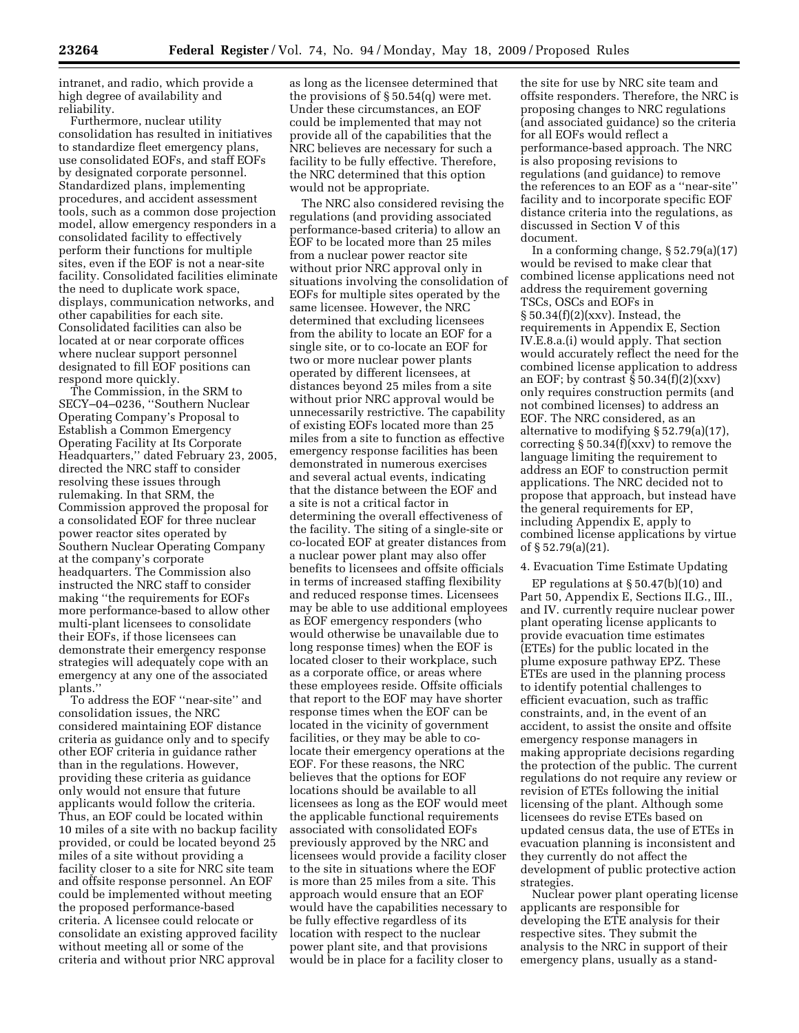intranet, and radio, which provide a high degree of availability and reliability.

Furthermore, nuclear utility consolidation has resulted in initiatives to standardize fleet emergency plans, use consolidated EOFs, and staff EOFs by designated corporate personnel. Standardized plans, implementing procedures, and accident assessment tools, such as a common dose projection model, allow emergency responders in a consolidated facility to effectively perform their functions for multiple sites, even if the EOF is not a near-site facility. Consolidated facilities eliminate the need to duplicate work space, displays, communication networks, and other capabilities for each site. Consolidated facilities can also be located at or near corporate offices where nuclear support personnel designated to fill EOF positions can respond more quickly.

The Commission, in the SRM to SECY–04–0236, ''Southern Nuclear Operating Company's Proposal to Establish a Common Emergency Operating Facility at Its Corporate Headquarters,'' dated February 23, 2005, directed the NRC staff to consider resolving these issues through rulemaking. In that SRM, the Commission approved the proposal for a consolidated EOF for three nuclear power reactor sites operated by Southern Nuclear Operating Company at the company's corporate headquarters. The Commission also instructed the NRC staff to consider making ''the requirements for EOFs more performance-based to allow other multi-plant licensees to consolidate their EOFs, if those licensees can demonstrate their emergency response strategies will adequately cope with an emergency at any one of the associated plants.''

To address the EOF ''near-site'' and consolidation issues, the NRC considered maintaining EOF distance criteria as guidance only and to specify other EOF criteria in guidance rather than in the regulations. However, providing these criteria as guidance only would not ensure that future applicants would follow the criteria. Thus, an EOF could be located within 10 miles of a site with no backup facility provided, or could be located beyond 25 miles of a site without providing a facility closer to a site for NRC site team and offsite response personnel. An EOF could be implemented without meeting the proposed performance-based criteria. A licensee could relocate or consolidate an existing approved facility without meeting all or some of the criteria and without prior NRC approval as long as the licensee determined that the provisions of § 50.54(q) were met. Under these circumstances, an EOF could be implemented that may not provide all of the capabilities that the NRC believes are necessary for such a facility to be fully effective. Therefore, the NRC determined that this option would not be appropriate.

The NRC also considered revising the regulations (and providing associated performance-based criteria) to allow an EOF to be located more than 25 miles from a nuclear power reactor site without prior NRC approval only in situations involving the consolidation of EOFs for multiple sites operated by the same licensee. However, the NRC determined that excluding licensees from the ability to locate an EOF for a single site, or to co-locate an EOF for two or more nuclear power plants operated by different licensees, at distances beyond 25 miles from a site without prior NRC approval would be unnecessarily restrictive. The capability of existing EOFs located more than 25 miles from a site to function as effective emergency response facilities has been demonstrated in numerous exercises and several actual events, indicating that the distance between the EOF and a site is not a critical factor in determining the overall effectiveness of the facility. The siting of a single-site or co-located EOF at greater distances from a nuclear power plant may also offer benefits to licensees and offsite officials in terms of increased staffing flexibility and reduced response times. Licensees may be able to use additional employees as EOF emergency responders (who would otherwise be unavailable due to long response times) when the EOF is located closer to their workplace, such as a corporate office, or areas where these employees reside. Offsite officials that report to the EOF may have shorter response times when the EOF can be located in the vicinity of government facilities, or they may be able to co-locate their emergency operations at the EOF. For these reasons, the NRC believes that the options for EOF locations should be available to all licensees as long as the EOF would meet the applicable functional requirements associated with consolidated EOFs previously approved by the NRC and licensees would provide a facility closer to the site in situations where the EOF is more than 25 miles from a site. This approach would ensure that an EOF would have the capabilities necessary to be fully effective regardless of its location with respect to the nuclear power plant site, and that provisions would be in place for a facility closer to the site for use by NRC site team and offsite responders. Therefore, the NRC is proposing changes to NRC regulations (and associated guidance) so the criteria for all EOFs would reflect a performance-based approach. The NRC is also proposing revisions to regulations (and guidance) to remove the references to an EOF as a ''near-site'' facility and to incorporate specific EOF distance criteria into the regulations, as discussed in Section V of this document.

In a conforming change, § 52.79(a)(17) would be revised to make clear that combined license applications need not address the requirement governing TSCs, OSCs and EOFs in § 50.34(f)(2)(xxv). Instead, the requirements in Appendix E, Section IV.E.8.a.(i) would apply. That section would accurately reflect the need for the combined license application to address an EOF; by contrast § 50.34(f)(2)(xxv) only requires construction permits (and not combined licenses) to address an EOF. The NRC considered, as an alternative to modifying § 52.79(a)(17), correcting § 50.34(f)(xxv) to remove the language limiting the requirement to address an EOF to construction permit applications. The NRC decided not to propose that approach, but instead have the general requirements for EP, including Appendix E, apply to combined license applications by virtue of § 52.79(a)(21).

4. Evacuation Time Estimate Updating

EP regulations at § 50.47(b)(10) and Part 50, Appendix E, Sections II.G., III., and IV. currently require nuclear power plant operating license applicants to provide evacuation time estimates (ETEs) for the public located in the plume exposure pathway EPZ. These ETEs are used in the planning process to identify potential challenges to efficient evacuation, such as traffic constraints, and, in the event of an accident, to assist the onsite and offsite emergency response managers in making appropriate decisions regarding the protection of the public. The current regulations do not require any review or revision of ETEs following the initial licensing of the plant. Although some licensees do revise ETEs based on updated census data, the use of ETEs in evacuation planning is inconsistent and they currently do not affect the development of public protective action strategies.

Nuclear power plant operating license applicants are responsible for developing the ETE analysis for their respective sites. They submit the analysis to the NRC in support of their emergency plans, usually as a stand-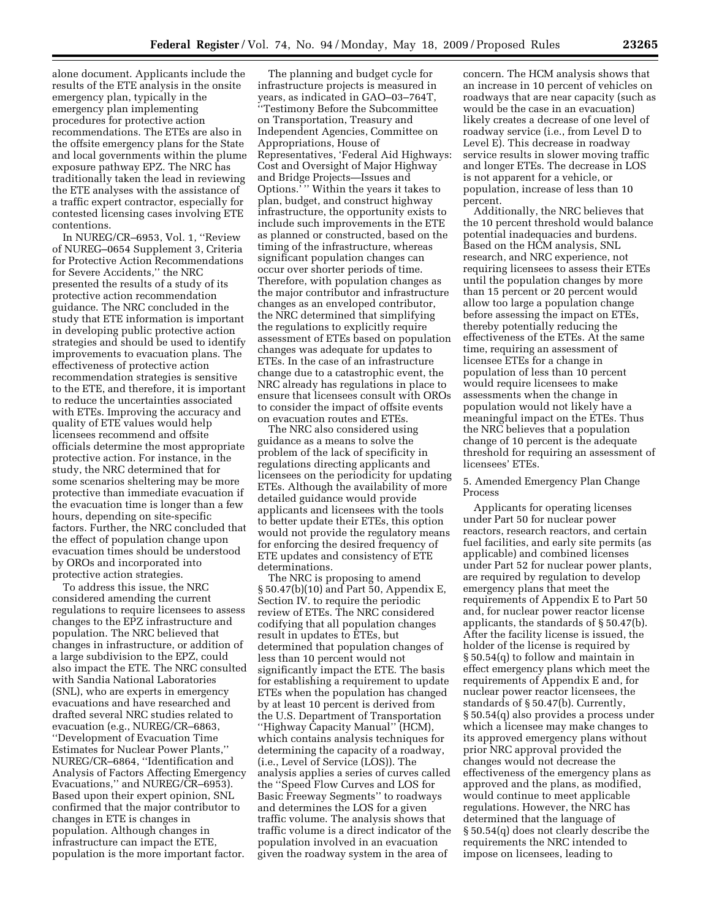alone document. Applicants include the results of the ETE analysis in the onsite emergency plan, typically in the emergency plan implementing procedures for protective action recommendations. The ETEs are also in the offsite emergency plans for the State and local governments within the plume exposure pathway EPZ. The NRC has traditionally taken the lead in reviewing the ETE analyses with the assistance of a traffic expert contractor, especially for contested licensing cases involving ETE contentions.

In NUREG/CR–6953, Vol. 1, ''Review of NUREG–0654 Supplement 3, Criteria for Protective Action Recommendations for Severe Accidents,'' the NRC presented the results of a study of its protective action recommendation guidance. The NRC concluded in the study that ETE information is important in developing public protective action strategies and should be used to identify improvements to evacuation plans. The effectiveness of protective action recommendation strategies is sensitive to the ETE, and therefore, it is important to reduce the uncertainties associated with ETEs. Improving the accuracy and quality of ETE values would help licensees recommend and offsite officials determine the most appropriate protective action. For instance, in the study, the NRC determined that for some scenarios sheltering may be more protective than immediate evacuation if the evacuation time is longer than a few hours, depending on site-specific factors. Further, the NRC concluded that the effect of population change upon evacuation times should be understood by OROs and incorporated into protective action strategies.

To address this issue, the NRC considered amending the current regulations to require licensees to assess changes to the EPZ infrastructure and population. The NRC believed that changes in infrastructure, or addition of a large subdivision to the EPZ, could also impact the ETE. The NRC consulted with Sandia National Laboratories (SNL), who are experts in emergency evacuations and have researched and drafted several NRC studies related to evacuation (e.g., NUREG/CR–6863, ''Development of Evacuation Time Estimates for Nuclear Power Plants,'' NUREG/CR–6864, ''Identification and Analysis of Factors Affecting Emergency Evacuations,'' and NUREG/CR–6953). Based upon their expert opinion, SNL confirmed that the major contributor to changes in ETE is changes in population. Although changes in infrastructure can impact the ETE, population is the more important factor.

The planning and budget cycle for infrastructure projects is measured in years, as indicated in GAO–03–764T, ''Testimony Before the Subcommittee on Transportation, Treasury and Independent Agencies, Committee on Appropriations, House of Representatives, 'Federal Aid Highways: Cost and Oversight of Major Highway and Bridge Projects—Issues and Options.' '' Within the years it takes to plan, budget, and construct highway infrastructure, the opportunity exists to include such improvements in the ETE as planned or constructed, based on the timing of the infrastructure, whereas significant population changes can occur over shorter periods of time. Therefore, with population changes as the major contributor and infrastructure changes as an enveloped contributor, the NRC determined that simplifying the regulations to explicitly require assessment of ETEs based on population changes was adequate for updates to ETEs. In the case of an infrastructure change due to a catastrophic event, the NRC already has regulations in place to ensure that licensees consult with OROs to consider the impact of offsite events on evacuation routes and ETEs.

The NRC also considered using guidance as a means to solve the problem of the lack of specificity in regulations directing applicants and licensees on the periodicity for updating ETEs. Although the availability of more detailed guidance would provide applicants and licensees with the tools to better update their ETEs, this option would not provide the regulatory means for enforcing the desired frequency of ETE updates and consistency of ETE determinations.

The NRC is proposing to amend § 50.47(b)(10) and Part 50, Appendix E, Section IV. to require the periodic review of ETEs. The NRC considered codifying that all population changes result in updates to ETEs, but determined that population changes of less than 10 percent would not significantly impact the ETE. The basis for establishing a requirement to update ETEs when the population has changed by at least 10 percent is derived from the U.S. Department of Transportation ''Highway Capacity Manual'' (HCM), which contains analysis techniques for determining the capacity of a roadway, (i.e., Level of Service (LOS)). The analysis applies a series of curves called the ''Speed Flow Curves and LOS for Basic Freeway Segments'' to roadways and determines the LOS for a given traffic volume. The analysis shows that traffic volume is a direct indicator of the population involved in an evacuation given the roadway system in the area of concern. The HCM analysis shows that an increase in 10 percent of vehicles on roadways that are near capacity (such as would be the case in an evacuation) likely creates a decrease of one level of roadway service (i.e., from Level D to Level E). This decrease in roadway service results in slower moving traffic and longer ETEs. The decrease in LOS is not apparent for a vehicle, or population, increase of less than 10 percent.

Additionally, the NRC believes that the 10 percent threshold would balance potential inadequacies and burdens. Based on the HCM analysis, SNL research, and NRC experience, not requiring licensees to assess their ETEs until the population changes by more than 15 percent or 20 percent would allow too large a population change before assessing the impact on ETEs, thereby potentially reducing the effectiveness of the ETEs. At the same time, requiring an assessment of licensee ETEs for a change in population of less than 10 percent would require licensees to make assessments when the change in population would not likely have a meaningful impact on the ETEs. Thus the NRC believes that a population change of 10 percent is the adequate threshold for requiring an assessment of licensees' ETEs.

5. Amended Emergency Plan Change Process

Applicants for operating licenses under Part 50 for nuclear power reactors, research reactors, and certain fuel facilities, and early site permits (as applicable) and combined licenses under Part 52 for nuclear power plants, are required by regulation to develop emergency plans that meet the requirements of Appendix E to Part 50 and, for nuclear power reactor license applicants, the standards of § 50.47(b). After the facility license is issued, the holder of the license is required by § 50.54(q) to follow and maintain in effect emergency plans which meet the requirements of Appendix E and, for nuclear power reactor licensees, the standards of § 50.47(b). Currently, § 50.54(q) also provides a process under which a licensee may make changes to its approved emergency plans without prior NRC approval provided the changes would not decrease the effectiveness of the emergency plans as approved and the plans, as modified, would continue to meet applicable regulations. However, the NRC has determined that the language of § 50.54(q) does not clearly describe the requirements the NRC intended to impose on licensees, leading to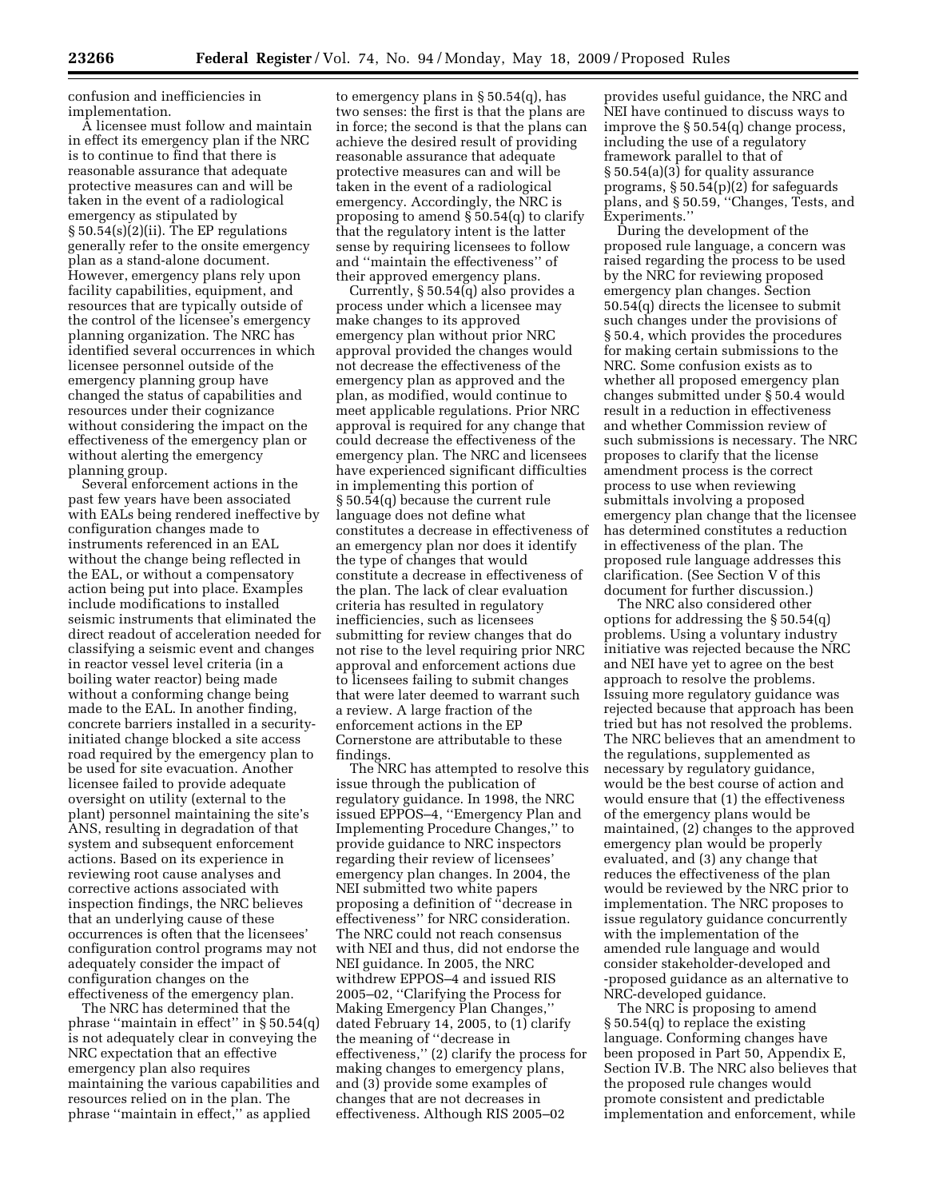confusion and inefficiencies in implementation.

A licensee must follow and maintain in effect its emergency plan if the NRC is to continue to find that there is reasonable assurance that adequate protective measures can and will be taken in the event of a radiological emergency as stipulated by § 50.54(s)(2)(ii). The EP regulations generally refer to the onsite emergency plan as a stand-alone document. However, emergency plans rely upon facility capabilities, equipment, and resources that are typically outside of the control of the licensee's emergency planning organization. The NRC has identified several occurrences in which licensee personnel outside of the emergency planning group have changed the status of capabilities and resources under their cognizance without considering the impact on the effectiveness of the emergency plan or without alerting the emergency planning group.

Several enforcement actions in the past few years have been associated with EALs being rendered ineffective by configuration changes made to instruments referenced in an EAL without the change being reflected in the EAL, or without a compensatory action being put into place. Examples include modifications to installed seismic instruments that eliminated the direct readout of acceleration needed for classifying a seismic event and changes in reactor vessel level criteria (in a boiling water reactor) being made without a conforming change being made to the EAL. In another finding, concrete barriers installed in a security-initiated change blocked a site access road required by the emergency plan to be used for site evacuation. Another licensee failed to provide adequate oversight on utility (external to the plant) personnel maintaining the site's ANS, resulting in degradation of that system and subsequent enforcement actions. Based on its experience in reviewing root cause analyses and corrective actions associated with inspection findings, the NRC believes that an underlying cause of these occurrences is often that the licensees' configuration control programs may not adequately consider the impact of configuration changes on the effectiveness of the emergency plan.

The NRC has determined that the phrase ''maintain in effect'' in § 50.54(q) is not adequately clear in conveying the NRC expectation that an effective emergency plan also requires maintaining the various capabilities and resources relied on in the plan. The phrase ''maintain in effect,'' as applied to emergency plans in § 50.54(q), has two senses: the first is that the plans are in force; the second is that the plans can achieve the desired result of providing reasonable assurance that adequate protective measures can and will be taken in the event of a radiological emergency. Accordingly, the NRC is proposing to amend § 50.54(q) to clarify that the regulatory intent is the latter sense by requiring licensees to follow and ''maintain the effectiveness'' of their approved emergency plans.

Currently, § 50.54(q) also provides a process under which a licensee may make changes to its approved emergency plan without prior NRC approval provided the changes would not decrease the effectiveness of the emergency plan as approved and the plan, as modified, would continue to meet applicable regulations. Prior NRC approval is required for any change that could decrease the effectiveness of the emergency plan. The NRC and licensees have experienced significant difficulties in implementing this portion of § 50.54(q) because the current rule language does not define what constitutes a decrease in effectiveness of an emergency plan nor does it identify the type of changes that would constitute a decrease in effectiveness of the plan. The lack of clear evaluation criteria has resulted in regulatory inefficiencies, such as licensees submitting for review changes that do not rise to the level requiring prior NRC approval and enforcement actions due to licensees failing to submit changes that were later deemed to warrant such a review. A large fraction of the enforcement actions in the EP Cornerstone are attributable to these findings.

The NRC has attempted to resolve this issue through the publication of regulatory guidance. In 1998, the NRC issued EPPOS–4, ''Emergency Plan and Implementing Procedure Changes,'' to provide guidance to NRC inspectors regarding their review of licensees' emergency plan changes. In 2004, the NEI submitted two white papers proposing a definition of ''decrease in effectiveness'' for NRC consideration. The NRC could not reach consensus with NEI and thus, did not endorse the NEI guidance. In 2005, the NRC withdrew EPPOS–4 and issued RIS 2005–02, ''Clarifying the Process for Making Emergency Plan Changes,'' dated February 14, 2005, to (1) clarify the meaning of ''decrease in effectiveness,'' (2) clarify the process for making changes to emergency plans, and (3) provide some examples of changes that are not decreases in effectiveness. Although RIS 2005–02 provides useful guidance, the NRC and NEI have continued to discuss ways to improve the § 50.54(q) change process, including the use of a regulatory framework parallel to that of § 50.54(a)(3) for quality assurance programs, § 50.54(p)(2) for safeguards plans, and § 50.59, ''Changes, Tests, and Experiments.''

During the development of the proposed rule language, a concern was raised regarding the process to be used by the NRC for reviewing proposed emergency plan changes. Section 50.54(q) directs the licensee to submit such changes under the provisions of § 50.4, which provides the procedures for making certain submissions to the NRC. Some confusion exists as to whether all proposed emergency plan changes submitted under § 50.4 would result in a reduction in effectiveness and whether Commission review of such submissions is necessary. The NRC proposes to clarify that the license amendment process is the correct process to use when reviewing submittals involving a proposed emergency plan change that the licensee has determined constitutes a reduction in effectiveness of the plan. The proposed rule language addresses this clarification. (See Section V of this document for further discussion.)

The NRC also considered other options for addressing the § 50.54(q) problems. Using a voluntary industry initiative was rejected because the NRC and NEI have yet to agree on the best approach to resolve the problems. Issuing more regulatory guidance was rejected because that approach has been tried but has not resolved the problems. The NRC believes that an amendment to the regulations, supplemented as necessary by regulatory guidance, would be the best course of action and would ensure that (1) the effectiveness of the emergency plans would be maintained, (2) changes to the approved emergency plan would be properly evaluated, and (3) any change that reduces the effectiveness of the plan would be reviewed by the NRC prior to implementation. The NRC proposes to issue regulatory guidance concurrently with the implementation of the amended rule language and would consider stakeholder-developed and -proposed guidance as an alternative to NRC-developed guidance.

The NRC is proposing to amend § 50.54(q) to replace the existing language. Conforming changes have been proposed in Part 50, Appendix E, Section IV.B. The NRC also believes that the proposed rule changes would promote consistent and predictable implementation and enforcement, while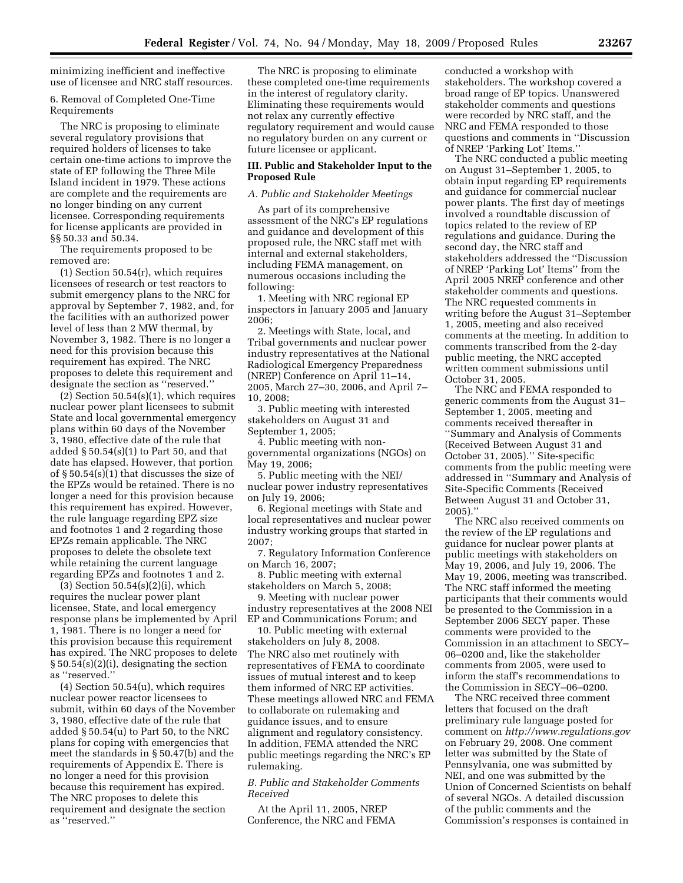minimizing inefficient and ineffective use of licensee and NRC staff resources.

6. Removal of Completed One-Time Requirements

The NRC is proposing to eliminate several regulatory provisions that required holders of licenses to take certain one-time actions to improve the state of EP following the Three Mile Island incident in 1979. These actions are complete and the requirements are no longer binding on any current licensee. Corresponding requirements for license applicants are provided in §§ 50.33 and 50.34.

The requirements proposed to be removed are:

(1) Section 50.54(r), which requires licensees of research or test reactors to submit emergency plans to the NRC for approval by September 7, 1982, and, for the facilities with an authorized power level of less than 2 MW thermal, by November 3, 1982. There is no longer a need for this provision because this requirement has expired. The NRC proposes to delete this requirement and designate the section as ''reserved.''

(2) Section 50.54(s)(1), which requires nuclear power plant licensees to submit State and local governmental emergency plans within 60 days of the November 3, 1980, effective date of the rule that added § 50.54(s)(1) to Part 50, and that date has elapsed. However, that portion of § 50.54(s)(1) that discusses the size of the EPZs would be retained. There is no longer a need for this provision because this requirement has expired. However, the rule language regarding EPZ size and footnotes 1 and 2 regarding those EPZs remain applicable. The NRC proposes to delete the obsolete text while retaining the current language regarding EPZs and footnotes 1 and 2.

(3) Section 50.54(s)(2)(i), which requires the nuclear power plant licensee, State, and local emergency response plans be implemented by April 1, 1981. There is no longer a need for this provision because this requirement has expired. The NRC proposes to delete § 50.54(s)(2)(i), designating the section as ''reserved.''

(4) Section 50.54(u), which requires nuclear power reactor licensees to submit, within 60 days of the November 3, 1980, effective date of the rule that added § 50.54(u) to Part 50, to the NRC plans for coping with emergencies that meet the standards in § 50.47(b) and the requirements of Appendix E. There is no longer a need for this provision because this requirement has expired. The NRC proposes to delete this requirement and designate the section as ''reserved.''

The NRC is proposing to eliminate these completed one-time requirements in the interest of regulatory clarity. Eliminating these requirements would not relax any currently effective regulatory requirement and would cause no regulatory burden on any current or future licensee or applicant.

## III. Public and Stakeholder Input to the Proposed Rule

### *A. Public and Stakeholder Meetings*

As part of its comprehensive assessment of the NRC's EP regulations and guidance and development of this proposed rule, the NRC staff met with internal and external stakeholders, including FEMA management, on numerous occasions including the following:

1. Meeting with NRC regional EP inspectors in January 2005 and January 2006;
2. Meetings with State, local, and Tribal governments and nuclear power industry representatives at the National Radiological Emergency Preparedness (NREP) Conference on April 11–14, 2005, March 27–30, 2006, and April 7–10, 2008;
3. Public meeting with interested stakeholders on August 31 and September 1, 2005;
4. Public meeting with non-governmental organizations (NGOs) on May 19, 2006;
5. Public meeting with the NEI/nuclear power industry representatives on July 19, 2006;
6. Regional meetings with State and local representatives and nuclear power industry working groups that started in 2007;
7. Regulatory Information Conference on March 16, 2007;
8. Public meeting with external stakeholders on March 5, 2008;
9. Meeting with nuclear power industry representatives at the 2008 NEI EP and Communications Forum; and
10. Public meeting with external stakeholders on July 8, 2008.

The NRC also met routinely with representatives of FEMA to coordinate issues of mutual interest and to keep them informed of NRC EP activities. These meetings allowed NRC and FEMA to collaborate on rulemaking and guidance issues, and to ensure alignment and regulatory consistency. In addition, FEMA attended the NRC public meetings regarding the NRC's EP rulemaking.

### *B. Public and Stakeholder Comments Received*

At the April 11, 2005, NREP Conference, the NRC and FEMA conducted a workshop with stakeholders. The workshop covered a broad range of EP topics. Unanswered stakeholder comments and questions were recorded by NRC staff, and the NRC and FEMA responded to those questions and comments in ''Discussion of NREP 'Parking Lot' Items.''

The NRC conducted a public meeting on August 31–September 1, 2005, to obtain input regarding EP requirements and guidance for commercial nuclear power plants. The first day of meetings involved a roundtable discussion of topics related to the review of EP regulations and guidance. During the second day, the NRC staff and stakeholders addressed the ''Discussion of NREP 'Parking Lot' Items'' from the April 2005 NREP conference and other stakeholder comments and questions. The NRC requested comments in writing before the August 31–September 1, 2005, meeting and also received comments at the meeting. In addition to comments transcribed from the 2-day public meeting, the NRC accepted written comment submissions until October 31, 2005.

The NRC and FEMA responded to generic comments from the August 31–September 1, 2005, meeting and comments received thereafter in ''Summary and Analysis of Comments (Received Between August 31 and October 31, 2005).'' Site-specific comments from the public meeting were addressed in ''Summary and Analysis of Site-Specific Comments (Received Between August 31 and October 31, 2005).''

The NRC also received comments on the review of the EP regulations and guidance for nuclear power plants at public meetings with stakeholders on May 19, 2006, and July 19, 2006. The May 19, 2006, meeting was transcribed. The NRC staff informed the meeting participants that their comments would be presented to the Commission in a September 2006 SECY paper. These comments were provided to the Commission in an attachment to SECY–06–0200 and, like the stakeholder comments from 2005, were used to inform the staff's recommendations to the Commission in SECY–06–0200.

The NRC received three comment letters that focused on the draft preliminary rule language posted for comment on *http://www.regulations.gov* on February 29, 2008. One comment letter was submitted by the State of Pennsylvania, one was submitted by NEI, and one was submitted by the Union of Concerned Scientists on behalf of several NGOs. A detailed discussion of the public comments and the Commission's responses is contained in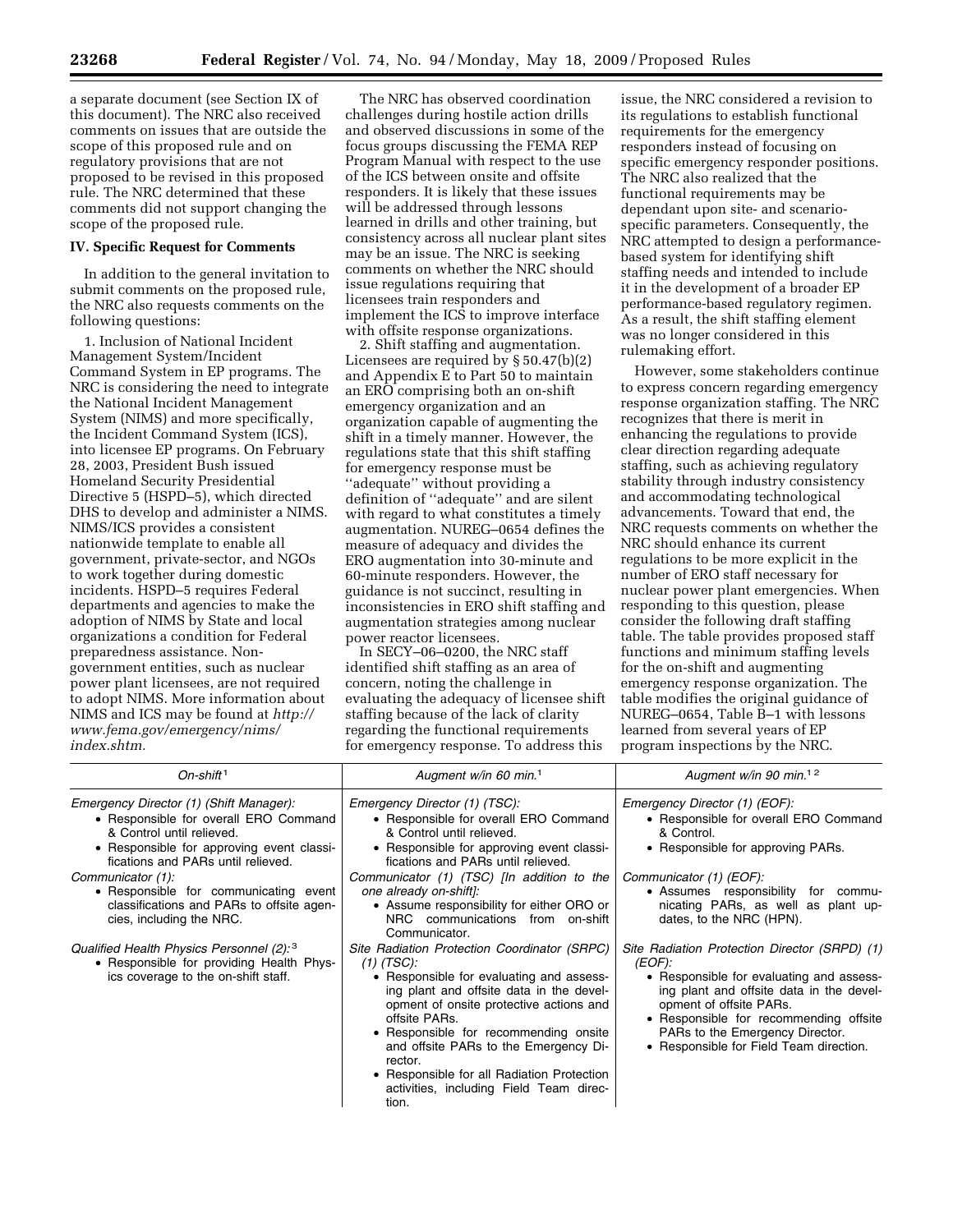a separate document (see Section IX of this document). The NRC also received comments on issues that are outside the scope of this proposed rule and on regulatory provisions that are not proposed to be revised in this proposed rule. The NRC determined that these comments did not support changing the scope of the proposed rule.

## IV. Specific Request for Comments

In addition to the general invitation to submit comments on the proposed rule, the NRC also requests comments on the following questions:

1. Inclusion of National Incident Management System/Incident Command System in EP programs. The NRC is considering the need to integrate the National Incident Management System (NIMS) and more specifically, the Incident Command System (ICS), into licensee EP programs. On February 28, 2003, President Bush issued Homeland Security Presidential Directive 5 (HSPD–5), which directed DHS to develop and administer a NIMS. NIMS/ICS provides a consistent nationwide template to enable all government, private-sector, and NGOs to work together during domestic incidents. HSPD–5 requires Federal departments and agencies to make the adoption of NIMS by State and local organizations a condition for Federal preparedness assistance. Non-government entities, such as nuclear power plant licensees, are not required to adopt NIMS. More information about NIMS and ICS may be found at *http://www.fema.gov/emergency/nims/index.shtm.*

The NRC has observed coordination challenges during hostile action drills and observed discussions in some of the focus groups discussing the FEMA REP Program Manual with respect to the use of the ICS between onsite and offsite responders. It is likely that these issues will be addressed through lessons learned in drills and other training, but consistency across all nuclear plant sites may be an issue. The NRC is seeking comments on whether the NRC should issue regulations requiring that licensees train responders and implement the ICS to improve interface with offsite response organizations.

2. Shift staffing and augmentation. Licensees are required by § 50.47(b)(2) and Appendix E to Part 50 to maintain an ERO comprising both an on-shift emergency organization and an organization capable of augmenting the shift in a timely manner. However, the regulations state that this shift staffing for emergency response must be ''adequate'' without providing a definition of ''adequate'' and are silent with regard to what constitutes a timely augmentation. NUREG–0654 defines the measure of adequacy and divides the ERO augmentation into 30-minute and 60-minute responders. However, the guidance is not succinct, resulting in inconsistencies in ERO shift staffing and augmentation strategies among nuclear power reactor licensees.

In SECY–06–0200, the NRC staff identified shift staffing as an area of concern, noting the challenge in evaluating the adequacy of licensee shift staffing because of the lack of clarity regarding the functional requirements for emergency response. To address this issue, the NRC considered a revision to its regulations to establish functional requirements for the emergency responders instead of focusing on specific emergency responder positions. The NRC also realized that the functional requirements may be dependant upon site- and scenario-specific parameters. Consequently, the NRC attempted to design a performance-based system for identifying shift staffing needs and intended to include it in the development of a broader EP performance-based regulatory regimen. As a result, the shift staffing element was no longer considered in this rulemaking effort.

However, some stakeholders continue to express concern regarding emergency response organization staffing. The NRC recognizes that there is merit in enhancing the regulations to provide clear direction regarding adequate staffing, such as achieving regulatory stability through industry consistency and accommodating technological advancements. Toward that end, the NRC requests comments on whether the NRC should enhance its current regulations to be more explicit in the number of ERO staff necessary for nuclear power plant emergencies. When responding to this question, please consider the following draft staffing table. The table provides proposed staff functions and minimum staffing levels for the on-shift and augmenting emergency response organization. The table modifies the original guidance of NUREG–0654, Table B–1 with lessons learned from several years of EP program inspections by the NRC.

| *On-shift* [1] | *Augment w/in 60 min.* [1] | *Augment w/in 90 min.* [1 2] |
|---|---|---|
| *Emergency Director (1) (Shift Manager):*<br>• Responsible for overall ERO Command & Control until relieved.<br>• Responsible for approving event classifications and PARs until relieved. | *Emergency Director (1) (TSC):*<br>• Responsible for overall ERO Command & Control until relieved.<br>• Responsible for approving event classifications and PARs until relieved. | *Emergency Director (1) (EOF):*<br>• Responsible for overall ERO Command & Control.<br>• Responsible for approving PARs. |
| *Communicator (1):*<br>• Responsible for communicating event classifications and PARs to offsite agencies, including the NRC. | *Communicator (1) (TSC) [In addition to the one already on-shift]:*<br>• Assume responsibility for either ORO or NRC communications from on-shift Communicator. | *Communicator (1) (EOF):*<br>• Assumes responsibility for communicating PARs, as well as plant updates, to the NRC (HPN). |
| *Qualified Health Physics Personnel (2):* [3]<br>• Responsible for providing Health Physics coverage to the on-shift staff. | *Site Radiation Protection Coordinator (SRPC) (1) (TSC):*<br>• Responsible for evaluating and assessing plant and offsite data in the development of onsite protective actions and offsite PARs.<br>• Responsible for recommending onsite and offsite PARs to the Emergency Director.<br>• Responsible for all Radiation Protection activities, including Field Team direction. | *Site Radiation Protection Director (SRPD) (1) (EOF):*<br>• Responsible for evaluating and assessing plant and offsite data in the development of offsite PARs.<br>• Responsible for recommending offsite PARs to the Emergency Director.<br>• Responsible for Field Team direction. |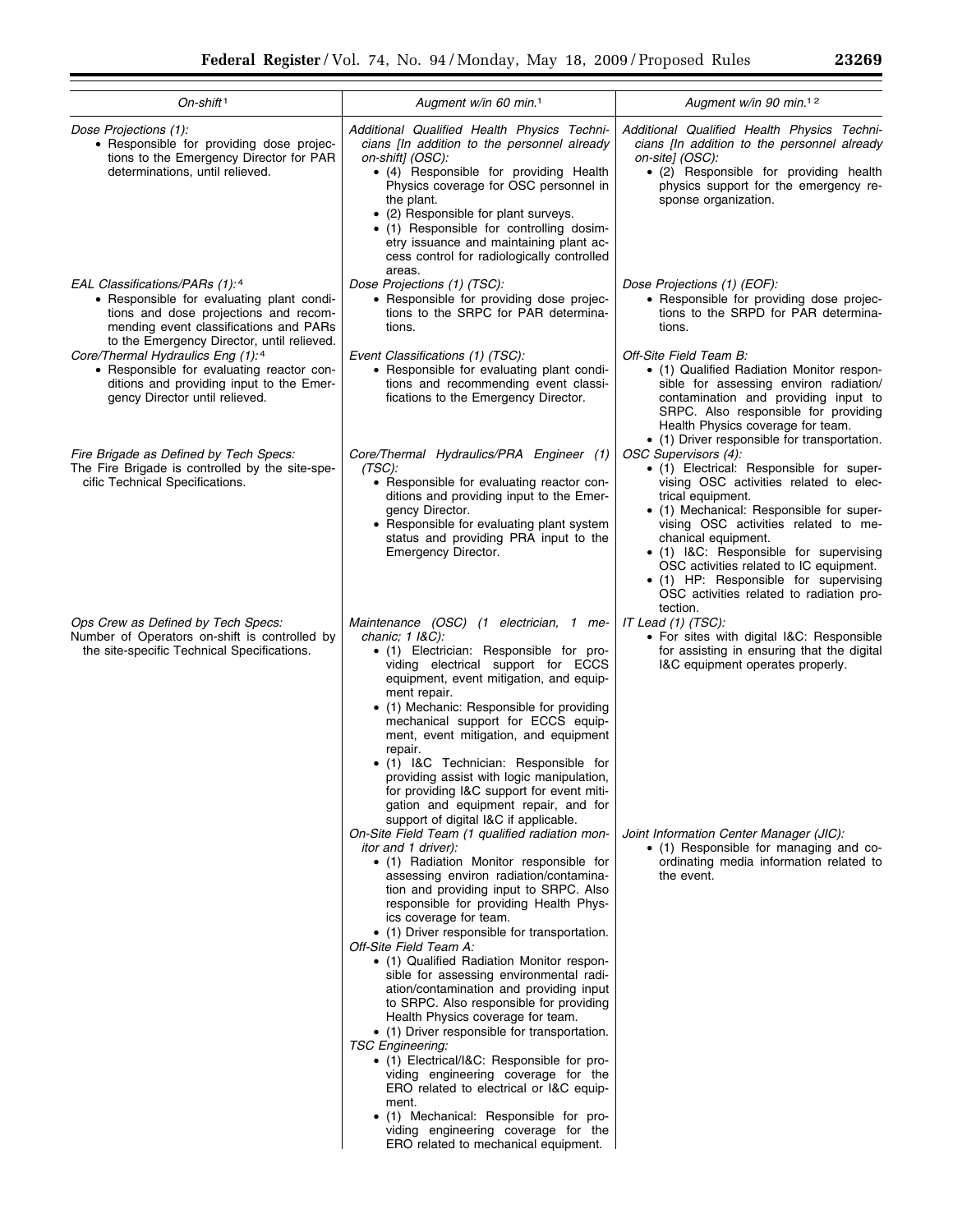| *On-shift* [1] | *Augment w/in 60 min.* [1] | *Augment w/in 90 min.* [1 2] |
|---|---|---|
| *Dose Projections (1):*<br>• Responsible for providing dose projections to the Emergency Director for PAR determinations, until relieved. | *Additional Qualified Health Physics Technicians [In addition to the personnel already on-shift] (OSC):*<br>• (4) Responsible for providing Health Physics coverage for OSC personnel in the plant.<br>• (2) Responsible for plant surveys.<br>• (1) Responsible for controlling dosimetry issuance and maintaining plant access control for radiologically controlled areas. | *Additional Qualified Health Physics Technicians [In addition to the personnel already on-site] (OSC):*<br>• (2) Responsible for providing health physics support for the emergency response organization. |
| *EAL Classifications/PARs (1):* [4]<br>• Responsible for evaluating plant conditions and dose projections and recommending event classifications and PARs to the Emergency Director, until relieved. | *Dose Projections (1) (TSC):*<br>• Responsible for providing dose projections to the SRPC for PAR determinations. | *Dose Projections (1) (EOF):*<br>• Responsible for providing dose projections to the SRPD for PAR determinations. |
| *Core/Thermal Hydraulics Eng (1):* [4]<br>• Responsible for evaluating reactor conditions and providing input to the Emergency Director until relieved. | *Event Classifications (1) (TSC):*<br>• Responsible for evaluating plant conditions and recommending event classifications to the Emergency Director. | *Off-Site Field Team B:*<br>• (1) Qualified Radiation Monitor responsible for assessing environ radiation/contamination and providing input to SRPC. Also responsible for providing Health Physics coverage for team.<br>• (1) Driver responsible for transportation. |
| *Fire Brigade as Defined by Tech Specs:*<br>The Fire Brigade is controlled by the site-specific Technical Specifications. | *Core/Thermal Hydraulics/PRA Engineer (1) (TSC):*<br>• Responsible for evaluating reactor conditions and providing input to the Emergency Director.<br>• Responsible for evaluating plant system status and providing PRA input to the Emergency Director. | *OSC Supervisors (4):*<br>• (1) Electrical: Responsible for supervising OSC activities related to electrical equipment.<br>• (1) Mechanical: Responsible for supervising OSC activities related to mechanical equipment.<br>• (1) I&C: Responsible for supervising OSC activities related to IC equipment.<br>• (1) HP: Responsible for supervising OSC activities related to radiation protection. |
| *Ops Crew as Defined by Tech Specs:*<br>Number of Operators on-shift is controlled by the site-specific Technical Specifications. | *Maintenance (OSC) (1 electrician, 1 mechanic; 1 I&C):*<br>• (1) Electrician: Responsible for providing electrical support for ECCS equipment, event mitigation, and equipment repair.<br>• (1) Mechanic: Responsible for providing mechanical support for ECCS equipment, event mitigation, and equipment repair.<br>• (1) I&C Technician: Responsible for providing assist with logic manipulation, for providing I&C support for event mitigation and equipment repair, and for support of digital I&C if applicable. | *IT Lead (1) (TSC):*<br>• For sites with digital I&C: Responsible for assisting in ensuring that the digital I&C equipment operates properly. |
| | *On-Site Field Team (1 qualified radiation monitor and 1 driver):*<br>• (1) Radiation Monitor responsible for assessing environ radiation/contamination and providing input to SRPC. Also responsible for providing Health Physics coverage for team.<br>• (1) Driver responsible for transportation.<br>*Off-Site Field Team A:*<br>• (1) Qualified Radiation Monitor responsible for assessing environmental radiation/contamination and providing input to SRPC. Also responsible for providing Health Physics coverage for team.<br>• (1) Driver responsible for transportation.<br>*TSC Engineering:*<br>• (1) Electrical/I&C: Responsible for providing engineering coverage for the ERO related to electrical or I&C equipment.<br>• (1) Mechanical: Responsible for providing engineering coverage for the ERO related to mechanical equipment. | *Joint Information Center Manager (JIC):*<br>• (1) Responsible for managing and coordinating media information related to the event. |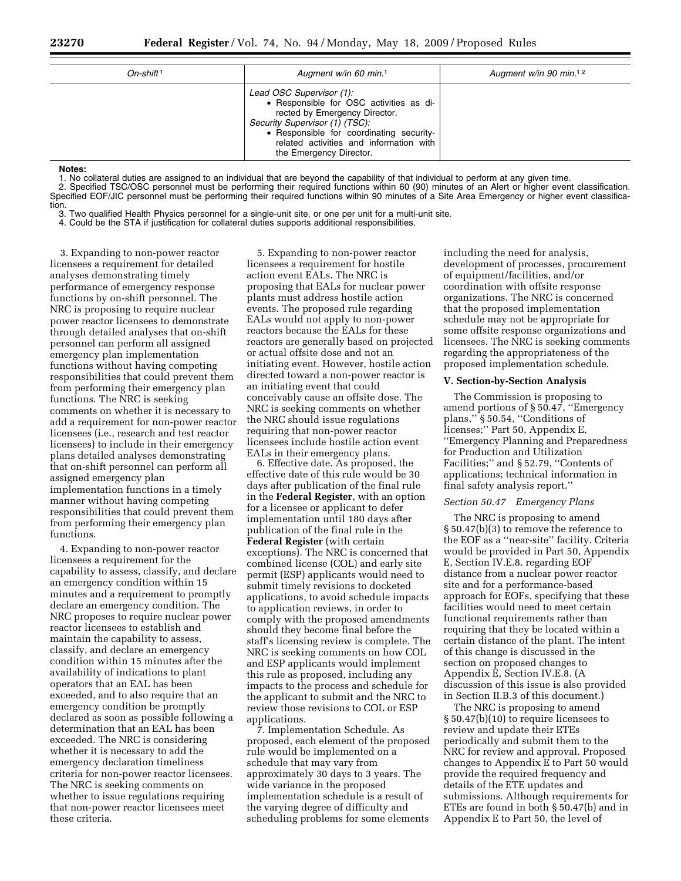| On-shift[1] | Augment w/in 60 min.[1] | Augment w/in 90 min.[1 2] |
|---|---|---|
| | *Lead OSC Supervisor (1):*<br>• Responsible for OSC activities as directed by Emergency Director.<br>*Security Supervisor (1) (TSC):*<br>• Responsible for coordinating security-related activities and information with the Emergency Director. | |

**Notes:**

1. No collateral duties are assigned to an individual that are beyond the capability of that individual to perform at any given time.
2. Specified TSC/OSC personnel must be performing their required functions within 60 (90) minutes of an Alert or higher event classification. Specified EOF/JIC personnel must be performing their required functions within 90 minutes of a Site Area Emergency or higher event classification.
3. Two qualified Health Physics personnel for a single-unit site, or one per unit for a multi-unit site.
4. Could be the STA if justification for collateral duties supports additional responsibilities.

3. Expanding to non-power reactor licensees a requirement for detailed analyses demonstrating timely performance of emergency response functions by on-shift personnel. The NRC is proposing to require nuclear power reactor licensees to demonstrate through detailed analyses that on-shift personnel can perform all assigned emergency plan implementation functions without having competing responsibilities that could prevent them from performing their emergency plan functions. The NRC is seeking comments on whether it is necessary to add a requirement for non-power reactor licensees (i.e., research and test reactor licensees) to include in their emergency plans detailed analyses demonstrating that on-shift personnel can perform all assigned emergency plan implementation functions in a timely manner without having competing responsibilities that could prevent them from performing their emergency plan functions.

4. Expanding to non-power reactor licensees a requirement for the capability to assess, classify, and declare an emergency condition within 15 minutes and a requirement to promptly declare an emergency condition. The NRC proposes to require nuclear power reactor licensees to establish and maintain the capability to assess, classify, and declare an emergency condition within 15 minutes after the availability of indications to plant operators that an EAL has been exceeded, and to also require that an emergency condition be promptly declared as soon as possible following a determination that an EAL has been exceeded. The NRC is considering whether it is necessary to add the emergency declaration timeliness criteria for non-power reactor licensees. The NRC is seeking comments on whether to issue regulations requiring that non-power reactor licensees meet these criteria.

5. Expanding to non-power reactor licensees a requirement for hostile action event EALs. The NRC is proposing that EALs for nuclear power plants must address hostile action events. The proposed rule regarding EALs would not apply to non-power reactors because the EALs for these reactors are generally based on projected or actual offsite dose and not an initiating event. However, hostile action directed toward a non-power reactor is an initiating event that could conceivably cause an offsite dose. The NRC is seeking comments on whether the NRC should issue regulations requiring that non-power reactor licensees include hostile action event EALs in their emergency plans.

6. Effective date. As proposed, the effective date of this rule would be 30 days after publication of the final rule in the **Federal Register**, with an option for a licensee or applicant to defer implementation until 180 days after publication of the final rule in the **Federal Register** (with certain exceptions). The NRC is concerned that combined license (COL) and early site permit (ESP) applicants would need to submit timely revisions to docketed applications, to avoid schedule impacts to application reviews, in order to comply with the proposed amendments should they become final before the staff's licensing review is complete. The NRC is seeking comments on how COL and ESP applicants would implement this rule as proposed, including any impacts to the process and schedule for the applicant to submit and the NRC to review those revisions to COL or ESP applications.

7. Implementation Schedule. As proposed, each element of the proposed rule would be implemented on a schedule that may vary from approximately 30 days to 3 years. The wide variance in the proposed implementation schedule is a result of the varying degree of difficulty and scheduling problems for some elements including the need for analysis, development of processes, procurement of equipment/facilities, and/or coordination with offsite response organizations. The NRC is concerned that the proposed implementation schedule may not be appropriate for some offsite response organizations and licensees. The NRC is seeking comments regarding the appropriateness of the proposed implementation schedule.

## V. Section-by-Section Analysis

The Commission is proposing to amend portions of § 50.47, ''Emergency plans,'' § 50.54, ''Conditions of licenses;'' Part 50, Appendix E, ''Emergency Planning and Preparedness for Production and Utilization Facilities;'' and § 52.79, ''Contents of applications; technical information in final safety analysis report.''

### *Section 50.47 Emergency Plans*

The NRC is proposing to amend § 50.47(b)(3) to remove the reference to the EOF as a ''near-site'' facility. Criteria would be provided in Part 50, Appendix E, Section IV.E.8. regarding EOF distance from a nuclear power reactor site and for a performance-based approach for EOFs, specifying that these facilities would need to meet certain functional requirements rather than requiring that they be located within a certain distance of the plant. The intent of this change is discussed in the section on proposed changes to Appendix E, Section IV.E.8. (A discussion of this issue is also provided in Section II.B.3 of this document.)

The NRC is proposing to amend § 50.47(b)(10) to require licensees to review and update their ETEs periodically and submit them to the NRC for review and approval. Proposed changes to Appendix E to Part 50 would provide the required frequency and details of the ETE updates and submissions. Although requirements for ETEs are found in both § 50.47(b) and in Appendix E to Part 50, the level of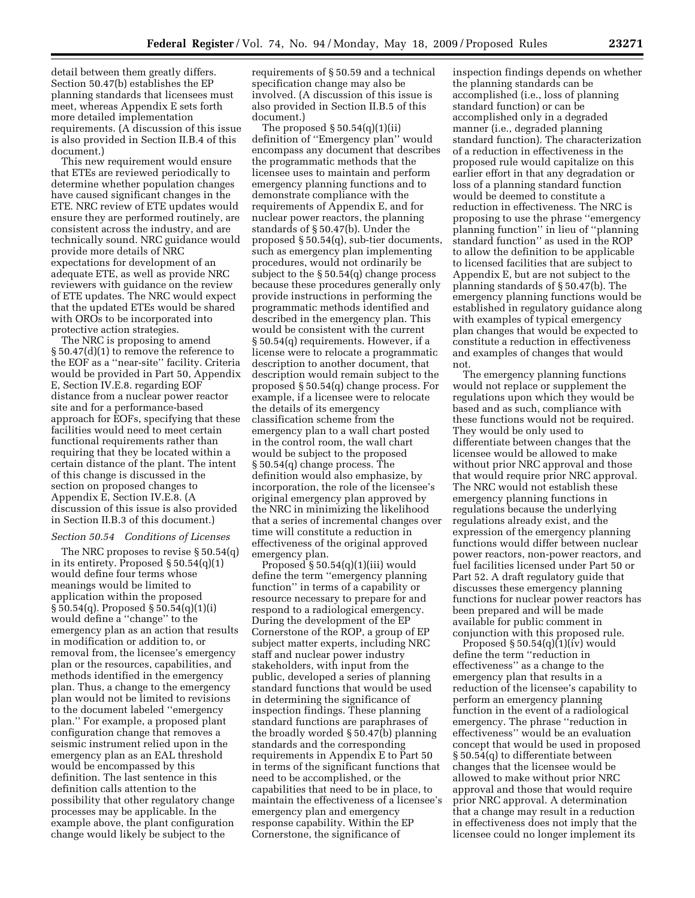detail between them greatly differs. Section 50.47(b) establishes the EP planning standards that licensees must meet, whereas Appendix E sets forth more detailed implementation requirements. (A discussion of this issue is also provided in Section II.B.4 of this document.)

This new requirement would ensure that ETEs are reviewed periodically to determine whether population changes have caused significant changes in the ETE. NRC review of ETE updates would ensure they are performed routinely, are consistent across the industry, and are technically sound. NRC guidance would provide more details of NRC expectations for development of an adequate ETE, as well as provide NRC reviewers with guidance on the review of ETE updates. The NRC would expect that the updated ETEs would be shared with OROs to be incorporated into protective action strategies.

The NRC is proposing to amend § 50.47(d)(1) to remove the reference to the EOF as a ''near-site'' facility. Criteria would be provided in Part 50, Appendix E, Section IV.E.8. regarding EOF distance from a nuclear power reactor site and for a performance-based approach for EOFs, specifying that these facilities would need to meet certain functional requirements rather than requiring that they be located within a certain distance of the plant. The intent of this change is discussed in the section on proposed changes to Appendix E, Section IV.E.8. (A discussion of this issue is also provided in Section II.B.3 of this document.)

*Section 50.54 Conditions of Licenses*

The NRC proposes to revise § 50.54(q) in its entirety. Proposed § 50.54(q)(1) would define four terms whose meanings would be limited to application within the proposed § 50.54(q). Proposed § 50.54(q)(1)(i) would define a ''change'' to the emergency plan as an action that results in modification or addition to, or removal from, the licensee's emergency plan or the resources, capabilities, and methods identified in the emergency plan. Thus, a change to the emergency plan would not be limited to revisions to the document labeled ''emergency plan.'' For example, a proposed plant configuration change that removes a seismic instrument relied upon in the emergency plan as an EAL threshold would be encompassed by this definition. The last sentence in this definition calls attention to the possibility that other regulatory change processes may be applicable. In the example above, the plant configuration change would likely be subject to the requirements of § 50.59 and a technical specification change may also be involved. (A discussion of this issue is also provided in Section II.B.5 of this document.)

The proposed § 50.54(q)(1)(ii) definition of ''Emergency plan'' would encompass any document that describes the programmatic methods that the licensee uses to maintain and perform emergency planning functions and to demonstrate compliance with the requirements of Appendix E, and for nuclear power reactors, the planning standards of § 50.47(b). Under the proposed § 50.54(q), sub-tier documents, such as emergency plan implementing procedures, would not ordinarily be subject to the § 50.54(q) change process because these procedures generally only provide instructions in performing the programmatic methods identified and described in the emergency plan. This would be consistent with the current § 50.54(q) requirements. However, if a license were to relocate a programmatic description to another document, that description would remain subject to the proposed § 50.54(q) change process. For example, if a licensee were to relocate the details of its emergency classification scheme from the emergency plan to a wall chart posted in the control room, the wall chart would be subject to the proposed § 50.54(q) change process. The definition would also emphasize, by incorporation, the role of the licensee's original emergency plan approved by the NRC in minimizing the likelihood that a series of incremental changes over time will constitute a reduction in effectiveness of the original approved emergency plan.

Proposed § 50.54(q)(1)(iii) would define the term ''emergency planning function'' in terms of a capability or resource necessary to prepare for and respond to a radiological emergency. During the development of the EP Cornerstone of the ROP, a group of EP subject matter experts, including NRC staff and nuclear power industry stakeholders, with input from the public, developed a series of planning standard functions that would be used in determining the significance of inspection findings. These planning standard functions are paraphrases of the broadly worded § 50.47(b) planning standards and the corresponding requirements in Appendix E to Part 50 in terms of the significant functions that need to be accomplished, or the capabilities that need to be in place, to maintain the effectiveness of a licensee's emergency plan and emergency response capability. Within the EP Cornerstone, the significance of inspection findings depends on whether the planning standards can be accomplished (i.e., loss of planning standard function) or can be accomplished only in a degraded manner (i.e., degraded planning standard function). The characterization of a reduction in effectiveness in the proposed rule would capitalize on this earlier effort in that any degradation or loss of a planning standard function would be deemed to constitute a reduction in effectiveness. The NRC is proposing to use the phrase ''emergency planning function'' in lieu of ''planning standard function'' as used in the ROP to allow the definition to be applicable to licensed facilities that are subject to Appendix E, but are not subject to the planning standards of § 50.47(b). The emergency planning functions would be established in regulatory guidance along with examples of typical emergency plan changes that would be expected to constitute a reduction in effectiveness and examples of changes that would not.

The emergency planning functions would not replace or supplement the regulations upon which they would be based and as such, compliance with these functions would not be required. They would be only used to differentiate between changes that the licensee would be allowed to make without prior NRC approval and those that would require prior NRC approval. The NRC would not establish these emergency planning functions in regulations because the underlying regulations already exist, and the expression of the emergency planning functions would differ between nuclear power reactors, non-power reactors, and fuel facilities licensed under Part 50 or Part 52. A draft regulatory guide that discusses these emergency planning functions for nuclear power reactors has been prepared and will be made available for public comment in conjunction with this proposed rule.

Proposed § 50.54(q)(1)(iv) would define the term ''reduction in effectiveness'' as a change to the emergency plan that results in a reduction of the licensee's capability to perform an emergency planning function in the event of a radiological emergency. The phrase ''reduction in effectiveness'' would be an evaluation concept that would be used in proposed § 50.54(q) to differentiate between changes that the licensee would be allowed to make without prior NRC approval and those that would require prior NRC approval. A determination that a change may result in a reduction in effectiveness does not imply that the licensee could no longer implement its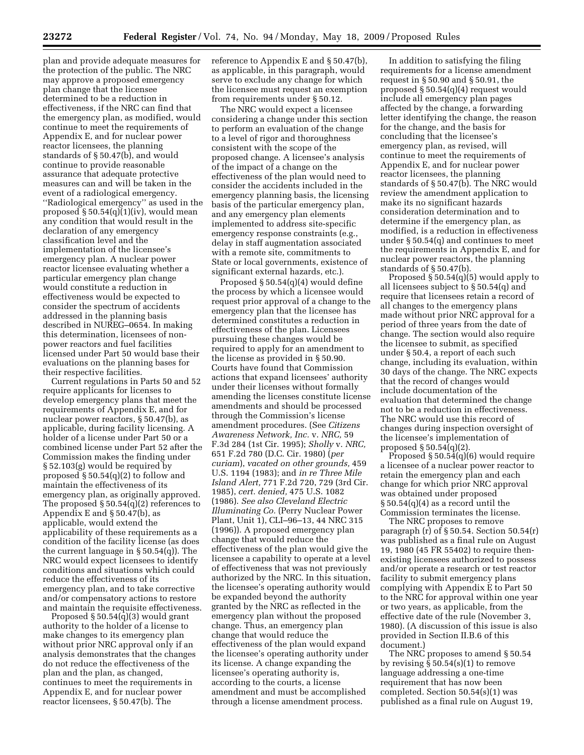plan and provide adequate measures for the protection of the public. The NRC may approve a proposed emergency plan change that the licensee determined to be a reduction in effectiveness, if the NRC can find that the emergency plan, as modified, would continue to meet the requirements of Appendix E, and for nuclear power reactor licensees, the planning standards of § 50.47(b), and would continue to provide reasonable assurance that adequate protective measures can and will be taken in the event of a radiological emergency. ''Radiological emergency'' as used in the proposed § 50.54(q)(1)(iv), would mean any condition that would result in the declaration of any emergency classification level and the implementation of the licensee's emergency plan. A nuclear power reactor licensee evaluating whether a particular emergency plan change would constitute a reduction in effectiveness would be expected to consider the spectrum of accidents addressed in the planning basis described in NUREG–0654. In making this determination, licensees of non-power reactors and fuel facilities licensed under Part 50 would base their evaluations on the planning bases for their respective facilities.

Current regulations in Parts 50 and 52 require applicants for licenses to develop emergency plans that meet the requirements of Appendix E, and for nuclear power reactors, § 50.47(b), as applicable, during facility licensing. A holder of a license under Part 50 or a combined license under Part 52 after the Commission makes the finding under § 52.103(g) would be required by proposed § 50.54(q)(2) to follow and maintain the effectiveness of its emergency plan, as originally approved. The proposed § 50.54(q)(2) references to Appendix E and § 50.47(b), as applicable, would extend the applicability of these requirements as a condition of the facility license (as does the current language in § 50.54(q)). The NRC would expect licensees to identify conditions and situations which could reduce the effectiveness of its emergency plan, and to take corrective and/or compensatory actions to restore and maintain the requisite effectiveness.

Proposed § 50.54(q)(3) would grant authority to the holder of a license to make changes to its emergency plan without prior NRC approval only if an analysis demonstrates that the changes do not reduce the effectiveness of the plan and the plan, as changed, continues to meet the requirements in Appendix E, and for nuclear power reactor licensees, § 50.47(b). The reference to Appendix E and § 50.47(b), as applicable, in this paragraph, would serve to exclude any change for which the licensee must request an exemption from requirements under § 50.12.

The NRC would expect a licensee considering a change under this section to perform an evaluation of the change to a level of rigor and thoroughness consistent with the scope of the proposed change. A licensee's analysis of the impact of a change on the effectiveness of the plan would need to consider the accidents included in the emergency planning basis, the licensing basis of the particular emergency plan, and any emergency plan elements implemented to address site-specific emergency response constraints (e.g., delay in staff augmentation associated with a remote site, commitments to State or local governments, existence of significant external hazards, etc.).

Proposed § 50.54(q)(4) would define the process by which a licensee would request prior approval of a change to the emergency plan that the licensee has determined constitutes a reduction in effectiveness of the plan. Licensees pursuing these changes would be required to apply for an amendment to the license as provided in § 50.90. Courts have found that Commission actions that expand licensees' authority under their licenses without formally amending the licenses constitute license amendments and should be processed through the Commission's license amendment procedures. (See *Citizens Awareness Network, Inc.* v. *NRC,* 59 F.3d 284 (1st Cir. 1995); *Sholly* v. *NRC,* 651 F.2d 780 (D.C. Cir. 1980) (*per curiam*), *vacated on other grounds,* 459 U.S. 1194 (1983); and *in re Three Mile Island Alert,* 771 F.2d 720, 729 (3rd Cir. 1985), *cert. denied,* 475 U.S. 1082 (1986). *See also Cleveland Electric Illuminating Co.* (Perry Nuclear Power Plant, Unit 1), CLI–96–13, 44 NRC 315 (1996)). A proposed emergency plan change that would reduce the effectiveness of the plan would give the licensee a capability to operate at a level of effectiveness that was not previously authorized by the NRC. In this situation, the licensee's operating authority would be expanded beyond the authority granted by the NRC as reflected in the emergency plan without the proposed change. Thus, an emergency plan change that would reduce the effectiveness of the plan would expand the licensee's operating authority under its license. A change expanding the licensee's operating authority is, according to the courts, a license amendment and must be accomplished through a license amendment process.

In addition to satisfying the filing requirements for a license amendment request in § 50.90 and § 50.91, the proposed § 50.54(q)(4) request would include all emergency plan pages affected by the change, a forwarding letter identifying the change, the reason for the change, and the basis for concluding that the licensee's emergency plan, as revised, will continue to meet the requirements of Appendix E, and for nuclear power reactor licensees, the planning standards of § 50.47(b). The NRC would review the amendment application to make its no significant hazards consideration determination and to determine if the emergency plan, as modified, is a reduction in effectiveness under § 50.54(q) and continues to meet the requirements in Appendix E, and for nuclear power reactors, the planning standards of § 50.47(b).

Proposed § 50.54(q)(5) would apply to all licensees subject to § 50.54(q) and require that licensees retain a record of all changes to the emergency plans made without prior NRC approval for a period of three years from the date of change. The section would also require the licensee to submit, as specified under § 50.4, a report of each such change, including its evaluation, within 30 days of the change. The NRC expects that the record of changes would include documentation of the evaluation that determined the change not to be a reduction in effectiveness. The NRC would use this record of changes during inspection oversight of the licensee's implementation of proposed § 50.54(q)(2).

Proposed § 50.54(q)(6) would require a licensee of a nuclear power reactor to retain the emergency plan and each change for which prior NRC approval was obtained under proposed § 50.54(q)(4) as a record until the Commission terminates the license.

The NRC proposes to remove paragraph (r) of § 50.54. Section 50.54(r) was published as a final rule on August 19, 1980 (45 FR 55402) to require then-existing licensees authorized to possess and/or operate a research or test reactor facility to submit emergency plans complying with Appendix E to Part 50 to the NRC for approval within one year or two years, as applicable, from the effective date of the rule (November 3, 1980). (A discussion of this issue is also provided in Section II.B.6 of this document.)

The NRC proposes to amend § 50.54 by revising § 50.54(s)(1) to remove language addressing a one-time requirement that has now been completed. Section 50.54(s)(1) was published as a final rule on August 19,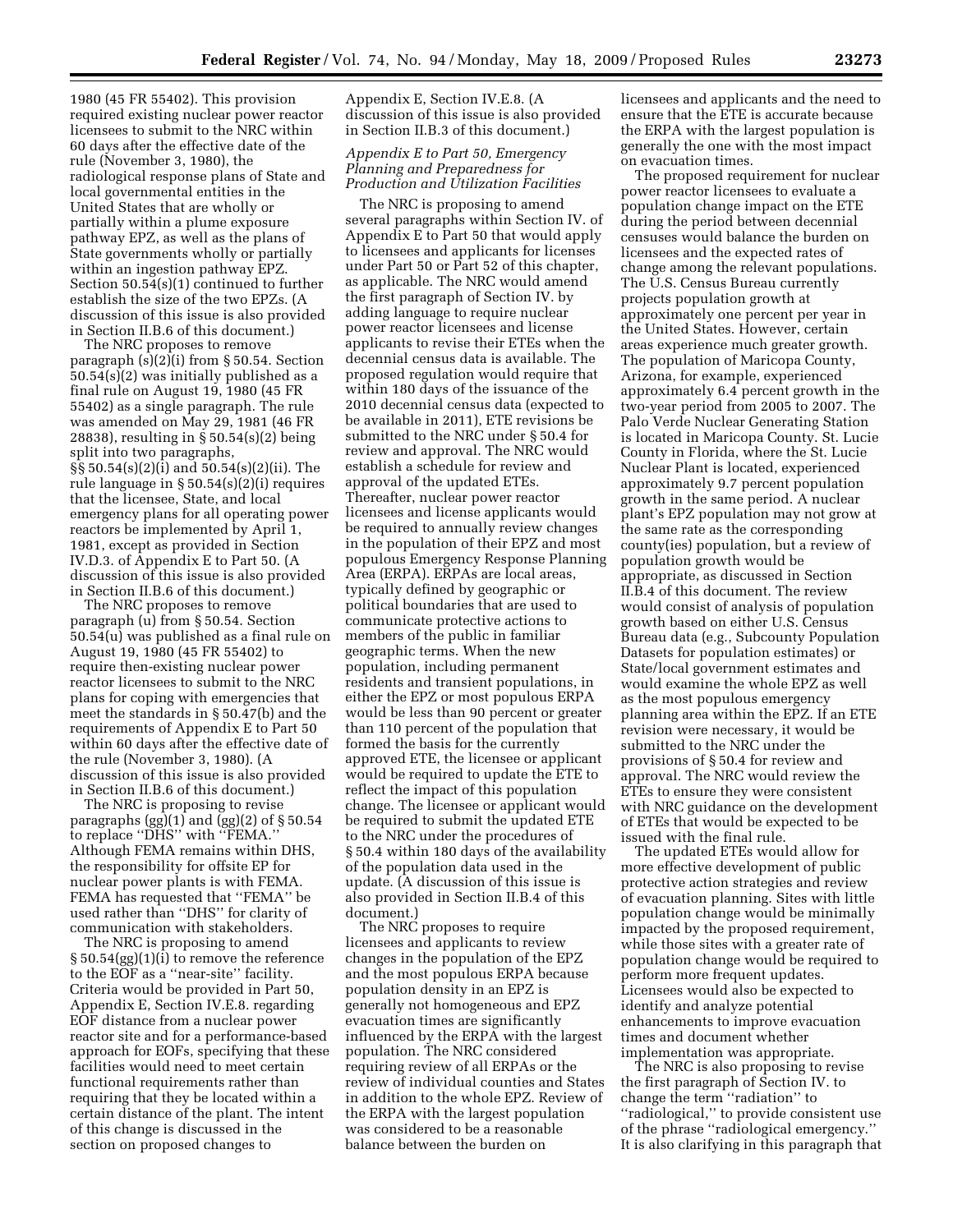1980 (45 FR 55402). This provision required existing nuclear power reactor licensees to submit to the NRC within 60 days after the effective date of the rule (November 3, 1980), the radiological response plans of State and local governmental entities in the United States that are wholly or partially within a plume exposure pathway EPZ, as well as the plans of State governments wholly or partially within an ingestion pathway EPZ. Section 50.54(s)(1) continued to further establish the size of the two EPZs. (A discussion of this issue is also provided in Section II.B.6 of this document.)

The NRC proposes to remove paragraph (s)(2)(i) from § 50.54. Section 50.54(s)(2) was initially published as a final rule on August 19, 1980 (45 FR 55402) as a single paragraph. The rule was amended on May 29, 1981 (46 FR 28838), resulting in § 50.54(s)(2) being split into two paragraphs, §§ 50.54(s)(2)(i) and 50.54(s)(2)(ii). The rule language in § 50.54(s)(2)(i) requires that the licensee, State, and local emergency plans for all operating power reactors be implemented by April 1, 1981, except as provided in Section IV.D.3. of Appendix E to Part 50. (A discussion of this issue is also provided in Section II.B.6 of this document.)

The NRC proposes to remove paragraph (u) from § 50.54. Section 50.54(u) was published as a final rule on August 19, 1980 (45 FR 55402) to require then-existing nuclear power reactor licensees to submit to the NRC plans for coping with emergencies that meet the standards in § 50.47(b) and the requirements of Appendix E to Part 50 within 60 days after the effective date of the rule (November 3, 1980). (A discussion of this issue is also provided in Section II.B.6 of this document.)

The NRC is proposing to revise paragraphs (gg)(1) and (gg)(2) of § 50.54 to replace ''DHS'' with ''FEMA.'' Although FEMA remains within DHS, the responsibility for offsite EP for nuclear power plants is with FEMA. FEMA has requested that ''FEMA'' be used rather than ''DHS'' for clarity of communication with stakeholders.

The NRC is proposing to amend § 50.54(gg)(1)(i) to remove the reference to the EOF as a ''near-site'' facility. Criteria would be provided in Part 50, Appendix E, Section IV.E.8. regarding EOF distance from a nuclear power reactor site and for a performance-based approach for EOFs, specifying that these facilities would need to meet certain functional requirements rather than requiring that they be located within a certain distance of the plant. The intent of this change is discussed in the section on proposed changes to Appendix E, Section IV.E.8. (A discussion of this issue is also provided in Section II.B.3 of this document.)

*Appendix E to Part 50, Emergency Planning and Preparedness for Production and Utilization Facilities*

The NRC is proposing to amend several paragraphs within Section IV. of Appendix E to Part 50 that would apply to licensees and applicants for licenses under Part 50 or Part 52 of this chapter, as applicable. The NRC would amend the first paragraph of Section IV. by adding language to require nuclear power reactor licensees and license applicants to revise their ETEs when the decennial census data is available. The proposed regulation would require that within 180 days of the issuance of the 2010 decennial census data (expected to be available in 2011), ETE revisions be submitted to the NRC under § 50.4 for review and approval. The NRC would establish a schedule for review and approval of the updated ETEs. Thereafter, nuclear power reactor licensees and license applicants would be required to annually review changes in the population of their EPZ and most populous Emergency Response Planning Area (ERPA). ERPAs are local areas, typically defined by geographic or political boundaries that are used to communicate protective actions to members of the public in familiar geographic terms. When the new population, including permanent residents and transient populations, in either the EPZ or most populous ERPA would be less than 90 percent or greater than 110 percent of the population that formed the basis for the currently approved ETE, the licensee or applicant would be required to update the ETE to reflect the impact of this population change. The licensee or applicant would be required to submit the updated ETE to the NRC under the procedures of § 50.4 within 180 days of the availability of the population data used in the update. (A discussion of this issue is also provided in Section II.B.4 of this document.)

The NRC proposes to require licensees and applicants to review changes in the population of the EPZ and the most populous ERPA because population density in an EPZ is generally not homogeneous and EPZ evacuation times are significantly influenced by the ERPA with the largest population. The NRC considered requiring review of all ERPAs or the review of individual counties and States in addition to the whole EPZ. Review of the ERPA with the largest population was considered to be a reasonable balance between the burden on licensees and applicants and the need to ensure that the ETE is accurate because the ERPA with the largest population is generally the one with the most impact on evacuation times.

The proposed requirement for nuclear power reactor licensees to evaluate a population change impact on the ETE during the period between decennial censuses would balance the burden on licensees and the expected rates of change among the relevant populations. The U.S. Census Bureau currently projects population growth at approximately one percent per year in the United States. However, certain areas experience much greater growth. The population of Maricopa County, Arizona, for example, experienced approximately 6.4 percent growth in the two-year period from 2005 to 2007. The Palo Verde Nuclear Generating Station is located in Maricopa County. St. Lucie County in Florida, where the St. Lucie Nuclear Plant is located, experienced approximately 9.7 percent population growth in the same period. A nuclear plant's EPZ population may not grow at the same rate as the corresponding county(ies) population, but a review of population growth would be appropriate, as discussed in Section II.B.4 of this document. The review would consist of analysis of population growth based on either U.S. Census Bureau data (e.g., Subcounty Population Datasets for population estimates) or State/local government estimates and would examine the whole EPZ as well as the most populous emergency planning area within the EPZ. If an ETE revision were necessary, it would be submitted to the NRC under the provisions of § 50.4 for review and approval. The NRC would review the ETEs to ensure they were consistent with NRC guidance on the development of ETEs that would be expected to be issued with the final rule.

The updated ETEs would allow for more effective development of public protective action strategies and review of evacuation planning. Sites with little population change would be minimally impacted by the proposed requirement, while those sites with a greater rate of population change would be required to perform more frequent updates. Licensees would also be expected to identify and analyze potential enhancements to improve evacuation times and document whether implementation was appropriate.

The NRC is also proposing to revise the first paragraph of Section IV. to change the term ''radiation'' to ''radiological,'' to provide consistent use of the phrase ''radiological emergency.'' It is also clarifying in this paragraph that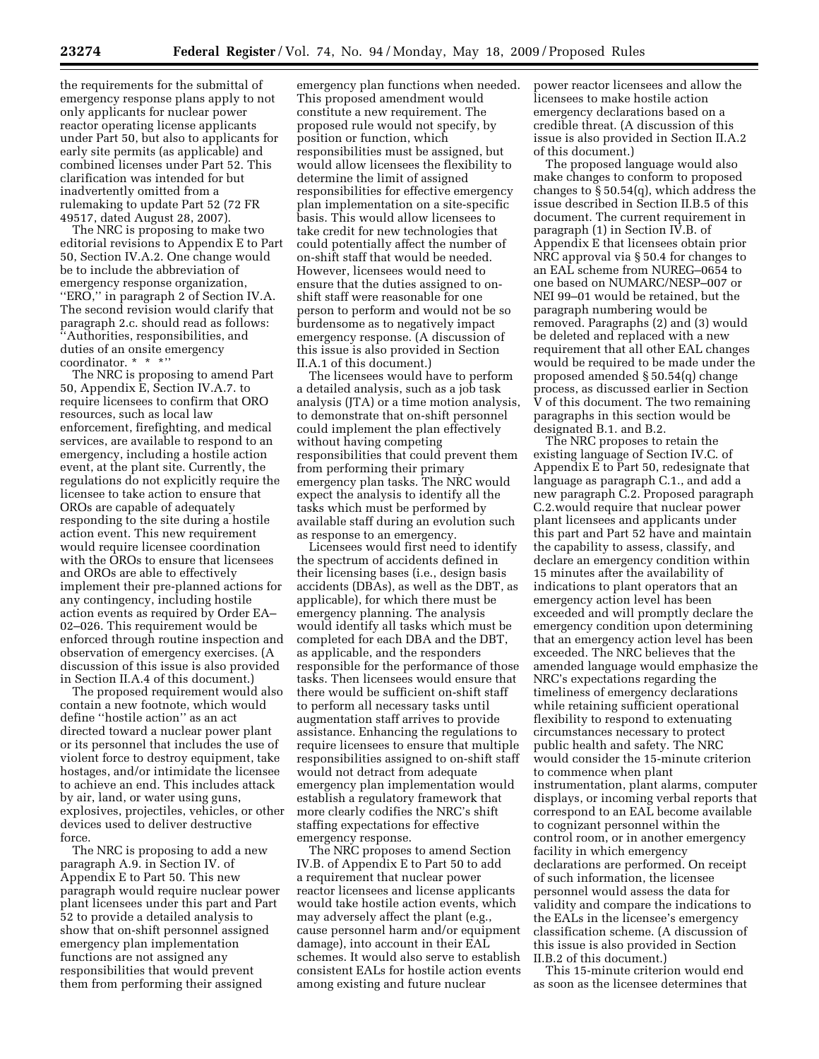the requirements for the submittal of emergency response plans apply to not only applicants for nuclear power reactor operating license applicants under Part 50, but also to applicants for early site permits (as applicable) and combined licenses under Part 52. This clarification was intended for but inadvertently omitted from a rulemaking to update Part 52 (72 FR 49517, dated August 28, 2007).

The NRC is proposing to make two editorial revisions to Appendix E to Part 50, Section IV.A.2. One change would be to include the abbreviation of emergency response organization, ''ERO,'' in paragraph 2 of Section IV.A. The second revision would clarify that paragraph 2.c. should read as follows: ''Authorities, responsibilities, and duties of an onsite emergency coordinator. * * *''

The NRC is proposing to amend Part 50, Appendix E, Section IV.A.7. to require licensees to confirm that ORO resources, such as local law enforcement, firefighting, and medical services, are available to respond to an emergency, including a hostile action event, at the plant site. Currently, the regulations do not explicitly require the licensee to take action to ensure that OROs are capable of adequately responding to the site during a hostile action event. This new requirement would require licensee coordination with the OROs to ensure that licensees and OROs are able to effectively implement their pre-planned actions for any contingency, including hostile action events as required by Order EA–02–026. This requirement would be enforced through routine inspection and observation of emergency exercises. (A discussion of this issue is also provided in Section II.A.4 of this document.)

The proposed requirement would also contain a new footnote, which would define ''hostile action'' as an act directed toward a nuclear power plant or its personnel that includes the use of violent force to destroy equipment, take hostages, and/or intimidate the licensee to achieve an end. This includes attack by air, land, or water using guns, explosives, projectiles, vehicles, or other devices used to deliver destructive force.

The NRC is proposing to add a new paragraph A.9. in Section IV. of Appendix E to Part 50. This new paragraph would require nuclear power plant licensees under this part and Part 52 to provide a detailed analysis to show that on-shift personnel assigned emergency plan implementation functions are not assigned any responsibilities that would prevent them from performing their assigned emergency plan functions when needed. This proposed amendment would constitute a new requirement. The proposed rule would not specify, by position or function, which responsibilities must be assigned, but would allow licensees the flexibility to determine the limit of assigned responsibilities for effective emergency plan implementation on a site-specific basis. This would allow licensees to take credit for new technologies that could potentially affect the number of on-shift staff that would be needed. However, licensees would need to ensure that the duties assigned to on-shift staff were reasonable for one person to perform and would not be so burdensome as to negatively impact emergency response. (A discussion of this issue is also provided in Section II.A.1 of this document.)

The licensees would have to perform a detailed analysis, such as a job task analysis (JTA) or a time motion analysis, to demonstrate that on-shift personnel could implement the plan effectively without having competing responsibilities that could prevent them from performing their primary emergency plan tasks. The NRC would expect the analysis to identify all the tasks which must be performed by available staff during an evolution such as response to an emergency.

Licensees would first need to identify the spectrum of accidents defined in their licensing bases (i.e., design basis accidents (DBAs), as well as the DBT, as applicable), for which there must be emergency planning. The analysis would identify all tasks which must be completed for each DBA and the DBT, as applicable, and the responders responsible for the performance of those tasks. Then licensees would ensure that there would be sufficient on-shift staff to perform all necessary tasks until augmentation staff arrives to provide assistance. Enhancing the regulations to require licensees to ensure that multiple responsibilities assigned to on-shift staff would not detract from adequate emergency plan implementation would establish a regulatory framework that more clearly codifies the NRC's shift staffing expectations for effective emergency response.

The NRC proposes to amend Section IV.B. of Appendix E to Part 50 to add a requirement that nuclear power reactor licensees and license applicants would take hostile action events, which may adversely affect the plant (e.g., cause personnel harm and/or equipment damage), into account in their EAL schemes. It would also serve to establish consistent EALs for hostile action events among existing and future nuclear power reactor licensees and allow the licensees to make hostile action emergency declarations based on a credible threat. (A discussion of this issue is also provided in Section II.A.2 of this document.)

The proposed language would also make changes to conform to proposed changes to § 50.54(q), which address the issue described in Section II.B.5 of this document. The current requirement in paragraph (1) in Section IV.B. of Appendix E that licensees obtain prior NRC approval via § 50.4 for changes to an EAL scheme from NUREG–0654 to one based on NUMARC/NESP–007 or NEI 99–01 would be retained, but the paragraph numbering would be removed. Paragraphs (2) and (3) would be deleted and replaced with a new requirement that all other EAL changes would be required to be made under the proposed amended § 50.54(q) change process, as discussed earlier in Section V of this document. The two remaining paragraphs in this section would be designated B.1. and B.2.

The NRC proposes to retain the existing language of Section IV.C. of Appendix E to Part 50, redesignate that language as paragraph C.1., and add a new paragraph C.2. Proposed paragraph C.2.would require that nuclear power plant licensees and applicants under this part and Part 52 have and maintain the capability to assess, classify, and declare an emergency condition within 15 minutes after the availability of indications to plant operators that an emergency action level has been exceeded and will promptly declare the emergency condition upon determining that an emergency action level has been exceeded. The NRC believes that the amended language would emphasize the NRC's expectations regarding the timeliness of emergency declarations while retaining sufficient operational flexibility to respond to extenuating circumstances necessary to protect public health and safety. The NRC would consider the 15-minute criterion to commence when plant instrumentation, plant alarms, computer displays, or incoming verbal reports that correspond to an EAL become available to cognizant personnel within the control room, or in another emergency facility in which emergency declarations are performed. On receipt of such information, the licensee personnel would assess the data for validity and compare the indications to the EALs in the licensee's emergency classification scheme. (A discussion of this issue is also provided in Section II.B.2 of this document.)

This 15-minute criterion would end as soon as the licensee determines that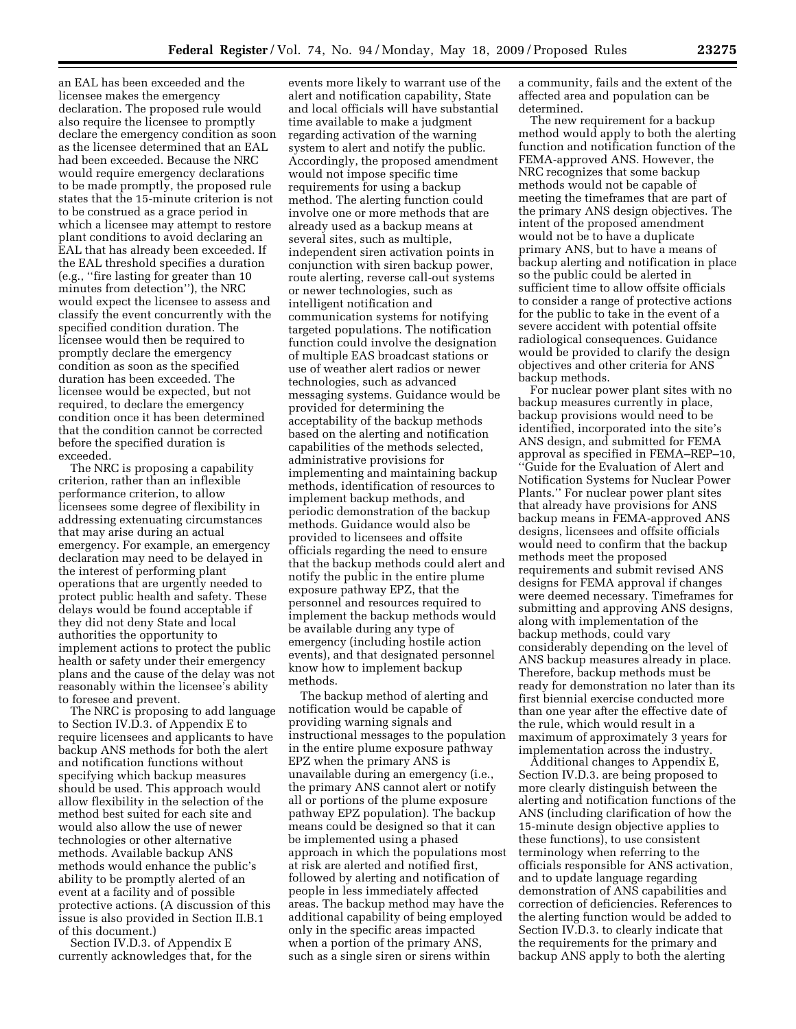an EAL has been exceeded and the licensee makes the emergency declaration. The proposed rule would also require the licensee to promptly declare the emergency condition as soon as the licensee determined that an EAL had been exceeded. Because the NRC would require emergency declarations to be made promptly, the proposed rule states that the 15-minute criterion is not to be construed as a grace period in which a licensee may attempt to restore plant conditions to avoid declaring an EAL that has already been exceeded. If the EAL threshold specifies a duration (e.g., ''fire lasting for greater than 10 minutes from detection''), the NRC would expect the licensee to assess and classify the event concurrently with the specified condition duration. The licensee would then be required to promptly declare the emergency condition as soon as the specified duration has been exceeded. The licensee would be expected, but not required, to declare the emergency condition once it has been determined that the condition cannot be corrected before the specified duration is exceeded.

The NRC is proposing a capability criterion, rather than an inflexible performance criterion, to allow licensees some degree of flexibility in addressing extenuating circumstances that may arise during an actual emergency. For example, an emergency declaration may need to be delayed in the interest of performing plant operations that are urgently needed to protect public health and safety. These delays would be found acceptable if they did not deny State and local authorities the opportunity to implement actions to protect the public health or safety under their emergency plans and the cause of the delay was not reasonably within the licensee's ability to foresee and prevent.

The NRC is proposing to add language to Section IV.D.3. of Appendix E to require licensees and applicants to have backup ANS methods for both the alert and notification functions without specifying which backup measures should be used. This approach would allow flexibility in the selection of the method best suited for each site and would also allow the use of newer technologies or other alternative methods. Available backup ANS methods would enhance the public's ability to be promptly alerted of an event at a facility and of possible protective actions. (A discussion of this issue is also provided in Section II.B.1 of this document.)

Section IV.D.3. of Appendix E currently acknowledges that, for the events more likely to warrant use of the alert and notification capability, State and local officials will have substantial time available to make a judgment regarding activation of the warning system to alert and notify the public. Accordingly, the proposed amendment would not impose specific time requirements for using a backup method. The alerting function could involve one or more methods that are already used as a backup means at several sites, such as multiple, independent siren activation points in conjunction with siren backup power, route alerting, reverse call-out systems or newer technologies, such as intelligent notification and communication systems for notifying targeted populations. The notification function could involve the designation of multiple EAS broadcast stations or use of weather alert radios or newer technologies, such as advanced messaging systems. Guidance would be provided for determining the acceptability of the backup methods based on the alerting and notification capabilities of the methods selected, administrative provisions for implementing and maintaining backup methods, identification of resources to implement backup methods, and periodic demonstration of the backup methods. Guidance would also be provided to licensees and offsite officials regarding the need to ensure that the backup methods could alert and notify the public in the entire plume exposure pathway EPZ, that the personnel and resources required to implement the backup methods would be available during any type of emergency (including hostile action events), and that designated personnel know how to implement backup methods.

The backup method of alerting and notification would be capable of providing warning signals and instructional messages to the population in the entire plume exposure pathway EPZ when the primary ANS is unavailable during an emergency (i.e., the primary ANS cannot alert or notify all or portions of the plume exposure pathway EPZ population). The backup means could be designed so that it can be implemented using a phased approach in which the populations most at risk are alerted and notified first, followed by alerting and notification of people in less immediately affected areas. The backup method may have the additional capability of being employed only in the specific areas impacted when a portion of the primary ANS, such as a single siren or sirens within a community, fails and the extent of the affected area and population can be determined.

The new requirement for a backup method would apply to both the alerting function and notification function of the FEMA-approved ANS. However, the NRC recognizes that some backup methods would not be capable of meeting the timeframes that are part of the primary ANS design objectives. The intent of the proposed amendment would not be to have a duplicate primary ANS, but to have a means of backup alerting and notification in place so the public could be alerted in sufficient time to allow offsite officials to consider a range of protective actions for the public to take in the event of a severe accident with potential offsite radiological consequences. Guidance would be provided to clarify the design objectives and other criteria for ANS backup methods.

For nuclear power plant sites with no backup measures currently in place, backup provisions would need to be identified, incorporated into the site's ANS design, and submitted for FEMA approval as specified in FEMA–REP–10, ''Guide for the Evaluation of Alert and Notification Systems for Nuclear Power Plants.'' For nuclear power plant sites that already have provisions for ANS backup means in FEMA-approved ANS designs, licensees and offsite officials would need to confirm that the backup methods meet the proposed requirements and submit revised ANS designs for FEMA approval if changes were deemed necessary. Timeframes for submitting and approving ANS designs, along with implementation of the backup methods, could vary considerably depending on the level of ANS backup measures already in place. Therefore, backup methods must be ready for demonstration no later than its first biennial exercise conducted more than one year after the effective date of the rule, which would result in a maximum of approximately 3 years for implementation across the industry.

Additional changes to Appendix E, Section IV.D.3. are being proposed to more clearly distinguish between the alerting and notification functions of the ANS (including clarification of how the 15-minute design objective applies to these functions), to use consistent terminology when referring to the officials responsible for ANS activation, and to update language regarding demonstration of ANS capabilities and correction of deficiencies. References to the alerting function would be added to Section IV.D.3. to clearly indicate that the requirements for the primary and backup ANS apply to both the alerting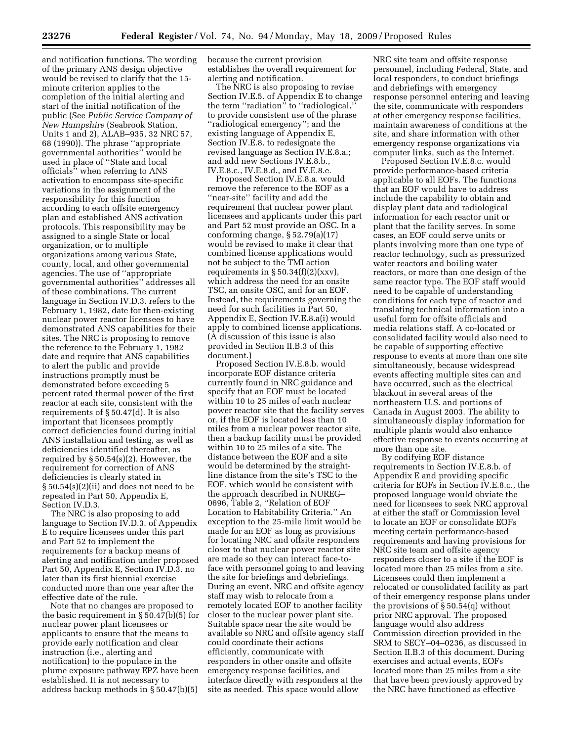and notification functions. The wording of the primary ANS design objective would be revised to clarify that the 15-minute criterion applies to the completion of the initial alerting and start of the initial notification of the public (See *Public Service Company of New Hampshire* (Seabrook Station, Units 1 and 2), ALAB–935, 32 NRC 57, 68 (1990)). The phrase ''appropriate governmental authorities'' would be used in place of ''State and local officials'' when referring to ANS activation to encompass site-specific variations in the assignment of the responsibility for this function according to each offsite emergency plan and established ANS activation protocols. This responsibility may be assigned to a single State or local organization, or to multiple organizations among various State, county, local, and other governmental agencies. The use of ''appropriate governmental authorities'' addresses all of these combinations. The current language in Section IV.D.3. refers to the February 1, 1982, date for then-existing nuclear power reactor licensees to have demonstrated ANS capabilities for their sites. The NRC is proposing to remove the reference to the February 1, 1982 date and require that ANS capabilities to alert the public and provide instructions promptly must be demonstrated before exceeding 5 percent rated thermal power of the first reactor at each site, consistent with the requirements of § 50.47(d). It is also important that licensees promptly correct deficiencies found during initial ANS installation and testing, as well as deficiencies identified thereafter, as required by § 50.54(s)(2). However, the requirement for correction of ANS deficiencies is clearly stated in § 50.54(s)(2)(ii) and does not need to be repeated in Part 50, Appendix E, Section IV.D.3.

The NRC is also proposing to add language to Section IV.D.3. of Appendix E to require licensees under this part and Part 52 to implement the requirements for a backup means of alerting and notification under proposed Part 50, Appendix E, Section IV.D.3. no later than its first biennial exercise conducted more than one year after the effective date of the rule.

Note that no changes are proposed to the basic requirement in § 50.47(b)(5) for nuclear power plant licensees or applicants to ensure that the means to provide early notification and clear instruction (i.e., alerting and notification) to the populace in the plume exposure pathway EPZ have been established. It is not necessary to address backup methods in § 50.47(b)(5) because the current provision establishes the overall requirement for alerting and notification.

The NRC is also proposing to revise Section IV.E.5. of Appendix E to change the term ''radiation'' to ''radiological,'' to provide consistent use of the phrase ''radiological emergency''; and the existing language of Appendix E, Section IV.E.8. to redesignate the revised language as Section IV.E.8.a.; and add new Sections IV.E.8.b., IV.E.8.c., IV.E.8.d., and IV.E.8.e.

Proposed Section IV.E.8.a. would remove the reference to the EOF as a ''near-site'' facility and add the requirement that nuclear power plant licensees and applicants under this part and Part 52 must provide an OSC. In a conforming change, § 52.79(a)(17) would be revised to make it clear that combined license applications would not be subject to the TMI action requirements in § 50.34(f)(2)(xxv), which address the need for an onsite TSC, an onsite OSC, and for an EOF. Instead, the requirements governing the need for such facilities in Part 50, Appendix E, Section IV.E.8.a(i) would apply to combined license applications. (A discussion of this issue is also provided in Section II.B.3 of this document.)

Proposed Section IV.E.8.b. would incorporate EOF distance criteria currently found in NRC guidance and specify that an EOF must be located within 10 to 25 miles of each nuclear power reactor site that the facility serves or, if the EOF is located less than 10 miles from a nuclear power reactor site, then a backup facility must be provided within 10 to 25 miles of a site. The distance between the EOF and a site would be determined by the straight-line distance from the site's TSC to the EOF, which would be consistent with the approach described in NUREG–0696, Table 2, ''Relation of EOF Location to Habitability Criteria.'' An exception to the 25-mile limit would be made for an EOF as long as provisions for locating NRC and offsite responders closer to that nuclear power reactor site are made so they can interact face-to-face with personnel going to and leaving the site for briefings and debriefings. During an event, NRC and offsite agency staff may wish to relocate from a remotely located EOF to another facility closer to the nuclear power plant site. Suitable space near the site would be available so NRC and offsite agency staff could coordinate their actions efficiently, communicate with responders in other onsite and offsite emergency response facilities, and interface directly with responders at the site as needed. This space would allow NRC site team and offsite response personnel, including Federal, State, and local responders, to conduct briefings and debriefings with emergency response personnel entering and leaving the site, communicate with responders at other emergency response facilities, maintain awareness of conditions at the site, and share information with other emergency response organizations via computer links, such as the Internet.

Proposed Section IV.E.8.c. would provide performance-based criteria applicable to all EOFs. The functions that an EOF would have to address include the capability to obtain and display plant data and radiological information for each reactor unit or plant that the facility serves. In some cases, an EOF could serve units or plants involving more than one type of reactor technology, such as pressurized water reactors and boiling water reactors, or more than one design of the same reactor type. The EOF staff would need to be capable of understanding conditions for each type of reactor and translating technical information into a useful form for offsite officials and media relations staff. A co-located or consolidated facility would also need to be capable of supporting effective response to events at more than one site simultaneously, because widespread events affecting multiple sites can and have occurred, such as the electrical blackout in several areas of the northeastern U.S. and portions of Canada in August 2003. The ability to simultaneously display information for multiple plants would also enhance effective response to events occurring at more than one site.

By codifying EOF distance requirements in Section IV.E.8.b. of Appendix E and providing specific criteria for EOFs in Section IV.E.8.c., the proposed language would obviate the need for licensees to seek NRC approval at either the staff or Commission level to locate an EOF or consolidate EOFs meeting certain performance-based requirements and having provisions for NRC site team and offsite agency responders closer to a site if the EOF is located more than 25 miles from a site. Licensees could then implement a relocated or consolidated facility as part of their emergency response plans under the provisions of § 50.54(q) without prior NRC approval. The proposed language would also address Commission direction provided in the SRM to SECY–04–0236, as discussed in Section II.B.3 of this document. During exercises and actual events, EOFs located more than 25 miles from a site that have been previously approved by the NRC have functioned as effective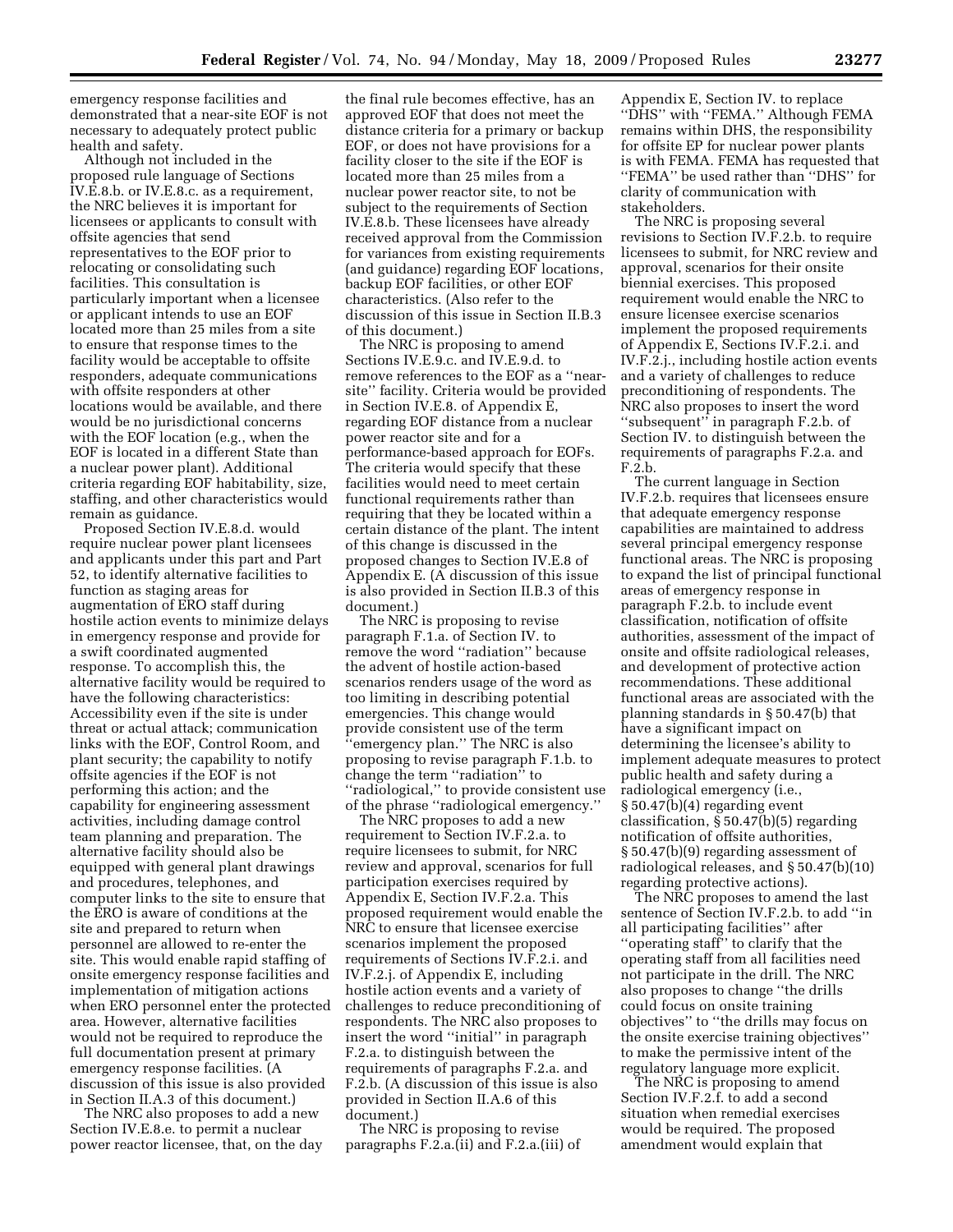emergency response facilities and demonstrated that a near-site EOF is not necessary to adequately protect public health and safety.

Although not included in the proposed rule language of Sections IV.E.8.b. or IV.E.8.c. as a requirement, the NRC believes it is important for licensees or applicants to consult with offsite agencies that send representatives to the EOF prior to relocating or consolidating such facilities. This consultation is particularly important when a licensee or applicant intends to use an EOF located more than 25 miles from a site to ensure that response times to the facility would be acceptable to offsite responders, adequate communications with offsite responders at other locations would be available, and there would be no jurisdictional concerns with the EOF location (e.g., when the EOF is located in a different State than a nuclear power plant). Additional criteria regarding EOF habitability, size, staffing, and other characteristics would remain as guidance.

Proposed Section IV.E.8.d. would require nuclear power plant licensees and applicants under this part and Part 52, to identify alternative facilities to function as staging areas for augmentation of ERO staff during hostile action events to minimize delays in emergency response and provide for a swift coordinated augmented response. To accomplish this, the alternative facility would be required to have the following characteristics: Accessibility even if the site is under threat or actual attack; communication links with the EOF, Control Room, and plant security; the capability to notify offsite agencies if the EOF is not performing this action; and the capability for engineering assessment activities, including damage control team planning and preparation. The alternative facility should also be equipped with general plant drawings and procedures, telephones, and computer links to the site to ensure that the ERO is aware of conditions at the site and prepared to return when personnel are allowed to re-enter the site. This would enable rapid staffing of onsite emergency response facilities and implementation of mitigation actions when ERO personnel enter the protected area. However, alternative facilities would not be required to reproduce the full documentation present at primary emergency response facilities. (A discussion of this issue is also provided in Section II.A.3 of this document.)

The NRC also proposes to add a new Section IV.E.8.e. to permit a nuclear power reactor licensee, that, on the day the final rule becomes effective, has an approved EOF that does not meet the distance criteria for a primary or backup EOF, or does not have provisions for a facility closer to the site if the EOF is located more than 25 miles from a nuclear power reactor site, to not be subject to the requirements of Section IV.E.8.b. These licensees have already received approval from the Commission for variances from existing requirements (and guidance) regarding EOF locations, backup EOF facilities, or other EOF characteristics. (Also refer to the discussion of this issue in Section II.B.3 of this document.)

The NRC is proposing to amend Sections IV.E.9.c. and IV.E.9.d. to remove references to the EOF as a "near-site" facility. Criteria would be provided in Section IV.E.8. of Appendix E, regarding EOF distance from a nuclear power reactor site and for a performance-based approach for EOFs. The criteria would specify that these facilities would need to meet certain functional requirements rather than requiring that they be located within a certain distance of the plant. The intent of this change is discussed in the proposed changes to Section IV.E.8 of Appendix E. (A discussion of this issue is also provided in Section II.B.3 of this document.)

The NRC is proposing to revise paragraph F.1.a. of Section IV. to remove the word "radiation" because the advent of hostile action-based scenarios renders usage of the word as too limiting in describing potential emergencies. This change would provide consistent use of the term "emergency plan." The NRC is also proposing to revise paragraph F.1.b. to change the term "radiation" to "radiological," to provide consistent use of the phrase "radiological emergency."

The NRC proposes to add a new requirement to Section IV.F.2.a. to require licensees to submit, for NRC review and approval, scenarios for full participation exercises required by Appendix E, Section IV.F.2.a. This proposed requirement would enable the NRC to ensure that licensee exercise scenarios implement the proposed requirements of Sections IV.F.2.i. and IV.F.2.j. of Appendix E, including hostile action events and a variety of challenges to reduce preconditioning of respondents. The NRC also proposes to insert the word "initial" in paragraph F.2.a. to distinguish between the requirements of paragraphs F.2.a. and F.2.b. (A discussion of this issue is also provided in Section II.A.6 of this document.)

The NRC is proposing to revise paragraphs F.2.a.(ii) and F.2.a.(iii) of Appendix E, Section IV. to replace "DHS" with "FEMA." Although FEMA remains within DHS, the responsibility for offsite EP for nuclear power plants is with FEMA. FEMA has requested that "FEMA" be used rather than "DHS" for clarity of communication with stakeholders.

The NRC is proposing several revisions to Section IV.F.2.b. to require licensees to submit, for NRC review and approval, scenarios for their onsite biennial exercises. This proposed requirement would enable the NRC to ensure licensee exercise scenarios implement the proposed requirements of Appendix E, Sections IV.F.2.i. and IV.F.2.j., including hostile action events and a variety of challenges to reduce preconditioning of respondents. The NRC also proposes to insert the word "subsequent" in paragraph F.2.b. of Section IV. to distinguish between the requirements of paragraphs F.2.a. and F.2.b.

The current language in Section IV.F.2.b. requires that licensees ensure that adequate emergency response capabilities are maintained to address several principal emergency response functional areas. The NRC is proposing to expand the list of principal functional areas of emergency response in paragraph F.2.b. to include event classification, notification of offsite authorities, assessment of the impact of onsite and offsite radiological releases, and development of protective action recommendations. These additional functional areas are associated with the planning standards in § 50.47(b) that have a significant impact on determining the licensee's ability to implement adequate measures to protect public health and safety during a radiological emergency (i.e., § 50.47(b)(4) regarding event classification, § 50.47(b)(5) regarding notification of offsite authorities, § 50.47(b)(9) regarding assessment of radiological releases, and § 50.47(b)(10) regarding protective actions).

The NRC proposes to amend the last sentence of Section IV.F.2.b. to add "in all participating facilities" after "operating staff" to clarify that the operating staff from all facilities need not participate in the drill. The NRC also proposes to change "the drills could focus on onsite training objectives" to "the drills may focus on the onsite exercise training objectives" to make the permissive intent of the regulatory language more explicit.

The NRC is proposing to amend Section IV.F.2.f. to add a second situation when remedial exercises would be required. The proposed amendment would explain that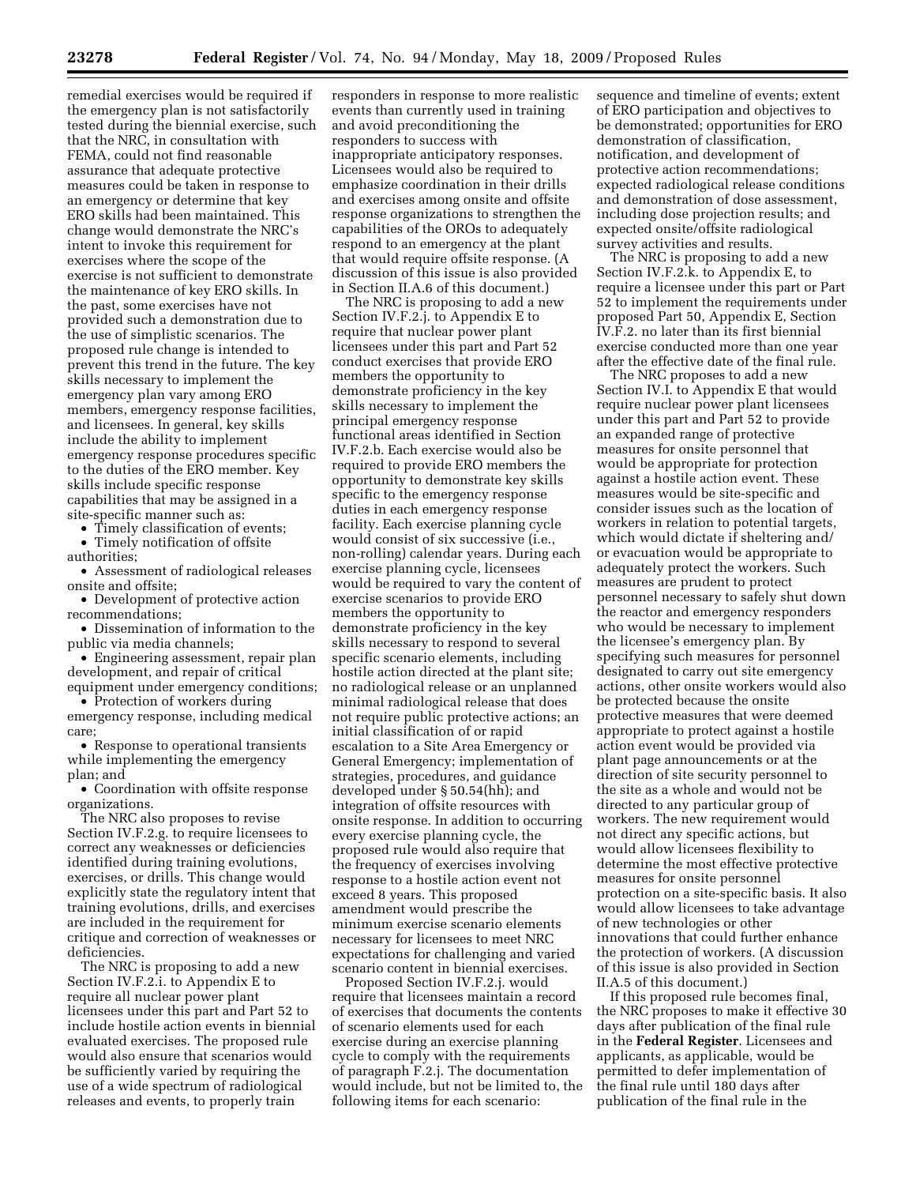remedial exercises would be required if the emergency plan is not satisfactorily tested during the biennial exercise, such that the NRC, in consultation with FEMA, could not find reasonable assurance that adequate protective measures could be taken in response to an emergency or determine that key ERO skills had been maintained. This change would demonstrate the NRC's intent to invoke this requirement for exercises where the scope of the exercise is not sufficient to demonstrate the maintenance of key ERO skills. In the past, some exercises have not provided such a demonstration due to the use of simplistic scenarios. The proposed rule change is intended to prevent this trend in the future. The key skills necessary to implement the emergency plan vary among ERO members, emergency response facilities, and licensees. In general, key skills include the ability to implement emergency response procedures specific to the duties of the ERO member. Key skills include specific response capabilities that may be assigned in a site-specific manner such as:

- Timely classification of events;
- Timely notification of offsite authorities;
- Assessment of radiological releases onsite and offsite;
- Development of protective action recommendations;
- Dissemination of information to the public via media channels;
- Engineering assessment, repair plan development, and repair of critical equipment under emergency conditions;
- Protection of workers during emergency response, including medical care;
- Response to operational transients while implementing the emergency plan; and
- Coordination with offsite response organizations.

The NRC also proposes to revise Section IV.F.2.g. to require licensees to correct any weaknesses or deficiencies identified during training evolutions, exercises, or drills. This change would explicitly state the regulatory intent that training evolutions, drills, and exercises are included in the requirement for critique and correction of weaknesses or deficiencies.

The NRC is proposing to add a new Section IV.F.2.i. to Appendix E to require all nuclear power plant licensees under this part and Part 52 to include hostile action events in biennial evaluated exercises. The proposed rule would also ensure that scenarios would be sufficiently varied by requiring the use of a wide spectrum of radiological releases and events, to properly train responders in response to more realistic events than currently used in training and avoid preconditioning the responders to success with inappropriate anticipatory responses. Licensees would also be required to emphasize coordination in their drills and exercises among onsite and offsite response organizations to strengthen the capabilities of the OROs to adequately respond to an emergency at the plant that would require offsite response. (A discussion of this issue is also provided in Section II.A.6 of this document.)

The NRC is proposing to add a new Section IV.F.2.j. to Appendix E to require that nuclear power plant licensees under this part and Part 52 conduct exercises that provide ERO members the opportunity to demonstrate proficiency in the key skills necessary to implement the principal emergency response functional areas identified in Section IV.F.2.b. Each exercise would also be required to provide ERO members the opportunity to demonstrate key skills specific to the emergency response duties in each emergency response facility. Each exercise planning cycle would consist of six successive (i.e., non-rolling) calendar years. During each exercise planning cycle, licensees would be required to vary the content of exercise scenarios to provide ERO members the opportunity to demonstrate proficiency in the key skills necessary to respond to several specific scenario elements, including hostile action directed at the plant site; no radiological release or an unplanned minimal radiological release that does not require public protective actions; an initial classification of or rapid escalation to a Site Area Emergency or General Emergency; implementation of strategies, procedures, and guidance developed under § 50.54(hh); and integration of offsite resources with onsite response. In addition to occurring every exercise planning cycle, the proposed rule would also require that the frequency of exercises involving response to a hostile action event not exceed 8 years. This proposed amendment would prescribe the minimum exercise scenario elements necessary for licensees to meet NRC expectations for challenging and varied scenario content in biennial exercises.

Proposed Section IV.F.2.j. would require that licensees maintain a record of exercises that documents the contents of scenario elements used for each exercise during an exercise planning cycle to comply with the requirements of paragraph F.2.j. The documentation would include, but not be limited to, the following items for each scenario: sequence and timeline of events; extent of ERO participation and objectives to be demonstrated; opportunities for ERO demonstration of classification, notification, and development of protective action recommendations; expected radiological release conditions and demonstration of dose assessment, including dose projection results; and expected onsite/offsite radiological survey activities and results.

The NRC is proposing to add a new Section IV.F.2.k. to Appendix E, to require a licensee under this part or Part 52 to implement the requirements under proposed Part 50, Appendix E, Section IV.F.2. no later than its first biennial exercise conducted more than one year after the effective date of the final rule.

The NRC proposes to add a new Section IV.I. to Appendix E that would require nuclear power plant licensees under this part and Part 52 to provide an expanded range of protective measures for onsite personnel that would be appropriate for protection against a hostile action event. These measures would be site-specific and consider issues such as the location of workers in relation to potential targets, which would dictate if sheltering and/or evacuation would be appropriate to adequately protect the workers. Such measures are prudent to protect personnel necessary to safely shut down the reactor and emergency responders who would be necessary to implement the licensee's emergency plan. By specifying such measures for personnel designated to carry out site emergency actions, other onsite workers would also be protected because the onsite protective measures that were deemed appropriate to protect against a hostile action event would be provided via plant page announcements or at the direction of site security personnel to the site as a whole and would not be directed to any particular group of workers. The new requirement would not direct any specific actions, but would allow licensees flexibility to determine the most effective protective measures for onsite personnel protection on a site-specific basis. It also would allow licensees to take advantage of new technologies or other innovations that could further enhance the protection of workers. (A discussion of this issue is also provided in Section II.A.5 of this document.)

If this proposed rule becomes final, the NRC proposes to make it effective 30 days after publication of the final rule in the **Federal Register**. Licensees and applicants, as applicable, would be permitted to defer implementation of the final rule until 180 days after publication of the final rule in the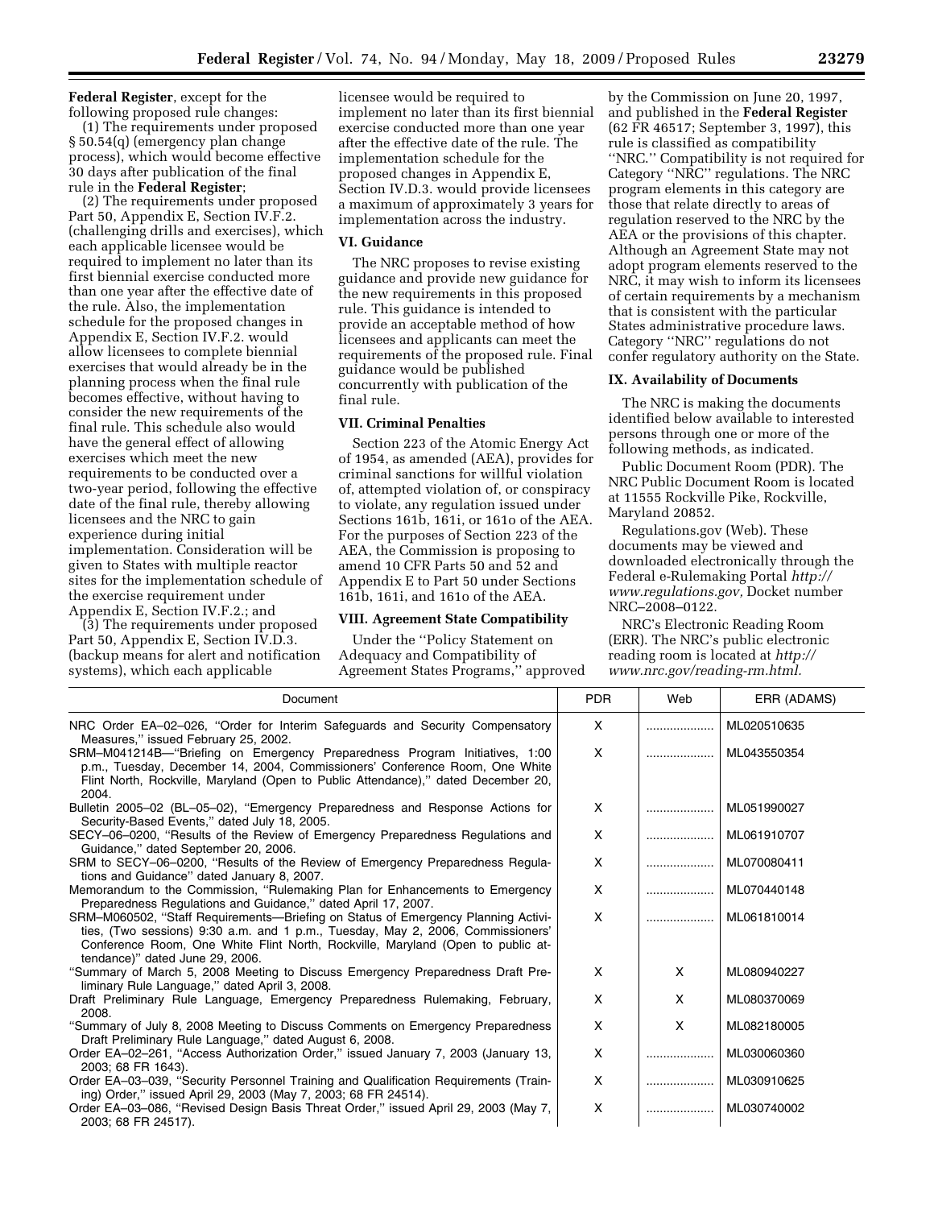**Federal Register**, except for the following proposed rule changes:

(1) The requirements under proposed § 50.54(q) (emergency plan change process), which would become effective 30 days after publication of the final rule in the **Federal Register**;

(2) The requirements under proposed Part 50, Appendix E, Section IV.F.2. (challenging drills and exercises), which each applicable licensee would be required to implement no later than its first biennial exercise conducted more than one year after the effective date of the rule. Also, the implementation schedule for the proposed changes in Appendix E, Section IV.F.2. would allow licensees to complete biennial exercises that would already be in the planning process when the final rule becomes effective, without having to consider the new requirements of the final rule. This schedule also would have the general effect of allowing exercises which meet the new requirements to be conducted over a two-year period, following the effective date of the final rule, thereby allowing licensees and the NRC to gain experience during initial implementation. Consideration will be given to States with multiple reactor sites for the implementation schedule of the exercise requirement under Appendix E, Section IV.F.2.; and

(3) The requirements under proposed Part 50, Appendix E, Section IV.D.3. (backup means for alert and notification systems), which each applicable licensee would be required to implement no later than its first biennial exercise conducted more than one year after the effective date of the rule. The implementation schedule for the proposed changes in Appendix E, Section IV.D.3. would provide licensees a maximum of approximately 3 years for implementation across the industry.

## VI. Guidance

The NRC proposes to revise existing guidance and provide new guidance for the new requirements in this proposed rule. This guidance is intended to provide an acceptable method of how licensees and applicants can meet the requirements of the proposed rule. Final guidance would be published concurrently with publication of the final rule.

## VII. Criminal Penalties

Section 223 of the Atomic Energy Act of 1954, as amended (AEA), provides for criminal sanctions for willful violation of, attempted violation of, or conspiracy to violate, any regulation issued under Sections 161b, 161i, or 161o of the AEA. For the purposes of Section 223 of the AEA, the Commission is proposing to amend 10 CFR Parts 50 and 52 and Appendix E to Part 50 under Sections 161b, 161i, and 161o of the AEA.

## VIII. Agreement State Compatibility

Under the ''Policy Statement on Adequacy and Compatibility of Agreement States Programs,'' approved by the Commission on June 20, 1997, and published in the **Federal Register** (62 FR 46517; September 3, 1997), this rule is classified as compatibility ''NRC.'' Compatibility is not required for Category ''NRC'' regulations. The NRC program elements in this category are those that relate directly to areas of regulation reserved to the NRC by the AEA or the provisions of this chapter. Although an Agreement State may not adopt program elements reserved to the NRC, it may wish to inform its licensees of certain requirements by a mechanism that is consistent with the particular States administrative procedure laws. Category ''NRC'' regulations do not confer regulatory authority on the State.

## IX. Availability of Documents

The NRC is making the documents identified below available to interested persons through one or more of the following methods, as indicated.

Public Document Room (PDR). The NRC Public Document Room is located at 11555 Rockville Pike, Rockville, Maryland 20852.

Regulations.gov (Web). These documents may be viewed and downloaded electronically through the Federal e-Rulemaking Portal *http://www.regulations.gov,* Docket number NRC–2008–0122.

NRC's Electronic Reading Room (ERR). The NRC's public electronic reading room is located at *http://www.nrc.gov/reading-rm.html.*

| Document | PDR | Web | ERR (ADAMS) |
|---|---|---|---|
| NRC Order EA–02–026, ''Order for Interim Safeguards and Security Compensatory Measures,'' issued February 25, 2002. | X | .................... | ML020510635 |
| SRM–M041214B—''Briefing on Emergency Preparedness Program Initiatives, 1:00 p.m., Tuesday, December 14, 2004, Commissioners' Conference Room, One White Flint North, Rockville, Maryland (Open to Public Attendance),'' dated December 20, 2004. | X | .................... | ML043550354 |
| Bulletin 2005–02 (BL–05–02), ''Emergency Preparedness and Response Actions for Security-Based Events,'' dated July 18, 2005. | X | .................... | ML051990027 |
| SECY–06–0200, ''Results of the Review of Emergency Preparedness Regulations and Guidance,'' dated September 20, 2006. | X | .................... | ML061910707 |
| SRM to SECY–06–0200, ''Results of the Review of Emergency Preparedness Regulations and Guidance'' dated January 8, 2007. | X | .................... | ML070080411 |
| Memorandum to the Commission, ''Rulemaking Plan for Enhancements to Emergency Preparedness Regulations and Guidance,'' dated April 17, 2007. | X | .................... | ML070440148 |
| SRM–M060502, ''Staff Requirements—Briefing on Status of Emergency Planning Activities, (Two sessions) 9:30 a.m. and 1 p.m., Tuesday, May 2, 2006, Commissioners' Conference Room, One White Flint North, Rockville, Maryland (Open to public attendance)'' dated June 29, 2006. | X | .................... | ML061810014 |
| ''Summary of March 5, 2008 Meeting to Discuss Emergency Preparedness Draft Preliminary Rule Language,'' dated April 3, 2008. | X | X | ML080940227 |
| Draft Preliminary Rule Language, Emergency Preparedness Rulemaking, February, 2008. | X | X | ML080370069 |
| ''Summary of July 8, 2008 Meeting to Discuss Comments on Emergency Preparedness Draft Preliminary Rule Language,'' dated August 6, 2008. | X | X | ML082180005 |
| Order EA–02–261, ''Access Authorization Order,'' issued January 7, 2003 (January 13, 2003; 68 FR 1643). | X | .................... | ML030060360 |
| Order EA–03–039, ''Security Personnel Training and Qualification Requirements (Training) Order,'' issued April 29, 2003 (May 7, 2003; 68 FR 24514). | X | .................... | ML030910625 |
| Order EA–03–086, ''Revised Design Basis Threat Order,'' issued April 29, 2003 (May 7, 2003; 68 FR 24517). | X | .................... | ML030740002 |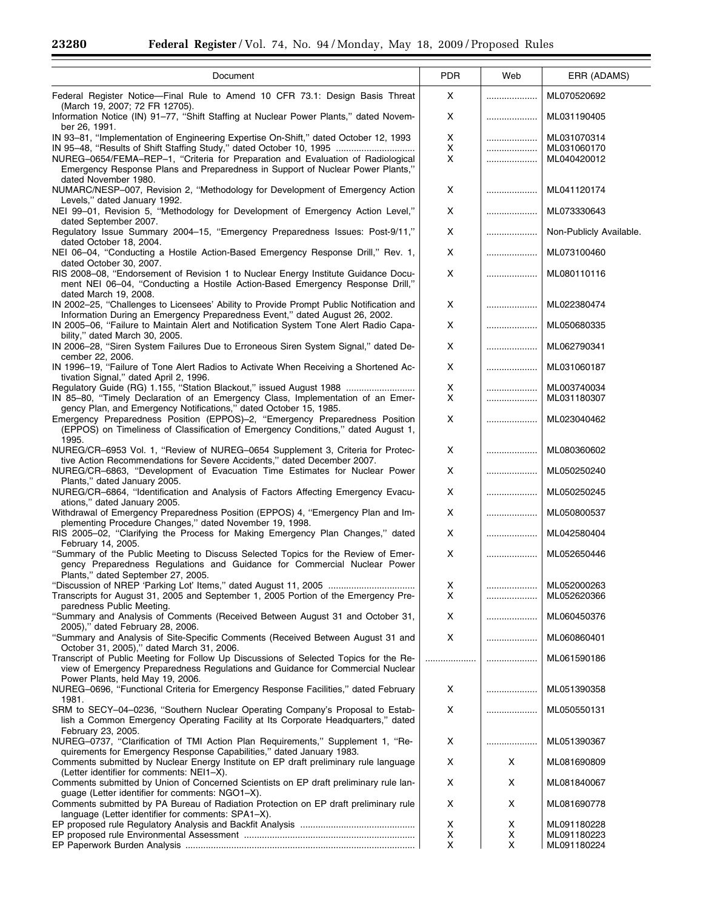| Document | PDR | Web | ERR (ADAMS) |
|---|---|---|---|
| Federal Register Notice—Final Rule to Amend 10 CFR 73.1: Design Basis Threat (March 19, 2007; 72 FR 12705). | X | .................... | ML070520692 |
| Information Notice (IN) 91–77, ''Shift Staffing at Nuclear Power Plants,'' dated November 26, 1991. | X | .................... | ML031190405 |
| IN 93–81, ''Implementation of Engineering Expertise On-Shift,'' dated October 12, 1993 | X | .................... | ML031070314 |
| IN 95–48, ''Results of Shift Staffing Study,'' dated October 10, 1995 .............................. | X | .................... | ML031060170 |
| NUREG–0654/FEMA–REP–1, ''Criteria for Preparation and Evaluation of Radiological Emergency Response Plans and Preparedness in Support of Nuclear Power Plants,'' dated November 1980. | X | .................... | ML040420012 |
| NUMARC/NESP–007, Revision 2, ''Methodology for Development of Emergency Action Levels,'' dated January 1992. | X | .................... | ML041120174 |
| NEI 99–01, Revision 5, ''Methodology for Development of Emergency Action Level,'' dated September 2007. | X | .................... | ML073330643 |
| Regulatory Issue Summary 2004–15, ''Emergency Preparedness Issues: Post-9/11,'' dated October 18, 2004. | X | .................... | Non-Publicly Available. |
| NEI 06–04, ''Conducting a Hostile Action-Based Emergency Response Drill,'' Rev. 1, dated October 30, 2007. | X | .................... | ML073100460 |
| RIS 2008–08, ''Endorsement of Revision 1 to Nuclear Energy Institute Guidance Document NEI 06–04, ''Conducting a Hostile Action-Based Emergency Response Drill,'' dated March 19, 2008. | X | .................... | ML080110116 |
| IN 2002–25, ''Challenges to Licensees' Ability to Provide Prompt Public Notification and Information During an Emergency Preparedness Event,'' dated August 26, 2002. | X | .................... | ML022380474 |
| IN 2005–06, ''Failure to Maintain Alert and Notification System Tone Alert Radio Capability,'' dated March 30, 2005. | X | .................... | ML050680335 |
| IN 2006–28, ''Siren System Failures Due to Erroneous Siren System Signal,'' dated December 22, 2006. | X | .................... | ML062790341 |
| IN 1996–19, ''Failure of Tone Alert Radios to Activate When Receiving a Shortened Activation Signal,'' dated April 2, 1996. | X | .................... | ML031060187 |
| Regulatory Guide (RG) 1.155, ''Station Blackout,'' issued August 1988 .......................... | X | .................... | ML003740034 |
| IN 85–80, ''Timely Declaration of an Emergency Class, Implementation of an Emergency Plan, and Emergency Notifications,'' dated October 15, 1985. | X | .................... | ML031180307 |
| Emergency Preparedness Position (EPPOS)–2, ''Emergency Preparedness Position (EPPOS) on Timeliness of Classification of Emergency Conditions,'' dated August 1, 1995. | X | .................... | ML023040462 |
| NUREG/CR–6953 Vol. 1, ''Review of NUREG–0654 Supplement 3, Criteria for Protective Action Recommendations for Severe Accidents,'' dated December 2007. | X | .................... | ML080360602 |
| NUREG/CR–6863, ''Development of Evacuation Time Estimates for Nuclear Power Plants,'' dated January 2005. | X | .................... | ML050250240 |
| NUREG/CR–6864, ''Identification and Analysis of Factors Affecting Emergency Evacuations,'' dated January 2005. | X | .................... | ML050250245 |
| Withdrawal of Emergency Preparedness Position (EPPOS) 4, ''Emergency Plan and Implementing Procedure Changes,'' dated November 19, 1998. | X | .................... | ML050800537 |
| RIS 2005–02, ''Clarifying the Process for Making Emergency Plan Changes,'' dated February 14, 2005. | X | .................... | ML042580404 |
| ''Summary of the Public Meeting to Discuss Selected Topics for the Review of Emergency Preparedness Regulations and Guidance for Commercial Nuclear Power Plants,'' dated September 27, 2005. | X | .................... | ML052650446 |
| ''Discussion of NREP 'Parking Lot' Items,'' dated August 11, 2005 ................................. | X | .................... | ML052000263 |
| Transcripts for August 31, 2005 and September 1, 2005 Portion of the Emergency Preparedness Public Meeting. | X | .................... | ML052620366 |
| ''Summary and Analysis of Comments (Received Between August 31 and October 31, 2005),'' dated February 28, 2006. | X | .................... | ML060450376 |
| ''Summary and Analysis of Site-Specific Comments (Received Between August 31 and October 31, 2005),'' dated March 31, 2006. | X | .................... | ML060860401 |
| Transcript of Public Meeting for Follow Up Discussions of Selected Topics for the Review of Emergency Preparedness Regulations and Guidance for Commercial Nuclear Power Plants, held May 19, 2006. | .................... | .................... | ML061590186 |
| NUREG–0696, ''Functional Criteria for Emergency Response Facilities,'' dated February 1981. | X | .................... | ML051390358 |
| SRM to SECY–04–0236, ''Southern Nuclear Operating Company's Proposal to Establish a Common Emergency Operating Facility at Its Corporate Headquarters,'' dated February 23, 2005. | X | .................... | ML050550131 |
| NUREG–0737, ''Clarification of TMI Action Plan Requirements,'' Supplement 1, ''Requirements for Emergency Response Capabilities,'' dated January 1983. | X | .................... | ML051390367 |
| Comments submitted by Nuclear Energy Institute on EP draft preliminary rule language (Letter identifier for comments: NEI1–X). | X | X | ML081690809 |
| Comments submitted by Union of Concerned Scientists on EP draft preliminary rule language (Letter identifier for comments: NGO1–X). | X | X | ML081840067 |
| Comments submitted by PA Bureau of Radiation Protection on EP draft preliminary rule language (Letter identifier for comments: SPA1–X). | X | X | ML081690778 |
| EP proposed rule Regulatory Analysis and Backfit Analysis ............................................ | X | X | ML091180228 |
| EP proposed rule Environmental Assessment .................................................................. | X | X | ML091180223 |
| EP Paperwork Burden Analysis ......................................................................................... | X | X | ML091180224 |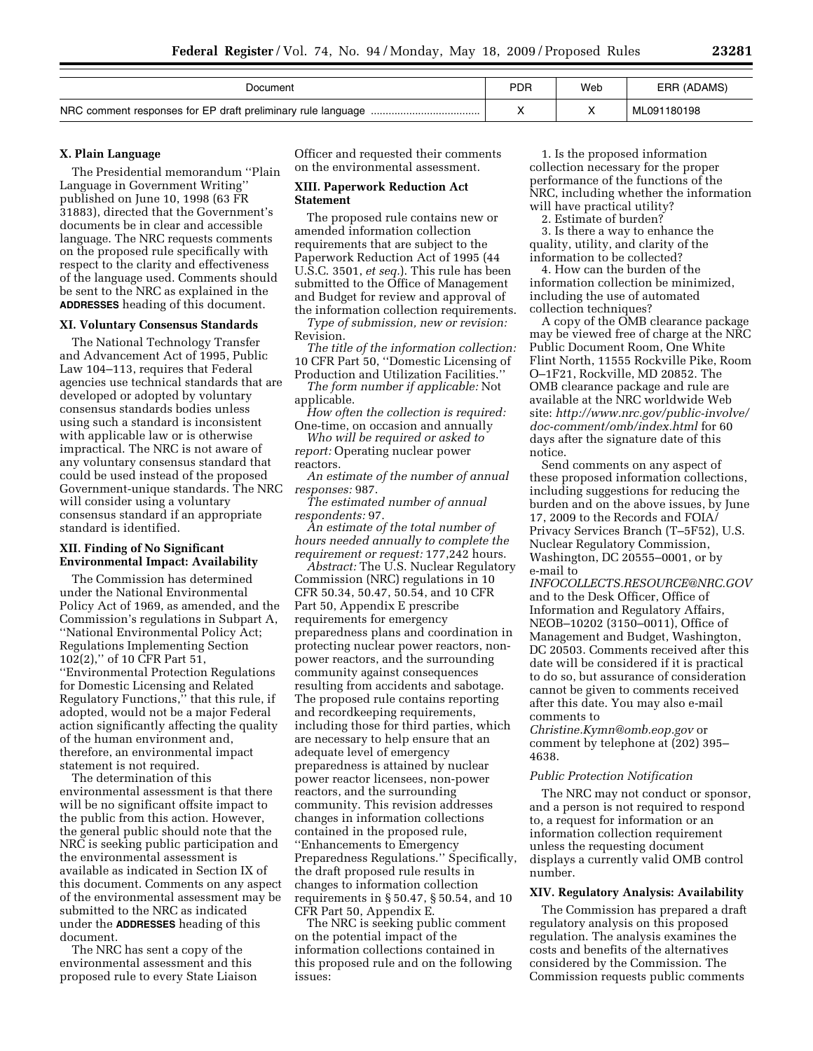| Document | PDR | Web | ERR (ADAMS) |
| --- | --- | --- | --- |
| NRC comment responses for EP draft preliminary rule language .................................... | X | X | ML091180198 |

### X. Plain Language

The Presidential memorandum ''Plain Language in Government Writing'' published on June 10, 1998 (63 FR 31883), directed that the Government's documents be in clear and accessible language. The NRC requests comments on the proposed rule specifically with respect to the clarity and effectiveness of the language used. Comments should be sent to the NRC as explained in the **ADDRESSES** heading of this document.

### XI. Voluntary Consensus Standards

The National Technology Transfer and Advancement Act of 1995, Public Law 104–113, requires that Federal agencies use technical standards that are developed or adopted by voluntary consensus standards bodies unless using such a standard is inconsistent with applicable law or is otherwise impractical. The NRC is not aware of any voluntary consensus standard that could be used instead of the proposed Government-unique standards. The NRC will consider using a voluntary consensus standard if an appropriate standard is identified.

### XII. Finding of No Significant Environmental Impact: Availability

The Commission has determined under the National Environmental Policy Act of 1969, as amended, and the Commission's regulations in Subpart A, ''National Environmental Policy Act; Regulations Implementing Section 102(2),'' of 10 CFR Part 51, ''Environmental Protection Regulations for Domestic Licensing and Related Regulatory Functions,'' that this rule, if adopted, would not be a major Federal action significantly affecting the quality of the human environment and, therefore, an environmental impact statement is not required.

The determination of this environmental assessment is that there will be no significant offsite impact to the public from this action. However, the general public should note that the NRC is seeking public participation and the environmental assessment is available as indicated in Section IX of this document. Comments on any aspect of the environmental assessment may be submitted to the NRC as indicated under the **ADDRESSES** heading of this document.

The NRC has sent a copy of the environmental assessment and this proposed rule to every State Liaison Officer and requested their comments on the environmental assessment.

### XIII. Paperwork Reduction Act Statement

The proposed rule contains new or amended information collection requirements that are subject to the Paperwork Reduction Act of 1995 (44 U.S.C. 3501, *et seq.*). This rule has been submitted to the Office of Management and Budget for review and approval of the information collection requirements.

*Type of submission, new or revision:* Revision.

*The title of the information collection:* 10 CFR Part 50, ''Domestic Licensing of Production and Utilization Facilities.''

*The form number if applicable:* Not applicable.

*How often the collection is required:* One-time, on occasion and annually

*Who will be required or asked to report:* Operating nuclear power reactors.

*An estimate of the number of annual responses:* 987.

*The estimated number of annual respondents:* 97.

*An estimate of the total number of hours needed annually to complete the requirement or request:* 177,242 hours.

*Abstract:* The U.S. Nuclear Regulatory Commission (NRC) regulations in 10 CFR 50.34, 50.47, 50.54, and 10 CFR Part 50, Appendix E prescribe requirements for emergency preparedness plans and coordination in protecting nuclear power reactors, non-power reactors, and the surrounding community against consequences resulting from accidents and sabotage. The proposed rule contains reporting and recordkeeping requirements, including those for third parties, which are necessary to help ensure that an adequate level of emergency preparedness is attained by nuclear power reactor licensees, non-power reactors, and the surrounding community. This revision addresses changes in information collections contained in the proposed rule, ''Enhancements to Emergency Preparedness Regulations.'' Specifically, the draft proposed rule results in changes to information collection requirements in § 50.47, § 50.54, and 10 CFR Part 50, Appendix E.

The NRC is seeking public comment on the potential impact of the information collections contained in this proposed rule and on the following issues:

1. Is the proposed information collection necessary for the proper performance of the functions of the NRC, including whether the information will have practical utility?
2. Estimate of burden?
3. Is there a way to enhance the quality, utility, and clarity of the information to be collected?
4. How can the burden of the information collection be minimized, including the use of automated collection techniques?

A copy of the OMB clearance package may be viewed free of charge at the NRC Public Document Room, One White Flint North, 11555 Rockville Pike, Room O–1F21, Rockville, MD 20852. The OMB clearance package and rule are available at the NRC worldwide Web site: *http://www.nrc.gov/public-involve/doc-comment/omb/index.html* for 60 days after the signature date of this notice.

Send comments on any aspect of these proposed information collections, including suggestions for reducing the burden and on the above issues, by June 17, 2009 to the Records and FOIA/Privacy Services Branch (T–5F52), U.S. Nuclear Regulatory Commission, Washington, DC 20555–0001, or by e-mail to *INFOCOLLECTS.RESOURCE@NRC.GOV* and to the Desk Officer, Office of Information and Regulatory Affairs, NEOB–10202 (3150–0011), Office of Management and Budget, Washington, DC 20503. Comments received after this date will be considered if it is practical to do so, but assurance of consideration cannot be given to comments received after this date. You may also e-mail comments to *Christine.Kymn@omb.eop.gov* or comment by telephone at (202) 395–4638.

#### *Public Protection Notification*

The NRC may not conduct or sponsor, and a person is not required to respond to, a request for information or an information collection requirement unless the requesting document displays a currently valid OMB control number.

### XIV. Regulatory Analysis: Availability

The Commission has prepared a draft regulatory analysis on this proposed regulation. The analysis examines the costs and benefits of the alternatives considered by the Commission. The Commission requests public comments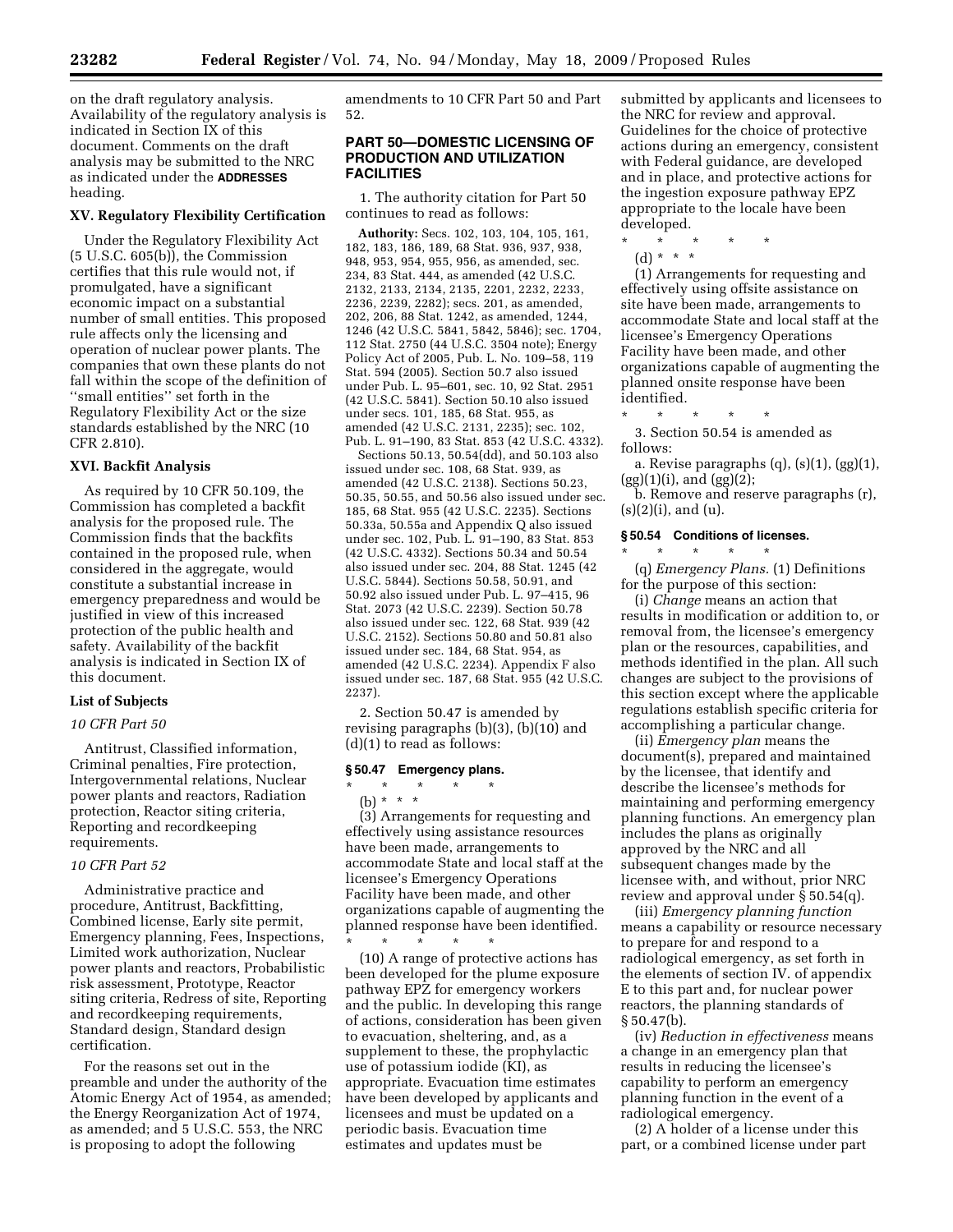on the draft regulatory analysis. Availability of the regulatory analysis is indicated in Section IX of this document. Comments on the draft analysis may be submitted to the NRC as indicated under the **ADDRESSES** heading.

### XV. Regulatory Flexibility Certification

Under the Regulatory Flexibility Act (5 U.S.C. 605(b)), the Commission certifies that this rule would not, if promulgated, have a significant economic impact on a substantial number of small entities. This proposed rule affects only the licensing and operation of nuclear power plants. The companies that own these plants do not fall within the scope of the definition of ''small entities'' set forth in the Regulatory Flexibility Act or the size standards established by the NRC (10 CFR 2.810).

### XVI. Backfit Analysis

As required by 10 CFR 50.109, the Commission has completed a backfit analysis for the proposed rule. The Commission finds that the backfits contained in the proposed rule, when considered in the aggregate, would constitute a substantial increase in emergency preparedness and would be justified in view of this increased protection of the public health and safety. Availability of the backfit analysis is indicated in Section IX of this document.

### List of Subjects

*10 CFR Part 50*

Antitrust, Classified information, Criminal penalties, Fire protection, Intergovernmental relations, Nuclear power plants and reactors, Radiation protection, Reactor siting criteria, Reporting and recordkeeping requirements.

*10 CFR Part 52*

Administrative practice and procedure, Antitrust, Backfitting, Combined license, Early site permit, Emergency planning, Fees, Inspections, Limited work authorization, Nuclear power plants and reactors, Probabilistic risk assessment, Prototype, Reactor siting criteria, Redress of site, Reporting and recordkeeping requirements, Standard design, Standard design certification.

For the reasons set out in the preamble and under the authority of the Atomic Energy Act of 1954, as amended; the Energy Reorganization Act of 1974, as amended; and 5 U.S.C. 553, the NRC is proposing to adopt the following amendments to 10 CFR Part 50 and Part 52.

## PART 50—DOMESTIC LICENSING OF PRODUCTION AND UTILIZATION FACILITIES

1. The authority citation for Part 50 continues to read as follows:

**Authority:** Secs. 102, 103, 104, 105, 161, 182, 183, 186, 189, 68 Stat. 936, 937, 938, 948, 953, 954, 955, 956, as amended, sec. 234, 83 Stat. 444, as amended (42 U.S.C. 2132, 2133, 2134, 2135, 2201, 2232, 2233, 2236, 2239, 2282); secs. 201, as amended, 202, 206, 88 Stat. 1242, as amended, 1244, 1246 (42 U.S.C. 5841, 5842, 5846); sec. 1704, 112 Stat. 2750 (44 U.S.C. 3504 note); Energy Policy Act of 2005, Pub. L. No. 109–58, 119 Stat. 594 (2005). Section 50.7 also issued under Pub. L. 95–601, sec. 10, 92 Stat. 2951 (42 U.S.C. 5841). Section 50.10 also issued under secs. 101, 185, 68 Stat. 955, as amended (42 U.S.C. 2131, 2235); sec. 102, Pub. L. 91–190, 83 Stat. 853 (42 U.S.C. 4332). Sections 50.13, 50.54(dd), and 50.103 also issued under sec. 108, 68 Stat. 939, as amended (42 U.S.C. 2138). Sections 50.23, 50.35, 50.55, and 50.56 also issued under sec. 185, 68 Stat. 955 (42 U.S.C. 2235). Sections 50.33a, 50.55a and Appendix Q also issued under sec. 102, Pub. L. 91–190, 83 Stat. 853 (42 U.S.C. 4332). Sections 50.34 and 50.54 also issued under sec. 204, 88 Stat. 1245 (42 U.S.C. 5844). Sections 50.58, 50.91, and 50.92 also issued under Pub. L. 97–415, 96 Stat. 2073 (42 U.S.C. 2239). Section 50.78 also issued under sec. 122, 68 Stat. 939 (42 U.S.C. 2152). Sections 50.80 and 50.81 also issued under sec. 184, 68 Stat. 954, as amended (42 U.S.C. 2234). Appendix F also issued under sec. 187, 68 Stat. 955 (42 U.S.C. 2237).

2. Section 50.47 is amended by revising paragraphs (b)(3), (b)(10) and (d)(1) to read as follows:

### § 50.47 Emergency plans.

\* \* \* \* \*

(b) \* \* \*

(3) Arrangements for requesting and effectively using assistance resources have been made, arrangements to accommodate State and local staff at the licensee's Emergency Operations Facility have been made, and other organizations capable of augmenting the planned response have been identified.

\* \* \* \* \*

(10) A range of protective actions has been developed for the plume exposure pathway EPZ for emergency workers and the public. In developing this range of actions, consideration has been given to evacuation, sheltering, and, as a supplement to these, the prophylactic use of potassium iodide (KI), as appropriate. Evacuation time estimates have been developed by applicants and licensees and must be updated on a periodic basis. Evacuation time estimates and updates must be submitted by applicants and licensees to the NRC for review and approval. Guidelines for the choice of protective actions during an emergency, consistent with Federal guidance, are developed and in place, and protective actions for the ingestion exposure pathway EPZ appropriate to the locale have been developed.

\* \* \* \* \*

(d) \* \* \*

(1) Arrangements for requesting and effectively using offsite assistance on site have been made, arrangements to accommodate State and local staff at the licensee's Emergency Operations Facility have been made, and other organizations capable of augmenting the planned onsite response have been identified.

\* \* \* \* \*

3. Section 50.54 is amended as follows:

a. Revise paragraphs (q), (s)(1), (gg)(1), (gg)(1)(i), and (gg)(2);

b. Remove and reserve paragraphs (r), (s)(2)(i), and (u).

### § 50.54 Conditions of licenses.

\* \* \* \* \*

(q) *Emergency Plans.* (1) Definitions for the purpose of this section:

(i) *Change* means an action that results in modification or addition to, or removal from, the licensee's emergency plan or the resources, capabilities, and methods identified in the plan. All such changes are subject to the provisions of this section except where the applicable regulations establish specific criteria for accomplishing a particular change.

(ii) *Emergency plan* means the document(s), prepared and maintained by the licensee, that identify and describe the licensee's methods for maintaining and performing emergency planning functions. An emergency plan includes the plans as originally approved by the NRC and all subsequent changes made by the licensee with, and without, prior NRC review and approval under § 50.54(q).

(iii) *Emergency planning function* means a capability or resource necessary to prepare for and respond to a radiological emergency, as set forth in the elements of section IV. of appendix E to this part and, for nuclear power reactors, the planning standards of § 50.47(b).

(iv) *Reduction in effectiveness* means a change in an emergency plan that results in reducing the licensee's capability to perform an emergency planning function in the event of a radiological emergency.

(2) A holder of a license under this part, or a combined license under part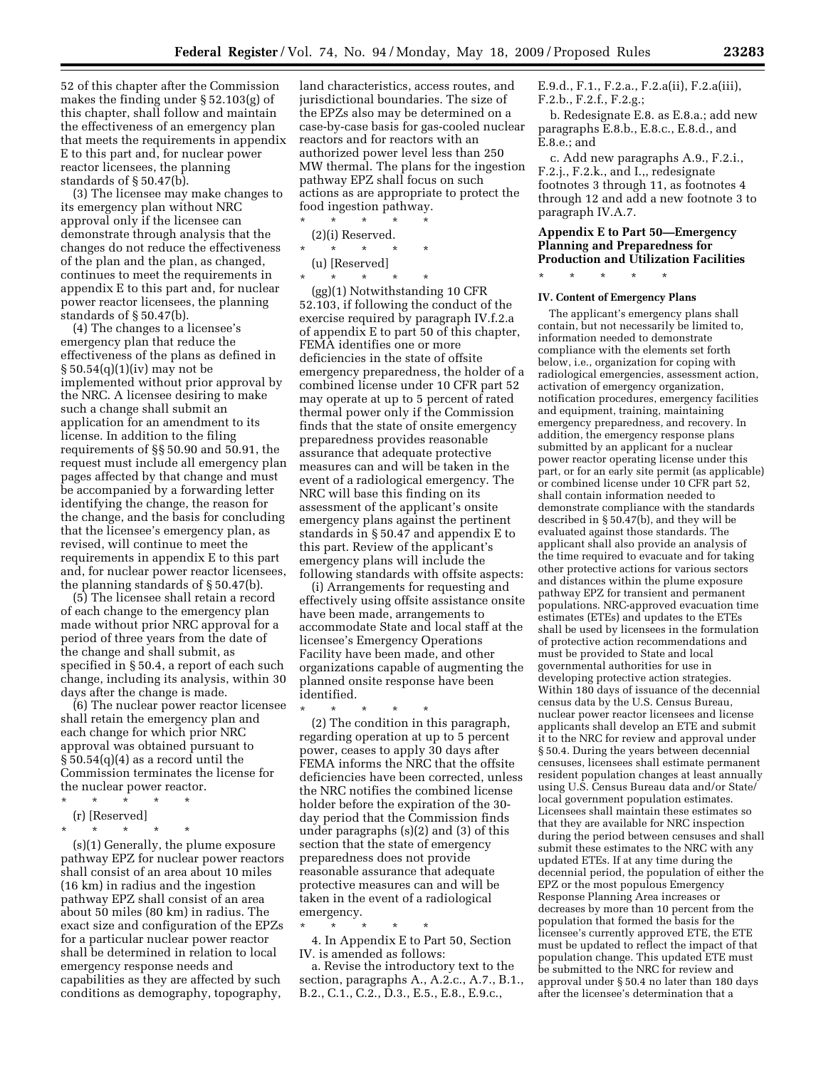52 of this chapter after the Commission makes the finding under § 52.103(g) of this chapter, shall follow and maintain the effectiveness of an emergency plan that meets the requirements in appendix E to this part and, for nuclear power reactor licensees, the planning standards of § 50.47(b).

(3) The licensee may make changes to its emergency plan without NRC approval only if the licensee can demonstrate through analysis that the changes do not reduce the effectiveness of the plan and the plan, as changed, continues to meet the requirements in appendix E to this part and, for nuclear power reactor licensees, the planning standards of § 50.47(b).

(4) The changes to a licensee's emergency plan that reduce the effectiveness of the plans as defined in § 50.54(q)(1)(iv) may not be implemented without prior approval by the NRC. A licensee desiring to make such a change shall submit an application for an amendment to its license. In addition to the filing requirements of §§ 50.90 and 50.91, the request must include all emergency plan pages affected by that change and must be accompanied by a forwarding letter identifying the change, the reason for the change, and the basis for concluding that the licensee's emergency plan, as revised, will continue to meet the requirements in appendix E to this part and, for nuclear power reactor licensees, the planning standards of § 50.47(b).

(5) The licensee shall retain a record of each change to the emergency plan made without prior NRC approval for a period of three years from the date of the change and shall submit, as specified in § 50.4, a report of each such change, including its analysis, within 30 days after the change is made.

(6) The nuclear power reactor licensee shall retain the emergency plan and each change for which prior NRC approval was obtained pursuant to § 50.54(q)(4) as a record until the Commission terminates the license for the nuclear power reactor.

\* \* \* \* \*

(r) [Reserved]

\* \* \* \* \*

(s)(1) Generally, the plume exposure pathway EPZ for nuclear power reactors shall consist of an area about 10 miles (16 km) in radius and the ingestion pathway EPZ shall consist of an area about 50 miles (80 km) in radius. The exact size and configuration of the EPZs for a particular nuclear power reactor shall be determined in relation to local emergency response needs and capabilities as they are affected by such conditions as demography, topography, land characteristics, access routes, and jurisdictional boundaries. The size of the EPZs also may be determined on a case-by-case basis for gas-cooled nuclear reactors and for reactors with an authorized power level less than 250 MW thermal. The plans for the ingestion pathway EPZ shall focus on such actions as are appropriate to protect the food ingestion pathway.

\* \* \* \* \*

(2)(i) Reserved.

\* \* \* \* \*

(u) [Reserved]

\* \* \* \* \*

(gg)(1) Notwithstanding 10 CFR 52.103, if following the conduct of the exercise required by paragraph IV.f.2.a of appendix E to part 50 of this chapter, FEMA identifies one or more deficiencies in the state of offsite emergency preparedness, the holder of a combined license under 10 CFR part 52 may operate at up to 5 percent of rated thermal power only if the Commission finds that the state of onsite emergency preparedness provides reasonable assurance that adequate protective measures can and will be taken in the event of a radiological emergency. The NRC will base this finding on its assessment of the applicant's onsite emergency plans against the pertinent standards in § 50.47 and appendix E to this part. Review of the applicant's emergency plans will include the following standards with offsite aspects:

(i) Arrangements for requesting and effectively using offsite assistance onsite have been made, arrangements to accommodate State and local staff at the licensee's Emergency Operations Facility have been made, and other organizations capable of augmenting the planned onsite response have been identified.

\* \* \* \* \*

(2) The condition in this paragraph, regarding operation at up to 5 percent power, ceases to apply 30 days after FEMA informs the NRC that the offsite deficiencies have been corrected, unless the NRC notifies the combined license holder before the expiration of the 30-day period that the Commission finds under paragraphs (s)(2) and (3) of this section that the state of emergency preparedness does not provide reasonable assurance that adequate protective measures can and will be taken in the event of a radiological emergency.

\* \* \* \* \*

4. In Appendix E to Part 50, Section IV. is amended as follows:

a. Revise the introductory text to the section, paragraphs A., A.2.c., A.7., B.1., B.2., C.1., C.2., D.3., E.5., E.8., E.9.c., E.9.d., F.1., F.2.a., F.2.a(ii), F.2.a(iii), F.2.b., F.2.f., F.2.g.;

b. Redesignate E.8. as E.8.a.; add new paragraphs E.8.b., E.8.c., E.8.d., and E.8.e.; and

c. Add new paragraphs A.9., F.2.i., F.2.j., F.2.k., and I.., redesignate footnotes 3 through 11, as footnotes 4 through 12 and add a new footnote 3 to paragraph IV.A.7.

## Appendix E to Part 50—Emergency Planning and Preparedness for Production and Utilization Facilities

\* \* \* \* \*

### IV. Content of Emergency Plans

The applicant's emergency plans shall contain, but not necessarily be limited to, information needed to demonstrate compliance with the elements set forth below, i.e., organization for coping with radiological emergencies, assessment action, activation of emergency organization, notification procedures, emergency facilities and equipment, training, maintaining emergency preparedness, and recovery. In addition, the emergency response plans submitted by an applicant for a nuclear power reactor operating license under this part, or for an early site permit (as applicable) or combined license under 10 CFR part 52, shall contain information needed to demonstrate compliance with the standards described in § 50.47(b), and they will be evaluated against those standards. The applicant shall also provide an analysis of the time required to evacuate and for taking other protective actions for various sectors and distances within the plume exposure pathway EPZ for transient and permanent populations. NRC-approved evacuation time estimates (ETEs) and updates to the ETEs shall be used by licensees in the formulation of protective action recommendations and must be provided to State and local governmental authorities for use in developing protective action strategies. Within 180 days of issuance of the decennial census data by the U.S. Census Bureau, nuclear power reactor licensees and license applicants shall develop an ETE and submit it to the NRC for review and approval under § 50.4. During the years between decennial censuses, licensees shall estimate permanent resident population changes at least annually using U.S. Census Bureau data and/or State/local government population estimates. Licensees shall maintain these estimates so that they are available for NRC inspection during the period between censuses and shall submit these estimates to the NRC with any updated ETEs. If at any time during the decennial period, the population of either the EPZ or the most populous Emergency Response Planning Area increases or decreases by more than 10 percent from the population that formed the basis for the licensee's currently approved ETE, the ETE must be updated to reflect the impact of that population change. This updated ETE must be submitted to the NRC for review and approval under § 50.4 no later than 180 days after the licensee's determination that a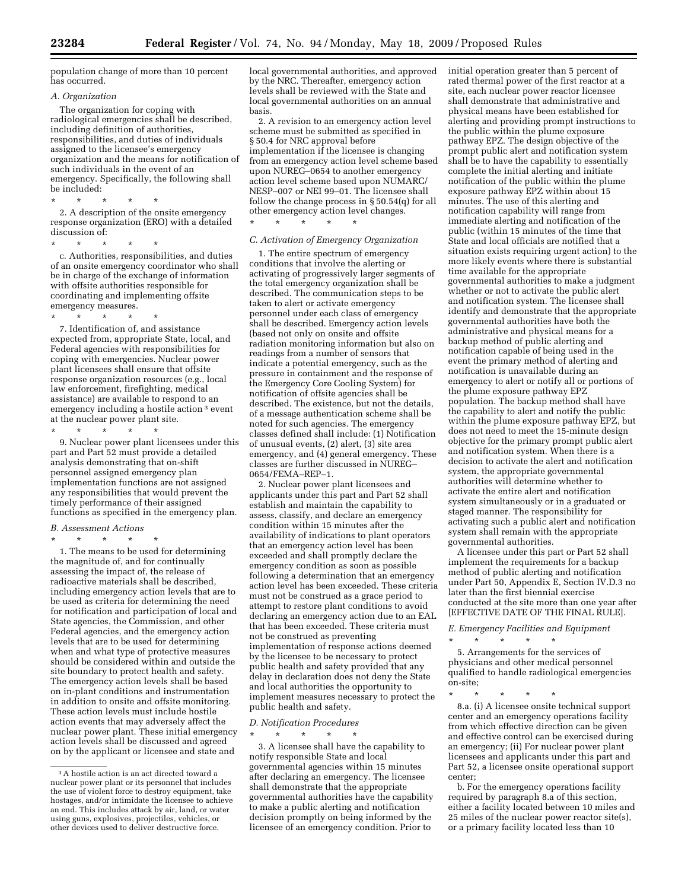population change of more than 10 percent has occurred.

*A. Organization*

The organization for coping with radiological emergencies shall be described, including definition of authorities, responsibilities, and duties of individuals assigned to the licensee's emergency organization and the means for notification of such individuals in the event of an emergency. Specifically, the following shall be included:

\* \* \* \* \*

2. A description of the onsite emergency response organization (ERO) with a detailed discussion of:

\* \* \* \* \*

c. Authorities, responsibilities, and duties of an onsite emergency coordinator who shall be in charge of the exchange of information with offsite authorities responsible for coordinating and implementing offsite emergency measures.

\* \* \* \* \*

7. Identification of, and assistance expected from, appropriate State, local, and Federal agencies with responsibilities for coping with emergencies. Nuclear power plant licensees shall ensure that offsite response organization resources (e.g., local law enforcement, firefighting, medical assistance) are available to respond to an emergency including a hostile action [3] event at the nuclear power plant site.

\* \* \* \* \*

9. Nuclear power plant licensees under this part and Part 52 must provide a detailed analysis demonstrating that on-shift personnel assigned emergency plan implementation functions are not assigned any responsibilities that would prevent the timely performance of their assigned functions as specified in the emergency plan.

*B. Assessment Actions*

\* \* \* \* \*

1. The means to be used for determining the magnitude of, and for continually assessing the impact of, the release of radioactive materials shall be described, including emergency action levels that are to be used as criteria for determining the need for notification and participation of local and State agencies, the Commission, and other Federal agencies, and the emergency action levels that are to be used for determining when and what type of protective measures should be considered within and outside the site boundary to protect health and safety. The emergency action levels shall be based on in-plant conditions and instrumentation in addition to onsite and offsite monitoring. These action levels must include hostile action events that may adversely affect the nuclear power plant. These initial emergency action levels shall be discussed and agreed on by the applicant or licensee and state and local governmental authorities, and approved by the NRC. Thereafter, emergency action levels shall be reviewed with the State and local governmental authorities on an annual basis.

2. A revision to an emergency action level scheme must be submitted as specified in § 50.4 for NRC approval before implementation if the licensee is changing from an emergency action level scheme based upon NUREG–0654 to another emergency action level scheme based upon NUMARC/NESP–007 or NEI 99–01. The licensee shall follow the change process in § 50.54(q) for all other emergency action level changes.

\* \* \* \* \*

*C. Activation of Emergency Organization*

1. The entire spectrum of emergency conditions that involve the alerting or activating of progressively larger segments of the total emergency organization shall be described. The communication steps to be taken to alert or activate emergency personnel under each class of emergency shall be described. Emergency action levels (based not only on onsite and offsite radiation monitoring information but also on readings from a number of sensors that indicate a potential emergency, such as the pressure in containment and the response of the Emergency Core Cooling System) for notification of offsite agencies shall be described. The existence, but not the details, of a message authentication scheme shall be noted for such agencies. The emergency classes defined shall include: (1) Notification of unusual events, (2) alert, (3) site area emergency, and (4) general emergency. These classes are further discussed in NUREG–0654/FEMA–REP–1.

2. Nuclear power plant licensees and applicants under this part and Part 52 shall establish and maintain the capability to assess, classify, and declare an emergency condition within 15 minutes after the availability of indications to plant operators that an emergency action level has been exceeded and shall promptly declare the emergency condition as soon as possible following a determination that an emergency action level has been exceeded. These criteria must not be construed as a grace period to attempt to restore plant conditions to avoid declaring an emergency action due to an EAL that has been exceeded. These criteria must not be construed as preventing implementation of response actions deemed by the licensee to be necessary to protect public health and safety provided that any delay in declaration does not deny the State and local authorities the opportunity to implement measures necessary to protect the public health and safety.

*D. Notification Procedures*

\* \* \* \* \*

3. A licensee shall have the capability to notify responsible State and local governmental agencies within 15 minutes after declaring an emergency. The licensee shall demonstrate that the appropriate governmental authorities have the capability to make a public alerting and notification decision promptly on being informed by the licensee of an emergency condition. Prior to initial operation greater than 5 percent of rated thermal power of the first reactor at a site, each nuclear power reactor licensee shall demonstrate that administrative and physical means have been established for alerting and providing prompt instructions to the public within the plume exposure pathway EPZ. The design objective of the prompt public alert and notification system shall be to have the capability to essentially complete the initial alerting and initiate notification of the public within the plume exposure pathway EPZ within about 15 minutes. The use of this alerting and notification capability will range from immediate alerting and notification of the public (within 15 minutes of the time that State and local officials are notified that a situation exists requiring urgent action) to the more likely events where there is substantial time available for the appropriate governmental authorities to make a judgment whether or not to activate the public alert and notification system. The licensee shall identify and demonstrate that the appropriate governmental authorities have both the administrative and physical means for a backup method of public alerting and notification capable of being used in the event the primary method of alerting and notification is unavailable during an emergency to alert or notify all or portions of the plume exposure pathway EPZ population. The backup method shall have the capability to alert and notify the public within the plume exposure pathway EPZ, but does not need to meet the 15-minute design objective for the primary prompt public alert and notification system. When there is a decision to activate the alert and notification system, the appropriate governmental authorities will determine whether to activate the entire alert and notification system simultaneously or in a graduated or staged manner. The responsibility for activating such a public alert and notification system shall remain with the appropriate governmental authorities.

A licensee under this part or Part 52 shall implement the requirements for a backup method of public alerting and notification under Part 50, Appendix E, Section IV.D.3 no later than the first biennial exercise conducted at the site more than one year after [EFFECTIVE DATE OF THE FINAL RULE].

*E. Emergency Facilities and Equipment*

\* \* \* \* \*

5. Arrangements for the services of physicians and other medical personnel qualified to handle radiological emergencies on-site;

\* \* \* \* \*

8.a. (i) A licensee onsite technical support center and an emergency operations facility from which effective direction can be given and effective control can be exercised during an emergency; (ii) For nuclear power plant licensees and applicants under this part and Part 52, a licensee onsite operational support center;

b. For the emergency operations facility required by paragraph 8.a of this section, either a facility located between 10 miles and 25 miles of the nuclear power reactor site(s), or a primary facility located less than 10

---

[3] A hostile action is an act directed toward a nuclear power plant or its personnel that includes the use of violent force to destroy equipment, take hostages, and/or intimidate the licensee to achieve an end. This includes attack by air, land, or water using guns, explosives, projectiles, vehicles, or other devices used to deliver destructive force.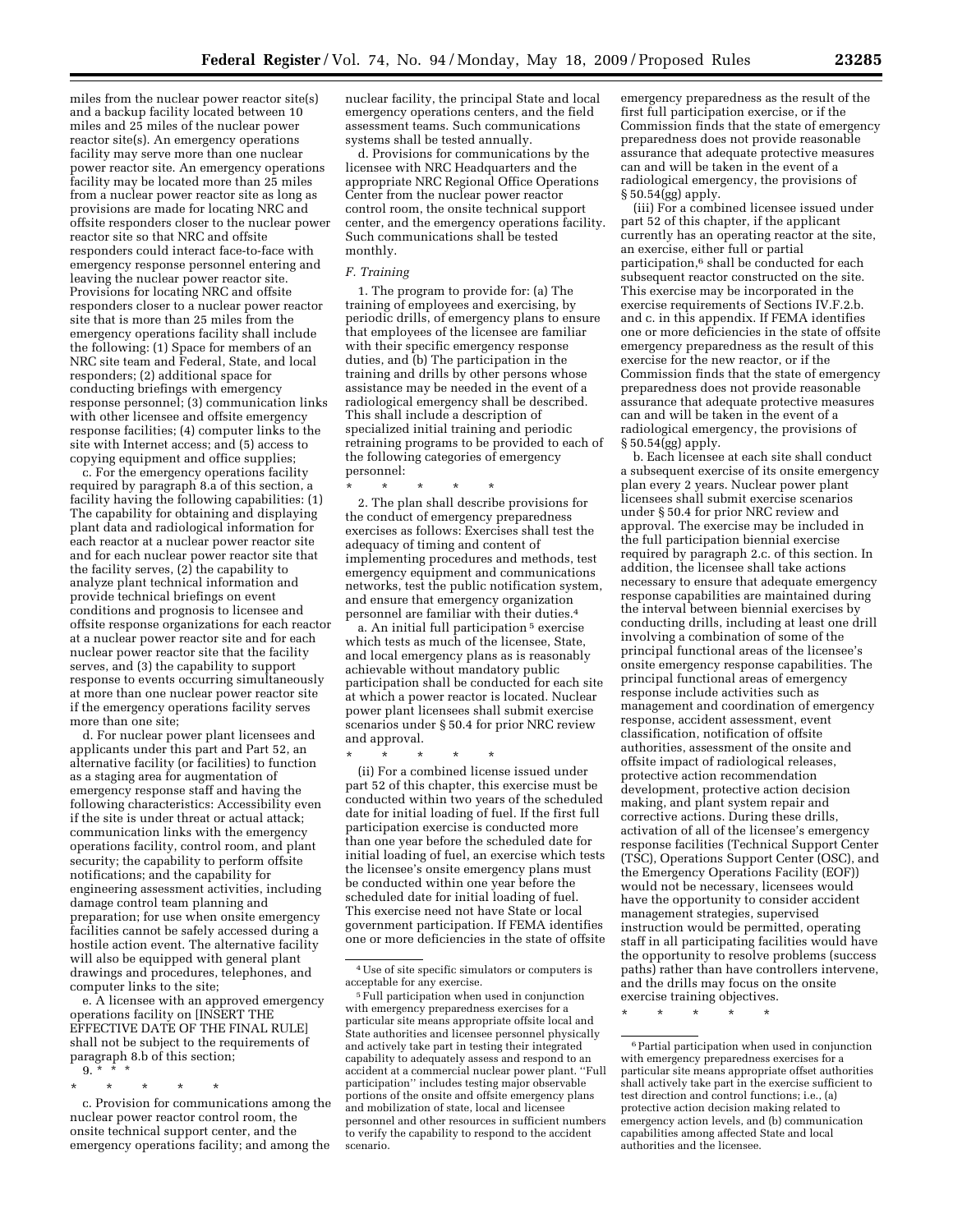miles from the nuclear power reactor site(s) and a backup facility located between 10 miles and 25 miles of the nuclear power reactor site(s). An emergency operations facility may serve more than one nuclear power reactor site. An emergency operations facility may be located more than 25 miles from a nuclear power reactor site as long as provisions are made for locating NRC and offsite responders closer to the nuclear power reactor site so that NRC and offsite responders could interact face-to-face with emergency response personnel entering and leaving the nuclear power reactor site. Provisions for locating NRC and offsite responders closer to a nuclear power reactor site that is more than 25 miles from the emergency operations facility shall include the following: (1) Space for members of an NRC site team and Federal, State, and local responders; (2) additional space for conducting briefings with emergency response personnel; (3) communication links with other licensee and offsite emergency response facilities; (4) computer links to the site with Internet access; and (5) access to copying equipment and office supplies;

c. For the emergency operations facility required by paragraph 8.a of this section, a facility having the following capabilities: (1) The capability for obtaining and displaying plant data and radiological information for each reactor at a nuclear power reactor site and for each nuclear power reactor site that the facility serves, (2) the capability to analyze plant technical information and provide technical briefings on event conditions and prognosis to licensee and offsite response organizations for each reactor at a nuclear power reactor site and for each nuclear power reactor site that the facility serves, and (3) the capability to support response to events occurring simultaneously at more than one nuclear power reactor site if the emergency operations facility serves more than one site;

d. For nuclear power plant licensees and applicants under this part and Part 52, an alternative facility (or facilities) to function as a staging area for augmentation of emergency response staff and having the following characteristics: Accessibility even if the site is under threat or actual attack; communication links with the emergency operations facility, control room, and plant security; the capability to perform offsite notifications; and the capability for engineering assessment activities, including damage control team planning and preparation; for use when onsite emergency facilities cannot be safely accessed during a hostile action event. The alternative facility will also be equipped with general plant drawings and procedures, telephones, and computer links to the site;

e. A licensee with an approved emergency operations facility on [INSERT THE EFFECTIVE DATE OF THE FINAL RULE] shall not be subject to the requirements of paragraph 8.b of this section;

9. * * *

\* \* \* \* \*

c. Provision for communications among the nuclear power reactor control room, the onsite technical support center, and the emergency operations facility; and among the nuclear facility, the principal State and local emergency operations centers, and the field assessment teams. Such communications systems shall be tested annually.

d. Provisions for communications by the licensee with NRC Headquarters and the appropriate NRC Regional Office Operations Center from the nuclear power reactor control room, the onsite technical support center, and the emergency operations facility. Such communications shall be tested monthly.

*F. Training*

1. The program to provide for: (a) The training of employees and exercising, by periodic drills, of emergency plans to ensure that employees of the licensee are familiar with their specific emergency response duties, and (b) The participation in the training and drills by other persons whose assistance may be needed in the event of a radiological emergency shall be described. This shall include a description of specialized initial training and periodic retraining programs to be provided to each of the following categories of emergency personnel:

\* \* \* \* \*

2. The plan shall describe provisions for the conduct of emergency preparedness exercises as follows: Exercises shall test the adequacy of timing and content of implementing procedures and methods, test emergency equipment and communications networks, test the public notification system, and ensure that emergency organization personnel are familiar with their duties.[4]

a. An initial full participation[5] exercise which tests as much of the licensee, State, and local emergency plans as is reasonably achievable without mandatory public participation shall be conducted for each site at which a power reactor is located. Nuclear power plant licensees shall submit exercise scenarios under § 50.4 for prior NRC review and approval.

\* \* \* \* \*

(ii) For a combined license issued under part 52 of this chapter, this exercise must be conducted within two years of the scheduled date for initial loading of fuel. If the first full participation exercise is conducted more than one year before the scheduled date for initial loading of fuel, an exercise which tests the licensee's onsite emergency plans must be conducted within one year before the scheduled date for initial loading of fuel. This exercise need not have State or local government participation. If FEMA identifies one or more deficiencies in the state of offsite emergency preparedness as the result of the first full participation exercise, or if the Commission finds that the state of emergency preparedness does not provide reasonable assurance that adequate protective measures can and will be taken in the event of a radiological emergency, the provisions of § 50.54(gg) apply.

(iii) For a combined licensee issued under part 52 of this chapter, if the applicant currently has an operating reactor at the site, an exercise, either full or partial participation,[6] shall be conducted for each subsequent reactor constructed on the site. This exercise may be incorporated in the exercise requirements of Sections IV.F.2.b. and c. in this appendix. If FEMA identifies one or more deficiencies in the state of offsite emergency preparedness as the result of this exercise for the new reactor, or if the Commission finds that the state of emergency preparedness does not provide reasonable assurance that adequate protective measures can and will be taken in the event of a radiological emergency, the provisions of § 50.54(gg) apply.

b. Each licensee at each site shall conduct a subsequent exercise of its onsite emergency plan every 2 years. Nuclear power plant licensees shall submit exercise scenarios under § 50.4 for prior NRC review and approval. The exercise may be included in the full participation biennial exercise required by paragraph 2.c. of this section. In addition, the licensee shall take actions necessary to ensure that adequate emergency response capabilities are maintained during the interval between biennial exercises by conducting drills, including at least one drill involving a combination of some of the principal functional areas of the licensee's onsite emergency response capabilities. The principal functional areas of emergency response include activities such as management and coordination of emergency response, accident assessment, event classification, notification of offsite authorities, assessment of the onsite and offsite impact of radiological releases, protective action recommendation development, protective action decision making, and plant system repair and corrective actions. During these drills, activation of all of the licensee's emergency response facilities (Technical Support Center (TSC), Operations Support Center (OSC), and the Emergency Operations Facility (EOF)) would not be necessary, licensees would have the opportunity to consider accident management strategies, supervised instruction would be permitted, operating staff in all participating facilities would have the opportunity to resolve problems (success paths) rather than have controllers intervene, and the drills may focus on the onsite exercise training objectives.

\* \* \* \* \*

---

[4] Use of site specific simulators or computers is acceptable for any exercise.

[5] Full participation when used in conjunction with emergency preparedness exercises for a particular site means appropriate offsite local and State authorities and licensee personnel physically and actively take part in testing their integrated capability to adequately assess and respond to an accident at a commercial nuclear power plant. "Full participation" includes testing major observable portions of the onsite and offsite emergency plans and mobilization of state, local and licensee personnel and other resources in sufficient numbers to verify the capability to respond to the accident scenario.

[6] Partial participation when used in conjunction with emergency preparedness exercises for a particular site means appropriate offset authorities shall actively take part in the exercise sufficient to test direction and control functions; i.e., (a) protective action decision making related to emergency action levels, and (b) communication capabilities among affected State and local authorities and the licensee.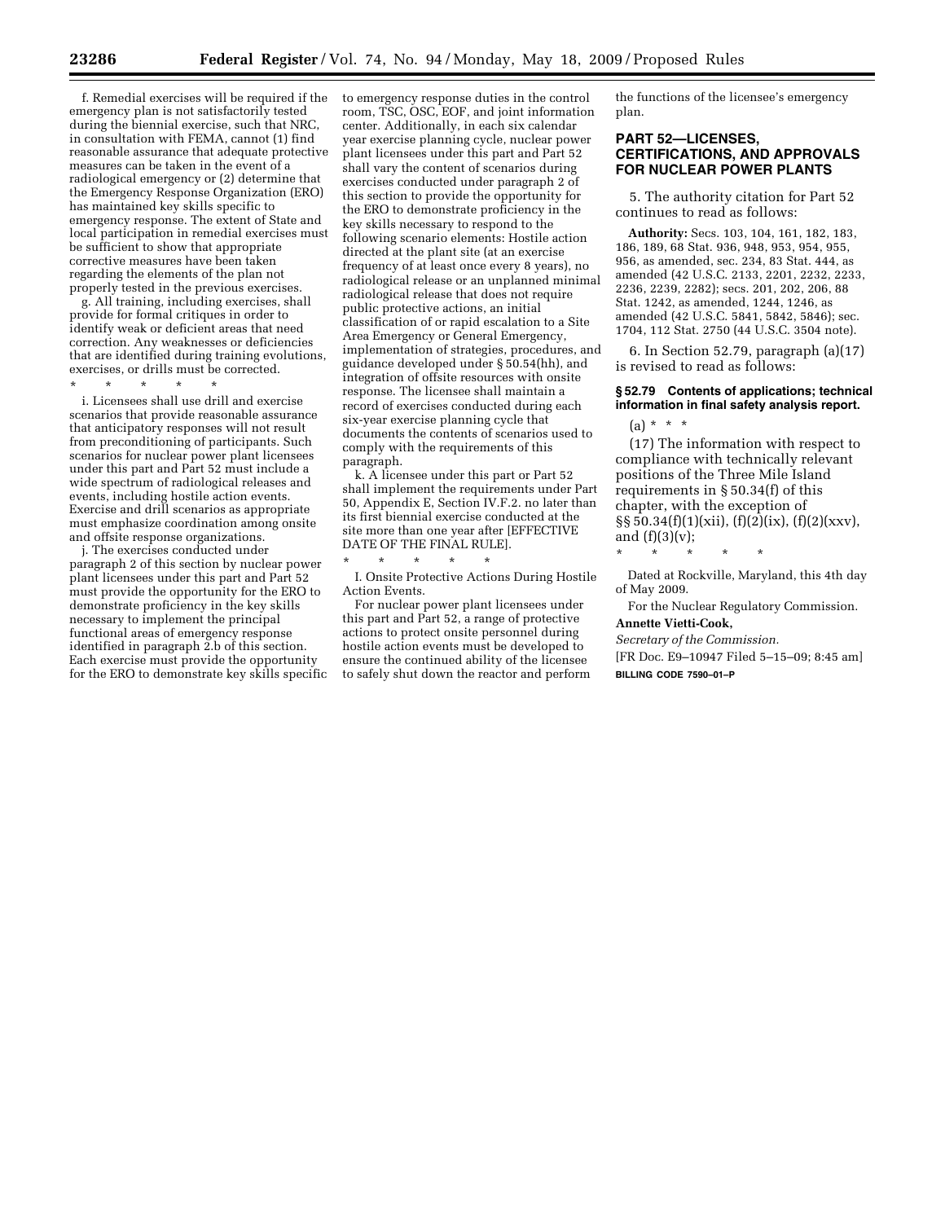f. Remedial exercises will be required if the emergency plan is not satisfactorily tested during the biennial exercise, such that NRC, in consultation with FEMA, cannot (1) find reasonable assurance that adequate protective measures can be taken in the event of a radiological emergency or (2) determine that the Emergency Response Organization (ERO) has maintained key skills specific to emergency response. The extent of State and local participation in remedial exercises must be sufficient to show that appropriate corrective measures have been taken regarding the elements of the plan not properly tested in the previous exercises.

g. All training, including exercises, shall provide for formal critiques in order to identify weak or deficient areas that need correction. Any weaknesses or deficiencies that are identified during training evolutions, exercises, or drills must be corrected.

\* \* \* \* \*

i. Licensees shall use drill and exercise scenarios that provide reasonable assurance that anticipatory responses will not result from preconditioning of participants. Such scenarios for nuclear power plant licensees under this part and Part 52 must include a wide spectrum of radiological releases and events, including hostile action events. Exercise and drill scenarios as appropriate must emphasize coordination among onsite and offsite response organizations.

j. The exercises conducted under paragraph 2 of this section by nuclear power plant licensees under this part and Part 52 must provide the opportunity for the ERO to demonstrate proficiency in the key skills necessary to implement the principal functional areas of emergency response identified in paragraph 2.b of this section. Each exercise must provide the opportunity for the ERO to demonstrate key skills specific to emergency response duties in the control room, TSC, OSC, EOF, and joint information center. Additionally, in each six calendar year exercise planning cycle, nuclear power plant licensees under this part and Part 52 shall vary the content of scenarios during exercises conducted under paragraph 2 of this section to provide the opportunity for the ERO to demonstrate proficiency in the key skills necessary to respond to the following scenario elements: Hostile action directed at the plant site (at an exercise frequency of at least once every 8 years), no radiological release or an unplanned minimal radiological release that does not require public protective actions, an initial classification of or rapid escalation to a Site Area Emergency or General Emergency, implementation of strategies, procedures, and guidance developed under § 50.54(hh), and integration of offsite resources with onsite response. The licensee shall maintain a record of exercises conducted during each six-year exercise planning cycle that documents the contents of scenarios used to comply with the requirements of this paragraph.

k. A licensee under this part or Part 52 shall implement the requirements under Part 50, Appendix E, Section IV.F.2. no later than its first biennial exercise conducted at the site more than one year after [EFFECTIVE DATE OF THE FINAL RULE].

\* \* \* \* \*

I. Onsite Protective Actions During Hostile Action Events.

For nuclear power plant licensees under this part and Part 52, a range of protective actions to protect onsite personnel during hostile action events must be developed to ensure the continued ability of the licensee to safely shut down the reactor and perform the functions of the licensee's emergency plan.

## PART 52—LICENSES, CERTIFICATIONS, AND APPROVALS FOR NUCLEAR POWER PLANTS

5. The authority citation for Part 52 continues to read as follows:

**Authority:** Secs. 103, 104, 161, 182, 183, 186, 189, 68 Stat. 936, 948, 953, 954, 955, 956, as amended, sec. 234, 83 Stat. 444, as amended (42 U.S.C. 2133, 2201, 2232, 2233, 2236, 2239, 2282); secs. 201, 202, 206, 88 Stat. 1242, as amended, 1244, 1246, as amended (42 U.S.C. 5841, 5842, 5846); sec. 1704, 112 Stat. 2750 (44 U.S.C. 3504 note).

6. In Section 52.79, paragraph (a)(17) is revised to read as follows:

### § 52.79 Contents of applications; technical information in final safety analysis report.

(a) \* \* \*

(17) The information with respect to compliance with technically relevant positions of the Three Mile Island requirements in § 50.34(f) of this chapter, with the exception of §§ 50.34(f)(1)(xii), (f)(2)(ix), (f)(2)(xxv), and (f)(3)(v);

\* \* \* \* \*

Dated at Rockville, Maryland, this 4th day of May 2009.

For the Nuclear Regulatory Commission.

**Annette Vietti-Cook,**

*Secretary of the Commission.*

[FR Doc. E9–10947 Filed 5–15–09; 8:45 am]

**BILLING CODE 7590–01–P**